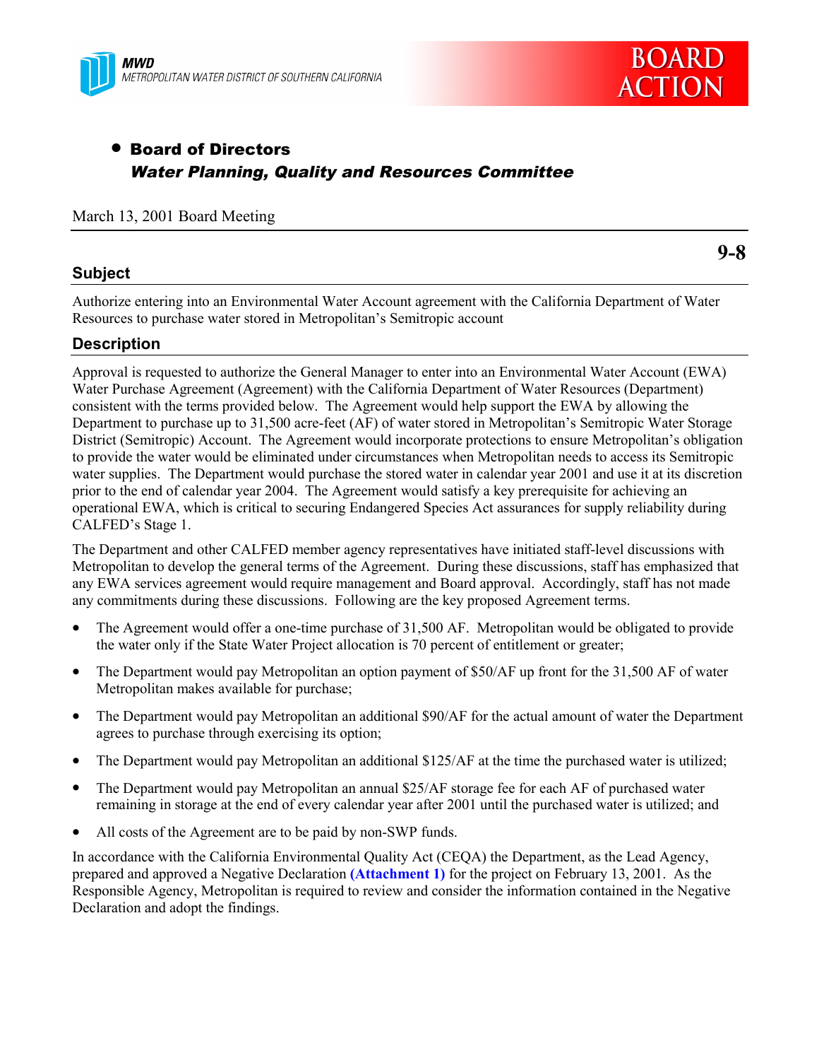**MWD**
*METROPOLITAN WATER DISTRICT OF SOUTHERN CALIFORNIA*

**BOARD ACTION**

- **Board of Directors**
  ***Water Planning, Quality and Resources Committee***

March 13, 2001 Board Meeting

**9-8**

## Subject

Authorize entering into an Environmental Water Account agreement with the California Department of Water Resources to purchase water stored in Metropolitan's Semitropic account

## Description

Approval is requested to authorize the General Manager to enter into an Environmental Water Account (EWA) Water Purchase Agreement (Agreement) with the California Department of Water Resources (Department) consistent with the terms provided below. The Agreement would help support the EWA by allowing the Department to purchase up to 31,500 acre-feet (AF) of water stored in Metropolitan's Semitropic Water Storage District (Semitropic) Account. The Agreement would incorporate protections to ensure Metropolitan's obligation to provide the water would be eliminated under circumstances when Metropolitan needs to access its Semitropic water supplies. The Department would purchase the stored water in calendar year 2001 and use it at its discretion prior to the end of calendar year 2004. The Agreement would satisfy a key prerequisite for achieving an operational EWA, which is critical to securing Endangered Species Act assurances for supply reliability during CALFED's Stage 1.

The Department and other CALFED member agency representatives have initiated staff-level discussions with Metropolitan to develop the general terms of the Agreement. During these discussions, staff has emphasized that any EWA services agreement would require management and Board approval. Accordingly, staff has not made any commitments during these discussions. Following are the key proposed Agreement terms.

- The Agreement would offer a one-time purchase of 31,500 AF. Metropolitan would be obligated to provide the water only if the State Water Project allocation is 70 percent of entitlement or greater;
- The Department would pay Metropolitan an option payment of $50/AF up front for the 31,500 AF of water Metropolitan makes available for purchase;
- The Department would pay Metropolitan an additional $90/AF for the actual amount of water the Department agrees to purchase through exercising its option;
- The Department would pay Metropolitan an additional $125/AF at the time the purchased water is utilized;
- The Department would pay Metropolitan an annual $25/AF storage fee for each AF of purchased water remaining in storage at the end of every calendar year after 2001 until the purchased water is utilized; and
- All costs of the Agreement are to be paid by non-SWP funds.

In accordance with the California Environmental Quality Act (CEQA) the Department, as the Lead Agency, prepared and approved a Negative Declaration **(Attachment 1)** for the project on February 13, 2001. As the Responsible Agency, Metropolitan is required to review and consider the information contained in the Negative Declaration and adopt the findings.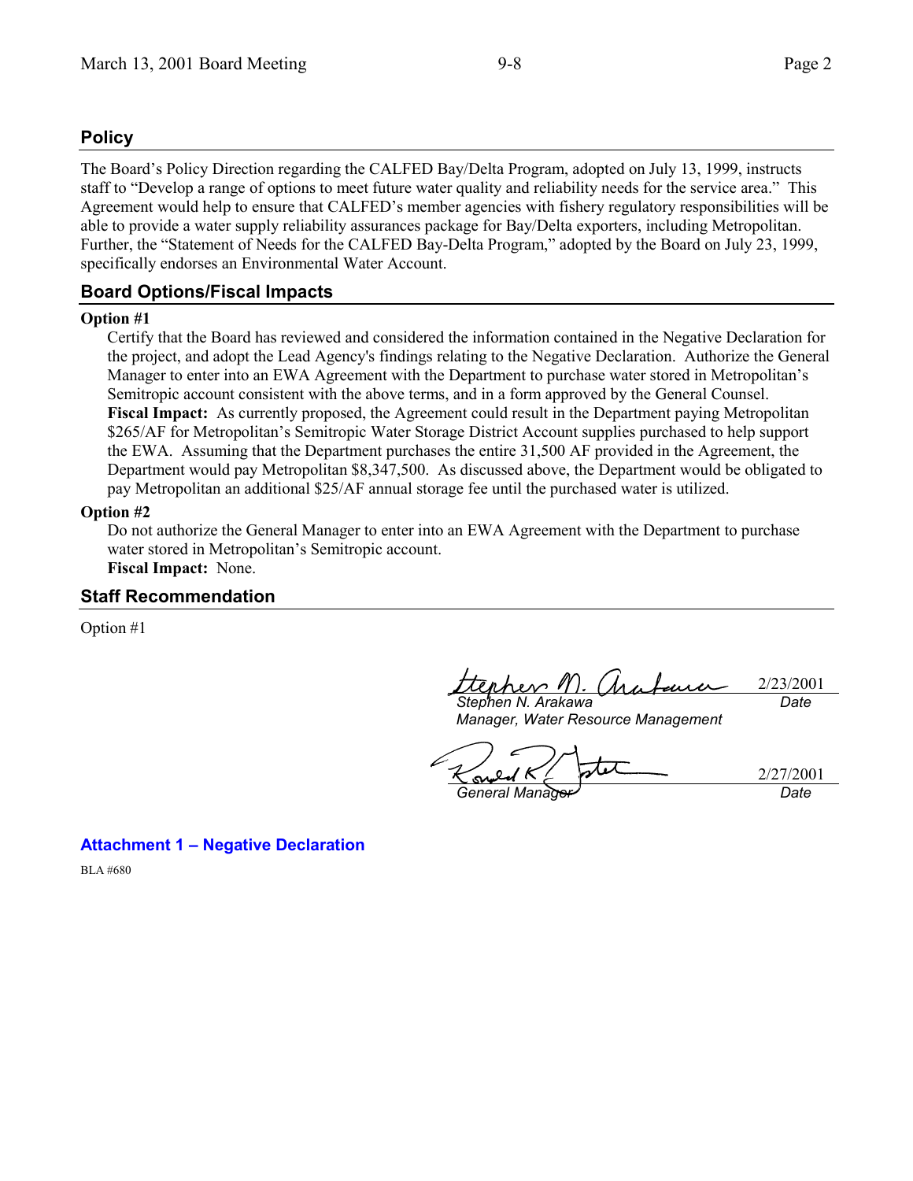## Policy

The Board's Policy Direction regarding the CALFED Bay/Delta Program, adopted on July 13, 1999, instructs staff to "Develop a range of options to meet future water quality and reliability needs for the service area." This Agreement would help to ensure that CALFED's member agencies with fishery regulatory responsibilities will be able to provide a water supply reliability assurances package for Bay/Delta exporters, including Metropolitan. Further, the "Statement of Needs for the CALFED Bay-Delta Program," adopted by the Board on July 23, 1999, specifically endorses an Environmental Water Account.

## Board Options/Fiscal Impacts

**Option #1**

Certify that the Board has reviewed and considered the information contained in the Negative Declaration for the project, and adopt the Lead Agency's findings relating to the Negative Declaration. Authorize the General Manager to enter into an EWA Agreement with the Department to purchase water stored in Metropolitan's Semitropic account consistent with the above terms, and in a form approved by the General Counsel.

**Fiscal Impact:** As currently proposed, the Agreement could result in the Department paying Metropolitan $265/AF for Metropolitan's Semitropic Water Storage District Account supplies purchased to help support the EWA. Assuming that the Department purchases the entire 31,500 AF provided in the Agreement, the Department would pay Metropolitan $8,347,500. As discussed above, the Department would be obligated to pay Metropolitan an additional $25/AF annual storage fee until the purchased water is utilized.

**Option #2**

Do not authorize the General Manager to enter into an EWA Agreement with the Department to purchase water stored in Metropolitan's Semitropic account.

**Fiscal Impact:** None.

## Staff Recommendation

Option #1

*Stephen N. Arakawa*
*Manager, Water Resource Management*
2/23/2001
*Date*

*General Manager*
2/27/2001
*Date*

**Attachment 1 – Negative Declaration**

BLA #680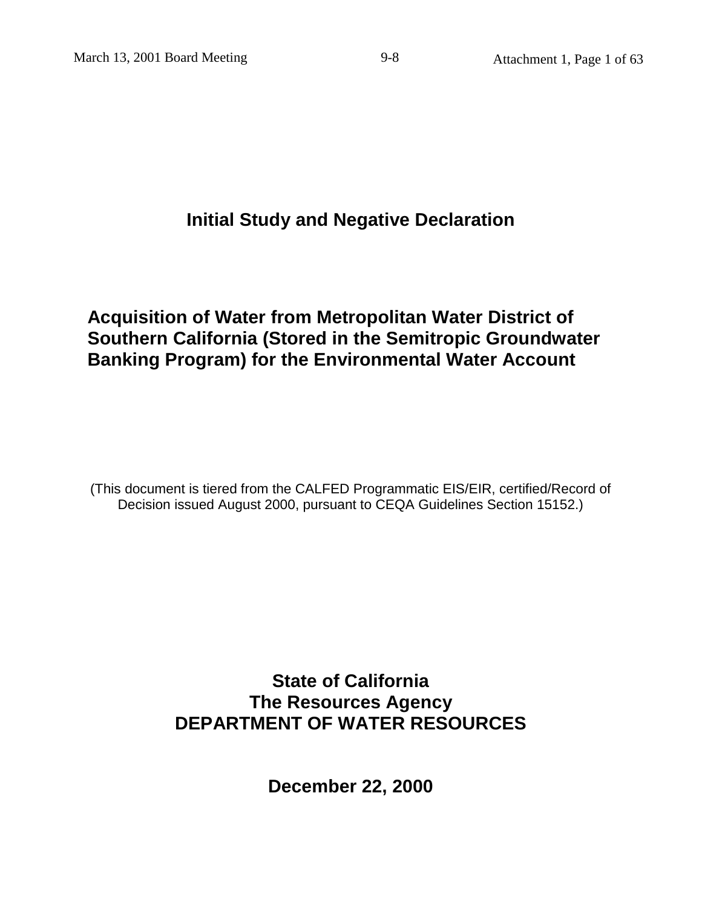# Initial Study and Negative Declaration

## Acquisition of Water from Metropolitan Water District of Southern California (Stored in the Semitropic Groundwater Banking Program) for the Environmental Water Account

(This document is tiered from the CALFED Programmatic EIS/EIR, certified/Record of Decision issued August 2000, pursuant to CEQA Guidelines Section 15152.)

**State of California**
**The Resources Agency**
**DEPARTMENT OF WATER RESOURCES**

**December 22, 2000**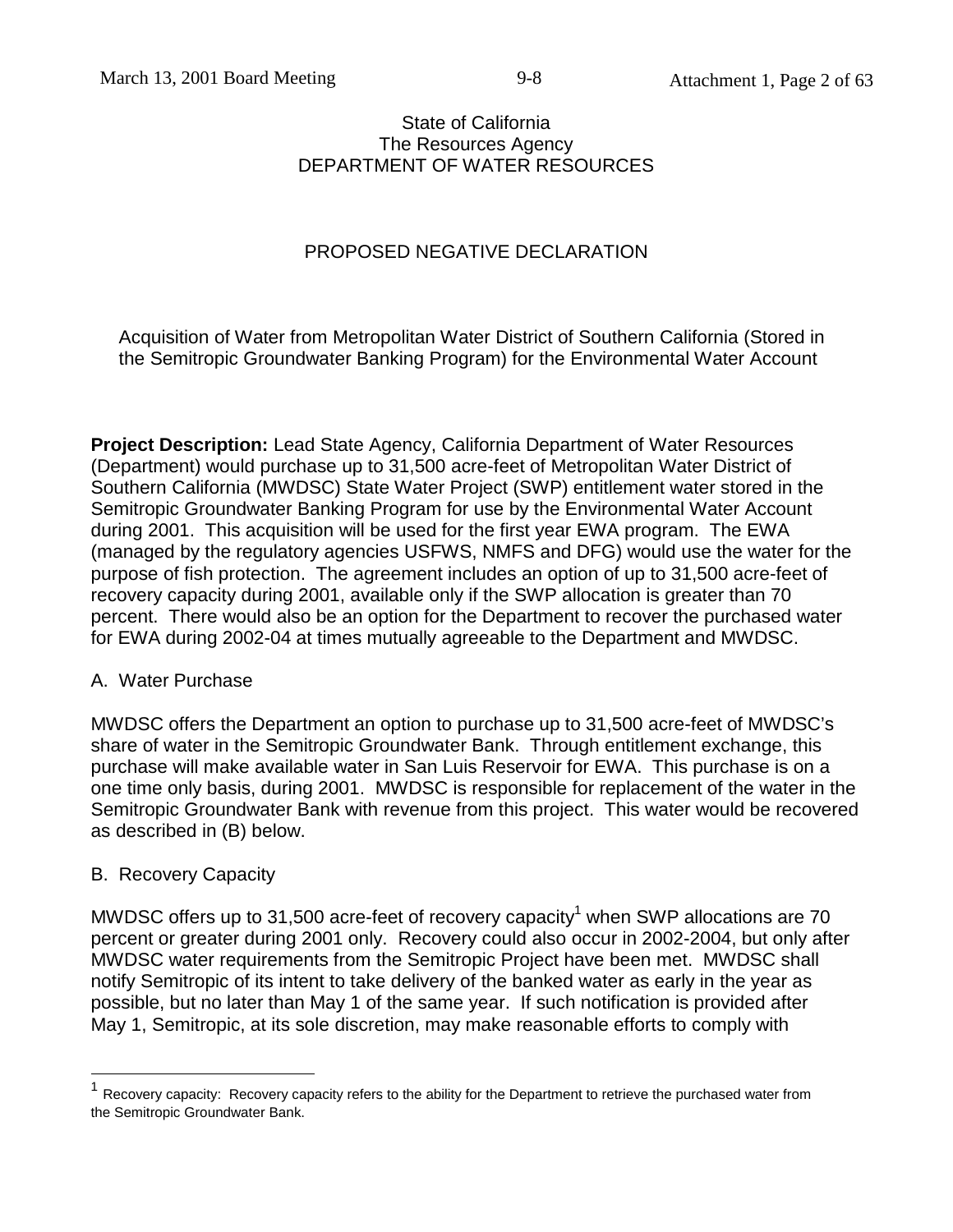State of California
The Resources Agency
DEPARTMENT OF WATER RESOURCES

# PROPOSED NEGATIVE DECLARATION

Acquisition of Water from Metropolitan Water District of Southern California (Stored in the Semitropic Groundwater Banking Program) for the Environmental Water Account

**Project Description:** Lead State Agency, California Department of Water Resources (Department) would purchase up to 31,500 acre-feet of Metropolitan Water District of Southern California (MWDSC) State Water Project (SWP) entitlement water stored in the Semitropic Groundwater Banking Program for use by the Environmental Water Account during 2001. This acquisition will be used for the first year EWA program. The EWA (managed by the regulatory agencies USFWS, NMFS and DFG) would use the water for the purpose of fish protection. The agreement includes an option of up to 31,500 acre-feet of recovery capacity during 2001, available only if the SWP allocation is greater than 70 percent. There would also be an option for the Department to recover the purchased water for EWA during 2002-04 at times mutually agreeable to the Department and MWDSC.

## A. Water Purchase

MWDSC offers the Department an option to purchase up to 31,500 acre-feet of MWDSC's share of water in the Semitropic Groundwater Bank. Through entitlement exchange, this purchase will make available water in San Luis Reservoir for EWA. This purchase is on a one time only basis, during 2001. MWDSC is responsible for replacement of the water in the Semitropic Groundwater Bank with revenue from this project. This water would be recovered as described in (B) below.

## B. Recovery Capacity

MWDSC offers up to 31,500 acre-feet of recovery capacity[1] when SWP allocations are 70 percent or greater during 2001 only. Recovery could also occur in 2002-2004, but only after MWDSC water requirements from the Semitropic Project have been met. MWDSC shall notify Semitropic of its intent to take delivery of the banked water as early in the year as possible, but no later than May 1 of the same year. If such notification is provided after May 1, Semitropic, at its sole discretion, may make reasonable efforts to comply with

[1] Recovery capacity: Recovery capacity refers to the ability for the Department to retrieve the purchased water from the Semitropic Groundwater Bank.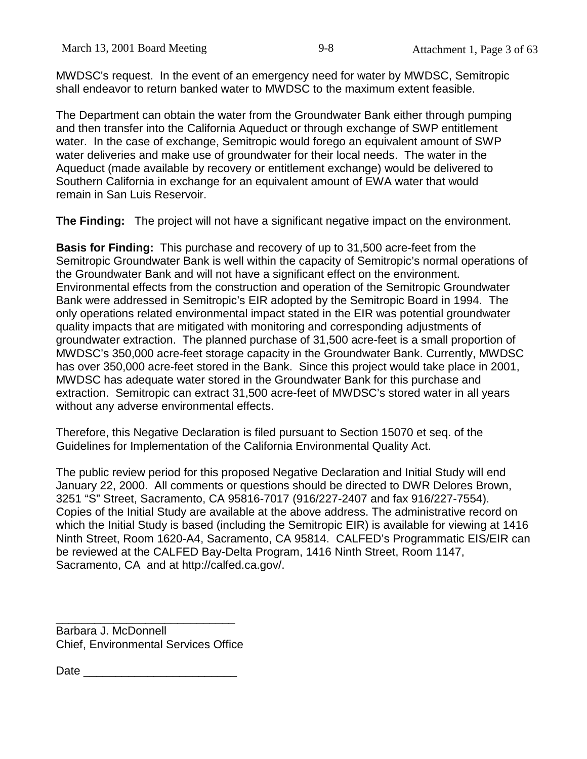MWDSC's request. In the event of an emergency need for water by MWDSC, Semitropic shall endeavor to return banked water to MWDSC to the maximum extent feasible.

The Department can obtain the water from the Groundwater Bank either through pumping and then transfer into the California Aqueduct or through exchange of SWP entitlement water. In the case of exchange, Semitropic would forego an equivalent amount of SWP water deliveries and make use of groundwater for their local needs. The water in the Aqueduct (made available by recovery or entitlement exchange) would be delivered to Southern California in exchange for an equivalent amount of EWA water that would remain in San Luis Reservoir.

**The Finding:** The project will not have a significant negative impact on the environment.

**Basis for Finding:** This purchase and recovery of up to 31,500 acre-feet from the Semitropic Groundwater Bank is well within the capacity of Semitropic's normal operations of the Groundwater Bank and will not have a significant effect on the environment. Environmental effects from the construction and operation of the Semitropic Groundwater Bank were addressed in Semitropic's EIR adopted by the Semitropic Board in 1994. The only operations related environmental impact stated in the EIR was potential groundwater quality impacts that are mitigated with monitoring and corresponding adjustments of groundwater extraction. The planned purchase of 31,500 acre-feet is a small proportion of MWDSC's 350,000 acre-feet storage capacity in the Groundwater Bank. Currently, MWDSC has over 350,000 acre-feet stored in the Bank. Since this project would take place in 2001, MWDSC has adequate water stored in the Groundwater Bank for this purchase and extraction. Semitropic can extract 31,500 acre-feet of MWDSC's stored water in all years without any adverse environmental effects.

Therefore, this Negative Declaration is filed pursuant to Section 15070 et seq. of the Guidelines for Implementation of the California Environmental Quality Act.

The public review period for this proposed Negative Declaration and Initial Study will end January 22, 2000. All comments or questions should be directed to DWR Delores Brown, 3251 "S" Street, Sacramento, CA 95816-7017 (916/227-2407 and fax 916/227-7554). Copies of the Initial Study are available at the above address. The administrative record on which the Initial Study is based (including the Semitropic EIR) is available for viewing at 1416 Ninth Street, Room 1620-A4, Sacramento, CA 95814. CALFED's Programmatic EIS/EIR can be reviewed at the CALFED Bay-Delta Program, 1416 Ninth Street, Room 1147, Sacramento, CA and at http://calfed.ca.gov/.

_____________________________

Barbara J. McDonnell
Chief, Environmental Services Office

Date ________________________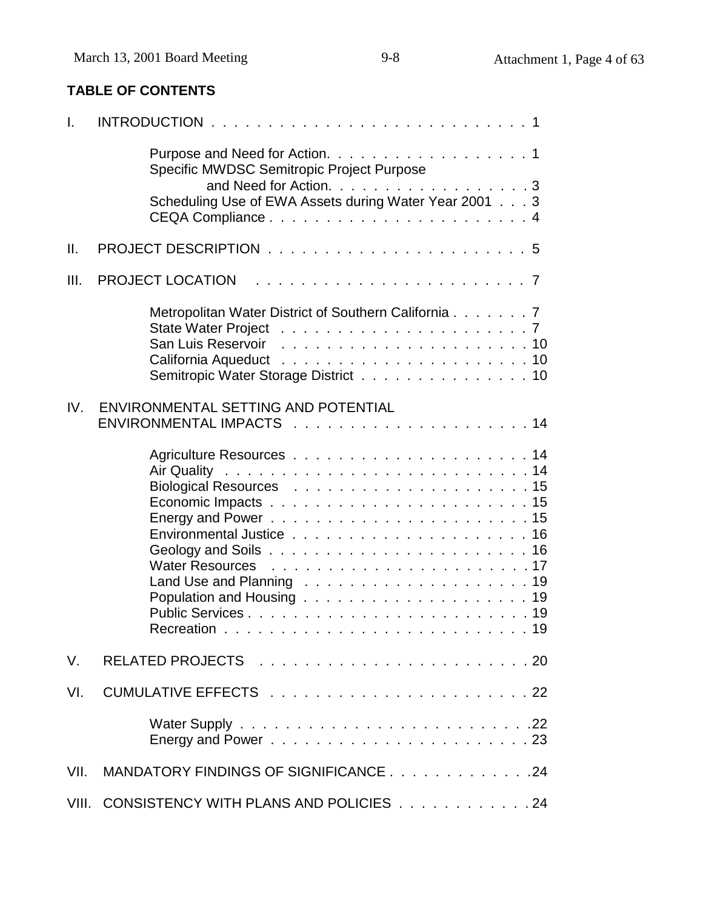## TABLE OF CONTENTS

I. INTRODUCTION . . . . . . . . . . . . . . . . . . . . . . . . . . . . 1

- Purpose and Need for Action. . . . . . . . . . . . . . . . . . 1
- Specific MWDSC Semitropic Project Purpose and Need for Action. . . . . . . . . . . . . . . . . . 3
- Scheduling Use of EWA Assets during Water Year 2001 . . . 3
- CEQA Compliance . . . . . . . . . . . . . . . . . . . . . . . 4

II. PROJECT DESCRIPTION . . . . . . . . . . . . . . . . . . . . . . . 5

III. PROJECT LOCATION . . . . . . . . . . . . . . . . . . . . . . . 7

- Metropolitan Water District of Southern California . . . . . . . 7
- State Water Project . . . . . . . . . . . . . . . . . . . . . . 7
- San Luis Reservoir . . . . . . . . . . . . . . . . . . . . . . 10
- California Aqueduct . . . . . . . . . . . . . . . . . . . . . . 10
- Semitropic Water Storage District . . . . . . . . . . . . . . . 10

IV. ENVIRONMENTAL SETTING AND POTENTIAL ENVIRONMENTAL IMPACTS . . . . . . . . . . . . . . . . . . . . . 14

- Agriculture Resources . . . . . . . . . . . . . . . . . . . . . 14
- Air Quality . . . . . . . . . . . . . . . . . . . . . . . . . . 14
- Biological Resources . . . . . . . . . . . . . . . . . . . . . 15
- Economic Impacts . . . . . . . . . . . . . . . . . . . . . . . 15
- Energy and Power . . . . . . . . . . . . . . . . . . . . . . . 15
- Environmental Justice . . . . . . . . . . . . . . . . . . . . . 16
- Geology and Soils . . . . . . . . . . . . . . . . . . . . . . . 16
- Water Resources . . . . . . . . . . . . . . . . . . . . . . . 17
- Land Use and Planning . . . . . . . . . . . . . . . . . . . . 19
- Population and Housing . . . . . . . . . . . . . . . . . . . . 19
- Public Services . . . . . . . . . . . . . . . . . . . . . . . . 19
- Recreation . . . . . . . . . . . . . . . . . . . . . . . . . . 19

V. RELATED PROJECTS . . . . . . . . . . . . . . . . . . . . . . . 20

VI. CUMULATIVE EFFECTS . . . . . . . . . . . . . . . . . . . . . . 22

- Water Supply . . . . . . . . . . . . . . . . . . . . . . . . . 22
- Energy and Power . . . . . . . . . . . . . . . . . . . . . . . 23

VII. MANDATORY FINDINGS OF SIGNIFICANCE . . . . . . . . . . . . . 24

VIII. CONSISTENCY WITH PLANS AND POLICIES . . . . . . . . . . . . 24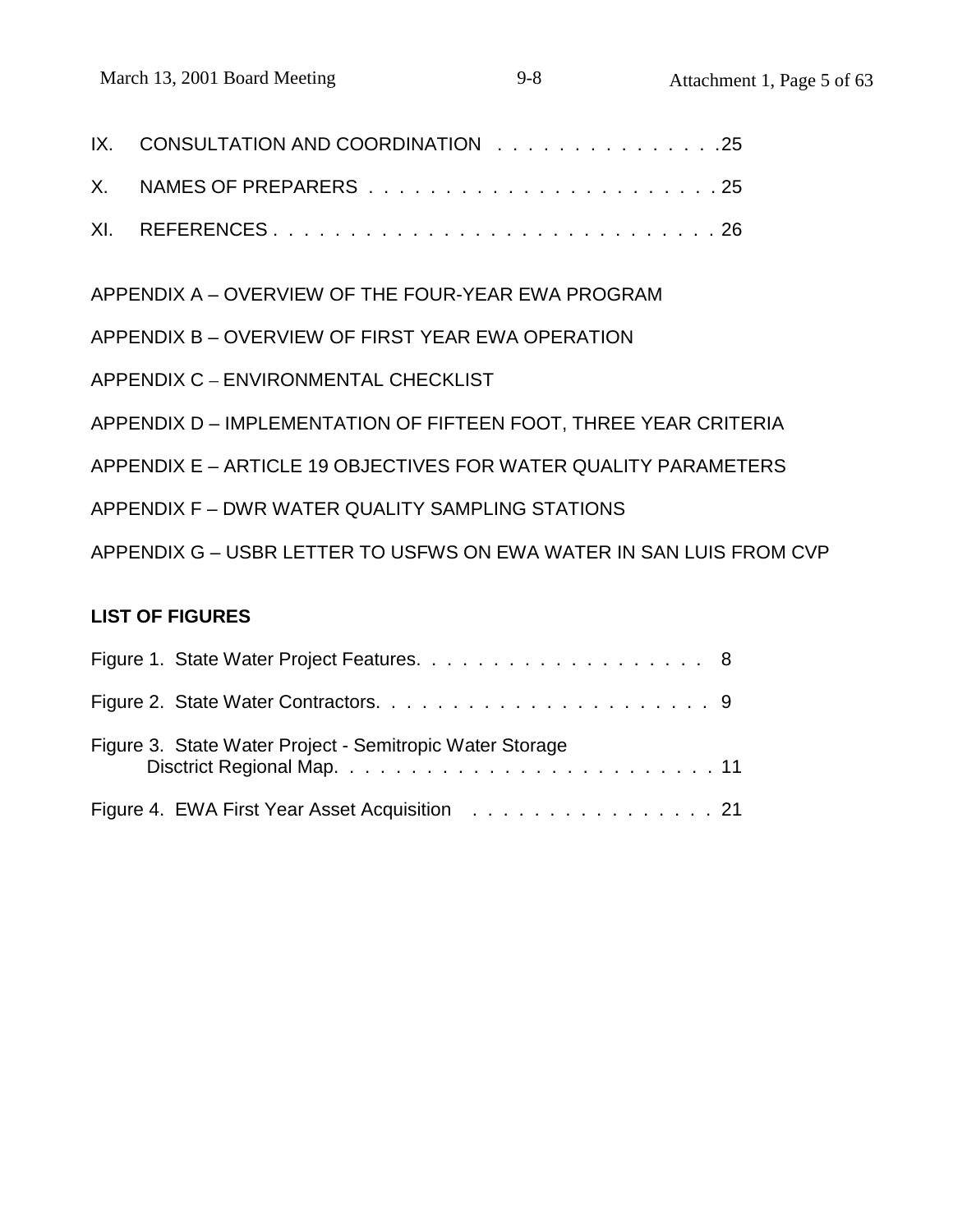IX. CONSULTATION AND COORDINATION . . . . . . . . . . . . . . . .25

X. NAMES OF PREPARERS . . . . . . . . . . . . . . . . . . . . . . . 25

XI. REFERENCES . . . . . . . . . . . . . . . . . . . . . . . . . . . . . 26

APPENDIX A – OVERVIEW OF THE FOUR-YEAR EWA PROGRAM

APPENDIX B – OVERVIEW OF FIRST YEAR EWA OPERATION

APPENDIX C – ENVIRONMENTAL CHECKLIST

APPENDIX D – IMPLEMENTATION OF FIFTEEN FOOT, THREE YEAR CRITERIA

APPENDIX E – ARTICLE 19 OBJECTIVES FOR WATER QUALITY PARAMETERS

APPENDIX F – DWR WATER QUALITY SAMPLING STATIONS

APPENDIX G – USBR LETTER TO USFWS ON EWA WATER IN SAN LUIS FROM CVP

**LIST OF FIGURES**

Figure 1. State Water Project Features. . . . . . . . . . . . . . . . . . . 8

Figure 2. State Water Contractors. . . . . . . . . . . . . . . . . . . . . . 9

Figure 3. State Water Project - Semitropic Water Storage Disctrict Regional Map. . . . . . . . . . . . . . . . . . . . . . . . . 11

Figure 4. EWA First Year Asset Acquisition . . . . . . . . . . . . . . . . 21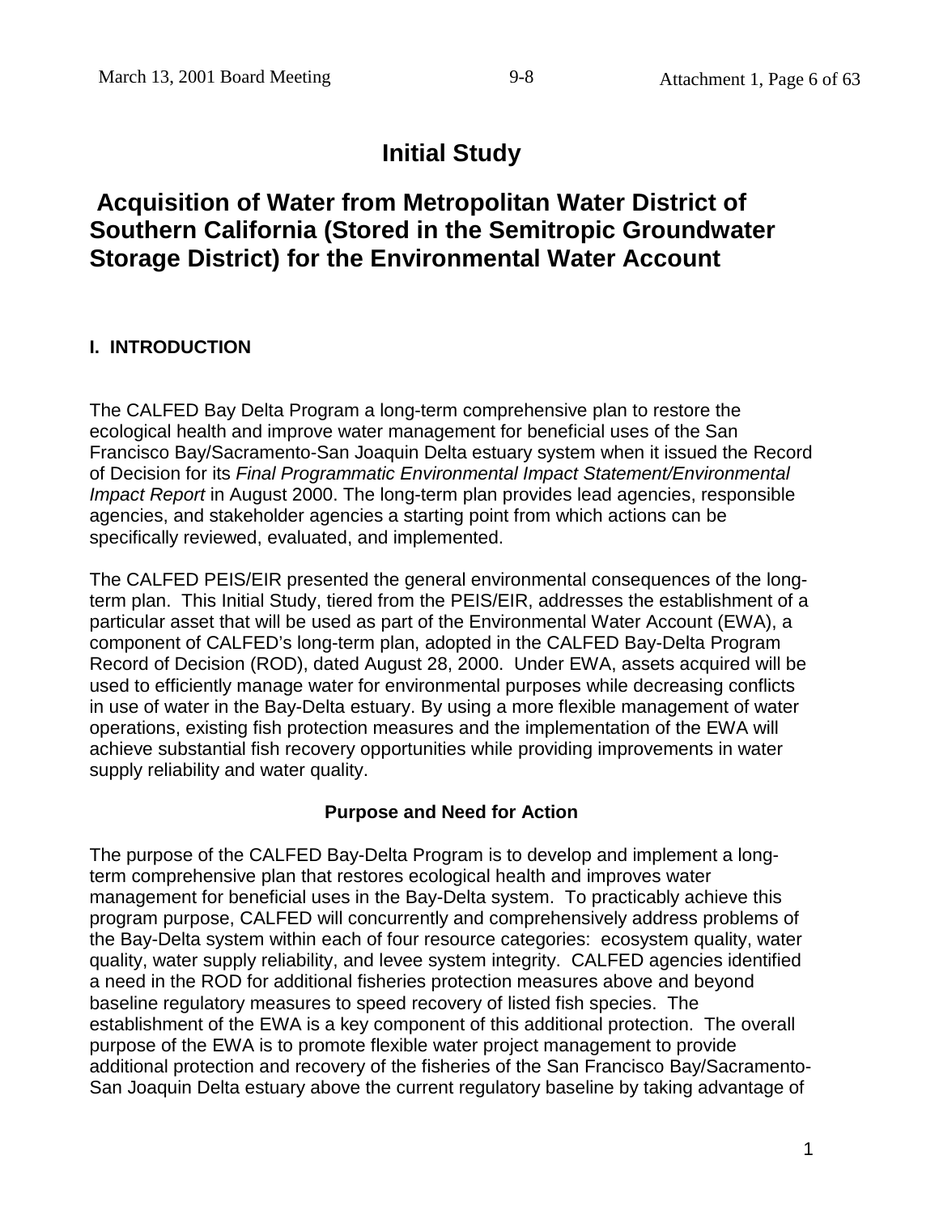# Initial Study

## Acquisition of Water from Metropolitan Water District of Southern California (Stored in the Semitropic Groundwater Storage District) for the Environmental Water Account

### I. INTRODUCTION

The CALFED Bay Delta Program a long-term comprehensive plan to restore the ecological health and improve water management for beneficial uses of the San Francisco Bay/Sacramento-San Joaquin Delta estuary system when it issued the Record of Decision for its *Final Programmatic Environmental Impact Statement/Environmental Impact Report* in August 2000. The long-term plan provides lead agencies, responsible agencies, and stakeholder agencies a starting point from which actions can be specifically reviewed, evaluated, and implemented.

The CALFED PEIS/EIR presented the general environmental consequences of the long-term plan. This Initial Study, tiered from the PEIS/EIR, addresses the establishment of a particular asset that will be used as part of the Environmental Water Account (EWA), a component of CALFED's long-term plan, adopted in the CALFED Bay-Delta Program Record of Decision (ROD), dated August 28, 2000. Under EWA, assets acquired will be used to efficiently manage water for environmental purposes while decreasing conflicts in use of water in the Bay-Delta estuary. By using a more flexible management of water operations, existing fish protection measures and the implementation of the EWA will achieve substantial fish recovery opportunities while providing improvements in water supply reliability and water quality.

**Purpose and Need for Action**

The purpose of the CALFED Bay-Delta Program is to develop and implement a long-term comprehensive plan that restores ecological health and improves water management for beneficial uses in the Bay-Delta system. To practicably achieve this program purpose, CALFED will concurrently and comprehensively address problems of the Bay-Delta system within each of four resource categories: ecosystem quality, water quality, water supply reliability, and levee system integrity. CALFED agencies identified a need in the ROD for additional fisheries protection measures above and beyond baseline regulatory measures to speed recovery of listed fish species. The establishment of the EWA is a key component of this additional protection. The overall purpose of the EWA is to promote flexible water project management to provide additional protection and recovery of the fisheries of the San Francisco Bay/Sacramento-San Joaquin Delta estuary above the current regulatory baseline by taking advantage of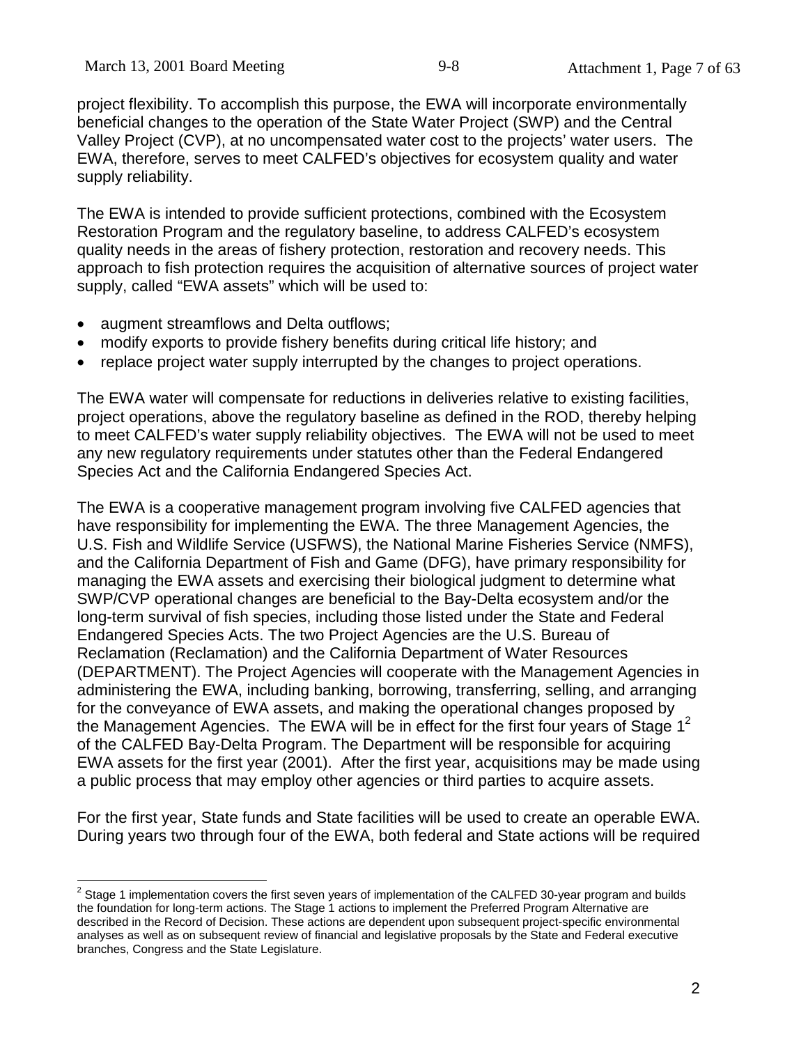project flexibility. To accomplish this purpose, the EWA will incorporate environmentally beneficial changes to the operation of the State Water Project (SWP) and the Central Valley Project (CVP), at no uncompensated water cost to the projects' water users. The EWA, therefore, serves to meet CALFED's objectives for ecosystem quality and water supply reliability.

The EWA is intended to provide sufficient protections, combined with the Ecosystem Restoration Program and the regulatory baseline, to address CALFED's ecosystem quality needs in the areas of fishery protection, restoration and recovery needs. This approach to fish protection requires the acquisition of alternative sources of project water supply, called "EWA assets" which will be used to:

- augment streamflows and Delta outflows;
- modify exports to provide fishery benefits during critical life history; and
- replace project water supply interrupted by the changes to project operations.

The EWA water will compensate for reductions in deliveries relative to existing facilities, project operations, above the regulatory baseline as defined in the ROD, thereby helping to meet CALFED's water supply reliability objectives. The EWA will not be used to meet any new regulatory requirements under statutes other than the Federal Endangered Species Act and the California Endangered Species Act.

The EWA is a cooperative management program involving five CALFED agencies that have responsibility for implementing the EWA. The three Management Agencies, the U.S. Fish and Wildlife Service (USFWS), the National Marine Fisheries Service (NMFS), and the California Department of Fish and Game (DFG), have primary responsibility for managing the EWA assets and exercising their biological judgment to determine what SWP/CVP operational changes are beneficial to the Bay-Delta ecosystem and/or the long-term survival of fish species, including those listed under the State and Federal Endangered Species Acts. The two Project Agencies are the U.S. Bureau of Reclamation (Reclamation) and the California Department of Water Resources (DEPARTMENT). The Project Agencies will cooperate with the Management Agencies in administering the EWA, including banking, borrowing, transferring, selling, and arranging for the conveyance of EWA assets, and making the operational changes proposed by the Management Agencies. The EWA will be in effect for the first four years of Stage 1[2] of the CALFED Bay-Delta Program. The Department will be responsible for acquiring EWA assets for the first year (2001). After the first year, acquisitions may be made using a public process that may employ other agencies or third parties to acquire assets.

For the first year, State funds and State facilities will be used to create an operable EWA. During years two through four of the EWA, both federal and State actions will be required

[2] Stage 1 implementation covers the first seven years of implementation of the CALFED 30-year program and builds the foundation for long-term actions. The Stage 1 actions to implement the Preferred Program Alternative are described in the Record of Decision. These actions are dependent upon subsequent project-specific environmental analyses as well as on subsequent review of financial and legislative proposals by the State and Federal executive branches, Congress and the State Legislature.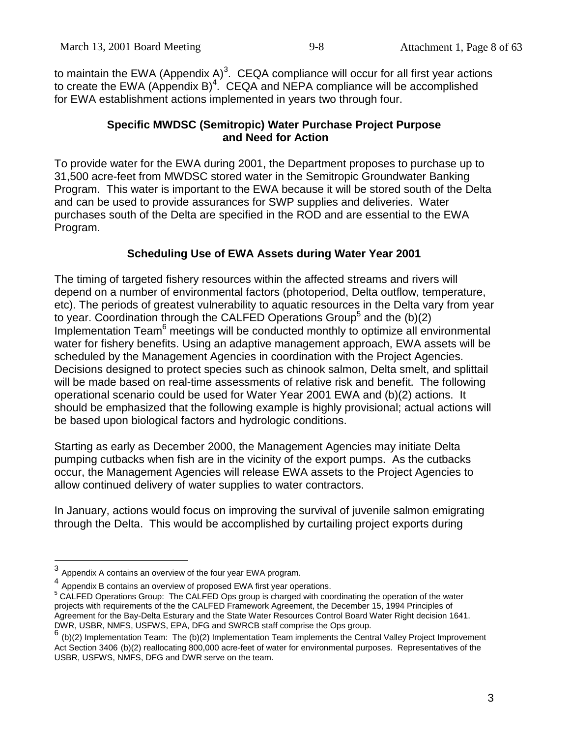to maintain the EWA (Appendix A)[3]. CEQA compliance will occur for all first year actions to create the EWA (Appendix B)[4]. CEQA and NEPA compliance will be accomplished for EWA establishment actions implemented in years two through four.

**Specific MWDSC (Semitropic) Water Purchase Project Purpose and Need for Action**

To provide water for the EWA during 2001, the Department proposes to purchase up to 31,500 acre-feet from MWDSC stored water in the Semitropic Groundwater Banking Program. This water is important to the EWA because it will be stored south of the Delta and can be used to provide assurances for SWP supplies and deliveries. Water purchases south of the Delta are specified in the ROD and are essential to the EWA Program.

**Scheduling Use of EWA Assets during Water Year 2001**

The timing of targeted fishery resources within the affected streams and rivers will depend on a number of environmental factors (photoperiod, Delta outflow, temperature, etc). The periods of greatest vulnerability to aquatic resources in the Delta vary from year to year. Coordination through the CALFED Operations Group[5] and the (b)(2) Implementation Team[6] meetings will be conducted monthly to optimize all environmental water for fishery benefits. Using an adaptive management approach, EWA assets will be scheduled by the Management Agencies in coordination with the Project Agencies. Decisions designed to protect species such as chinook salmon, Delta smelt, and splittail will be made based on real-time assessments of relative risk and benefit. The following operational scenario could be used for Water Year 2001 EWA and (b)(2) actions. It should be emphasized that the following example is highly provisional; actual actions will be based upon biological factors and hydrologic conditions.

Starting as early as December 2000, the Management Agencies may initiate Delta pumping cutbacks when fish are in the vicinity of the export pumps. As the cutbacks occur, the Management Agencies will release EWA assets to the Project Agencies to allow continued delivery of water supplies to water contractors.

In January, actions would focus on improving the survival of juvenile salmon emigrating through the Delta. This would be accomplished by curtailing project exports during

---

[3] Appendix A contains an overview of the four year EWA program.

[4] Appendix B contains an overview of proposed EWA first year operations.

[5] CALFED Operations Group: The CALFED Ops group is charged with coordinating the operation of the water projects with requirements of the the CALFED Framework Agreement, the December 15, 1994 Principles of Agreement for the Bay-Delta Esturary and the State Water Resources Control Board Water Right decision 1641. DWR, USBR, NMFS, USFWS, EPA, DFG and SWRCB staff comprise the Ops group.

[6] (b)(2) Implementation Team: The (b)(2) Implementation Team implements the Central Valley Project Improvement Act Section 3406 (b)(2) reallocating 800,000 acre-feet of water for environmental purposes. Representatives of the USBR, USFWS, NMFS, DFG and DWR serve on the team.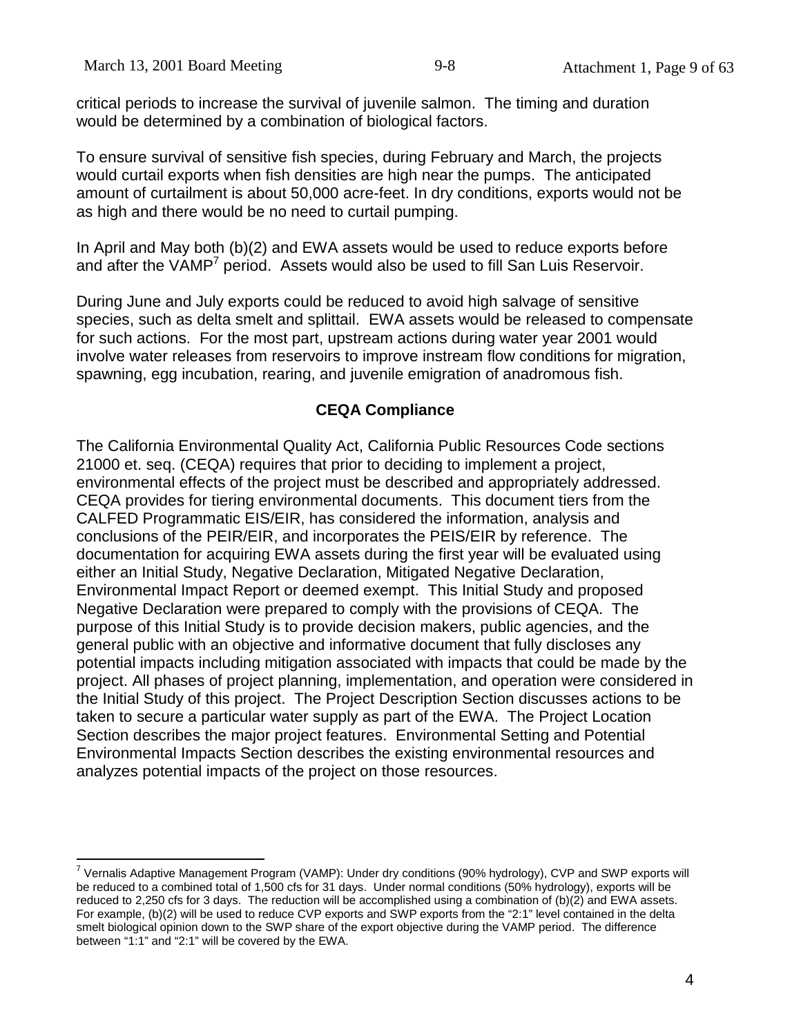critical periods to increase the survival of juvenile salmon. The timing and duration would be determined by a combination of biological factors.

To ensure survival of sensitive fish species, during February and March, the projects would curtail exports when fish densities are high near the pumps. The anticipated amount of curtailment is about 50,000 acre-feet. In dry conditions, exports would not be as high and there would be no need to curtail pumping.

In April and May both (b)(2) and EWA assets would be used to reduce exports before and after the VAMP[7] period. Assets would also be used to fill San Luis Reservoir.

During June and July exports could be reduced to avoid high salvage of sensitive species, such as delta smelt and splittail. EWA assets would be released to compensate for such actions. For the most part, upstream actions during water year 2001 would involve water releases from reservoirs to improve instream flow conditions for migration, spawning, egg incubation, rearing, and juvenile emigration of anadromous fish.

## CEQA Compliance

The California Environmental Quality Act, California Public Resources Code sections 21000 et. seq. (CEQA) requires that prior to deciding to implement a project, environmental effects of the project must be described and appropriately addressed. CEQA provides for tiering environmental documents. This document tiers from the CALFED Programmatic EIS/EIR, has considered the information, analysis and conclusions of the PEIR/EIR, and incorporates the PEIS/EIR by reference. The documentation for acquiring EWA assets during the first year will be evaluated using either an Initial Study, Negative Declaration, Mitigated Negative Declaration, Environmental Impact Report or deemed exempt. This Initial Study and proposed Negative Declaration were prepared to comply with the provisions of CEQA. The purpose of this Initial Study is to provide decision makers, public agencies, and the general public with an objective and informative document that fully discloses any potential impacts including mitigation associated with impacts that could be made by the project. All phases of project planning, implementation, and operation were considered in the Initial Study of this project. The Project Description Section discusses actions to be taken to secure a particular water supply as part of the EWA. The Project Location Section describes the major project features. Environmental Setting and Potential Environmental Impacts Section describes the existing environmental resources and analyzes potential impacts of the project on those resources.

---

[7] Vernalis Adaptive Management Program (VAMP): Under dry conditions (90% hydrology), CVP and SWP exports will be reduced to a combined total of 1,500 cfs for 31 days. Under normal conditions (50% hydrology), exports will be reduced to 2,250 cfs for 3 days. The reduction will be accomplished using a combination of (b)(2) and EWA assets. For example, (b)(2) will be used to reduce CVP exports and SWP exports from the "2:1" level contained in the delta smelt biological opinion down to the SWP share of the export objective during the VAMP period. The difference between "1:1" and "2:1" will be covered by the EWA.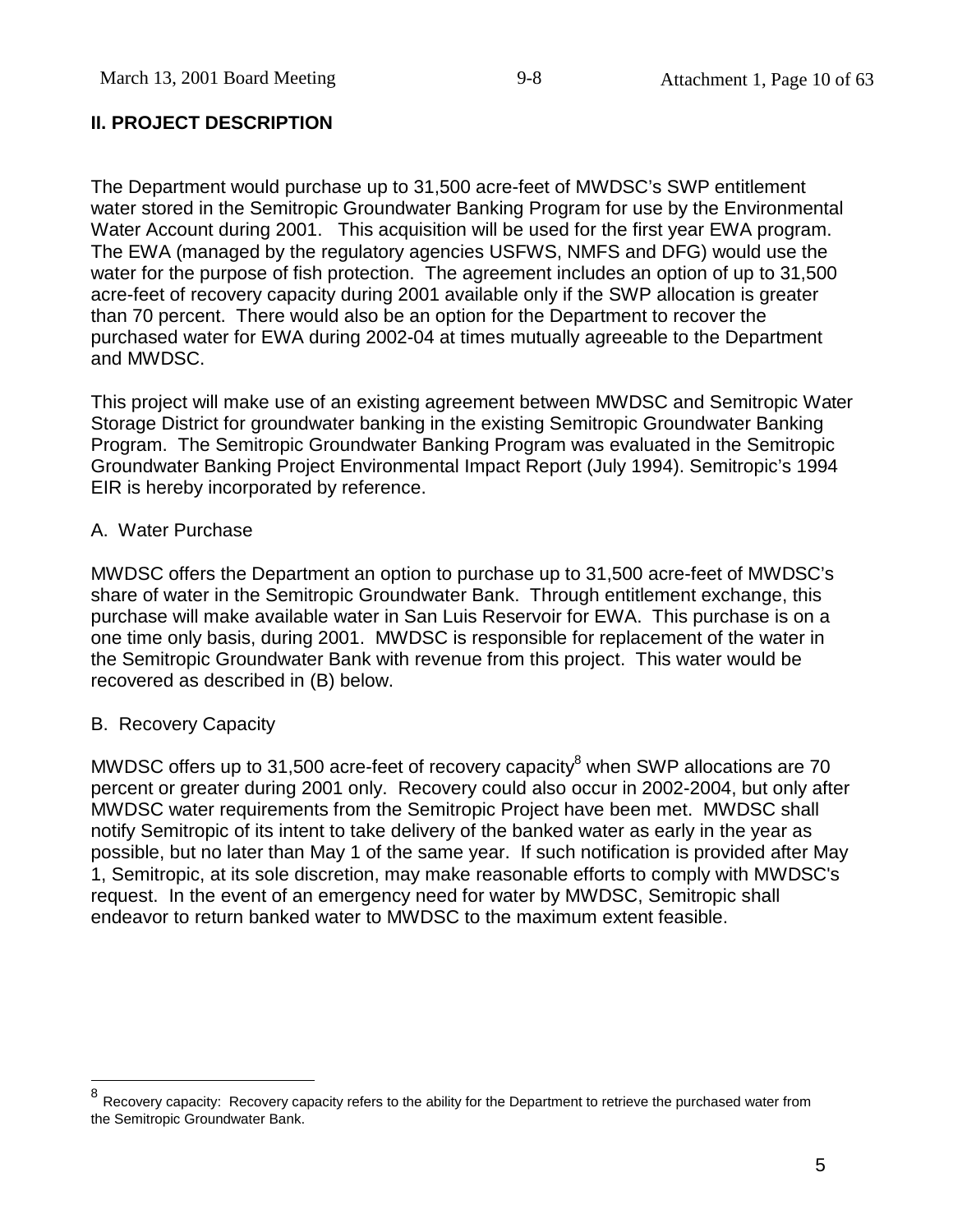## II. PROJECT DESCRIPTION

The Department would purchase up to 31,500 acre-feet of MWDSC's SWP entitlement water stored in the Semitropic Groundwater Banking Program for use by the Environmental Water Account during 2001. This acquisition will be used for the first year EWA program. The EWA (managed by the regulatory agencies USFWS, NMFS and DFG) would use the water for the purpose of fish protection. The agreement includes an option of up to 31,500 acre-feet of recovery capacity during 2001 available only if the SWP allocation is greater than 70 percent. There would also be an option for the Department to recover the purchased water for EWA during 2002-04 at times mutually agreeable to the Department and MWDSC.

This project will make use of an existing agreement between MWDSC and Semitropic Water Storage District for groundwater banking in the existing Semitropic Groundwater Banking Program. The Semitropic Groundwater Banking Program was evaluated in the Semitropic Groundwater Banking Project Environmental Impact Report (July 1994). Semitropic's 1994 EIR is hereby incorporated by reference.

### A. Water Purchase

MWDSC offers the Department an option to purchase up to 31,500 acre-feet of MWDSC's share of water in the Semitropic Groundwater Bank. Through entitlement exchange, this purchase will make available water in San Luis Reservoir for EWA. This purchase is on a one time only basis, during 2001. MWDSC is responsible for replacement of the water in the Semitropic Groundwater Bank with revenue from this project. This water would be recovered as described in (B) below.

### B. Recovery Capacity

MWDSC offers up to 31,500 acre-feet of recovery capacity[8] when SWP allocations are 70 percent or greater during 2001 only. Recovery could also occur in 2002-2004, but only after MWDSC water requirements from the Semitropic Project have been met. MWDSC shall notify Semitropic of its intent to take delivery of the banked water as early in the year as possible, but no later than May 1 of the same year. If such notification is provided after May 1, Semitropic, at its sole discretion, may make reasonable efforts to comply with MWDSC's request. In the event of an emergency need for water by MWDSC, Semitropic shall endeavor to return banked water to MWDSC to the maximum extent feasible.

[8] Recovery capacity: Recovery capacity refers to the ability for the Department to retrieve the purchased water from the Semitropic Groundwater Bank.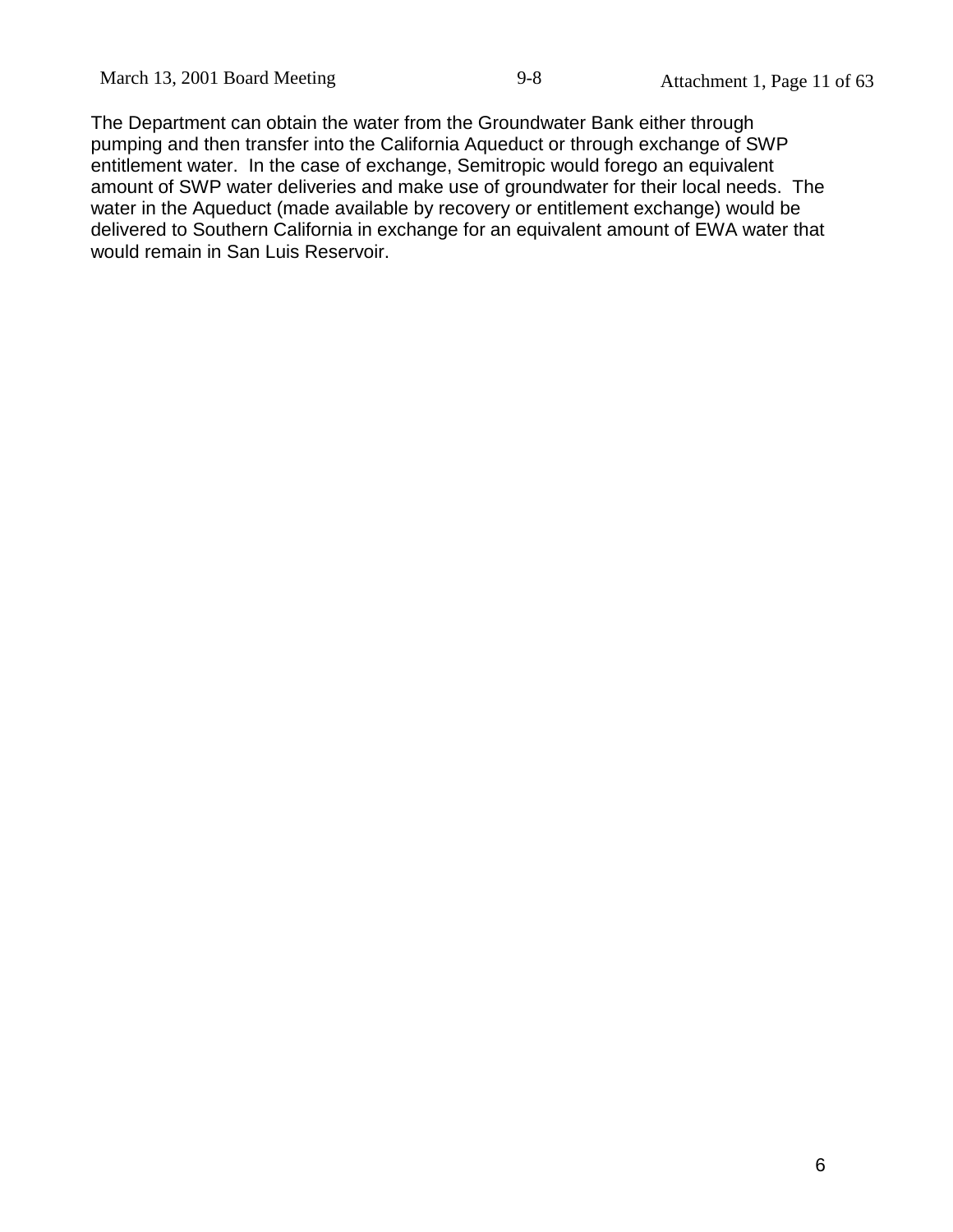The Department can obtain the water from the Groundwater Bank either through pumping and then transfer into the California Aqueduct or through exchange of SWP entitlement water. In the case of exchange, Semitropic would forego an equivalent amount of SWP water deliveries and make use of groundwater for their local needs. The water in the Aqueduct (made available by recovery or entitlement exchange) would be delivered to Southern California in exchange for an equivalent amount of EWA water that would remain in San Luis Reservoir.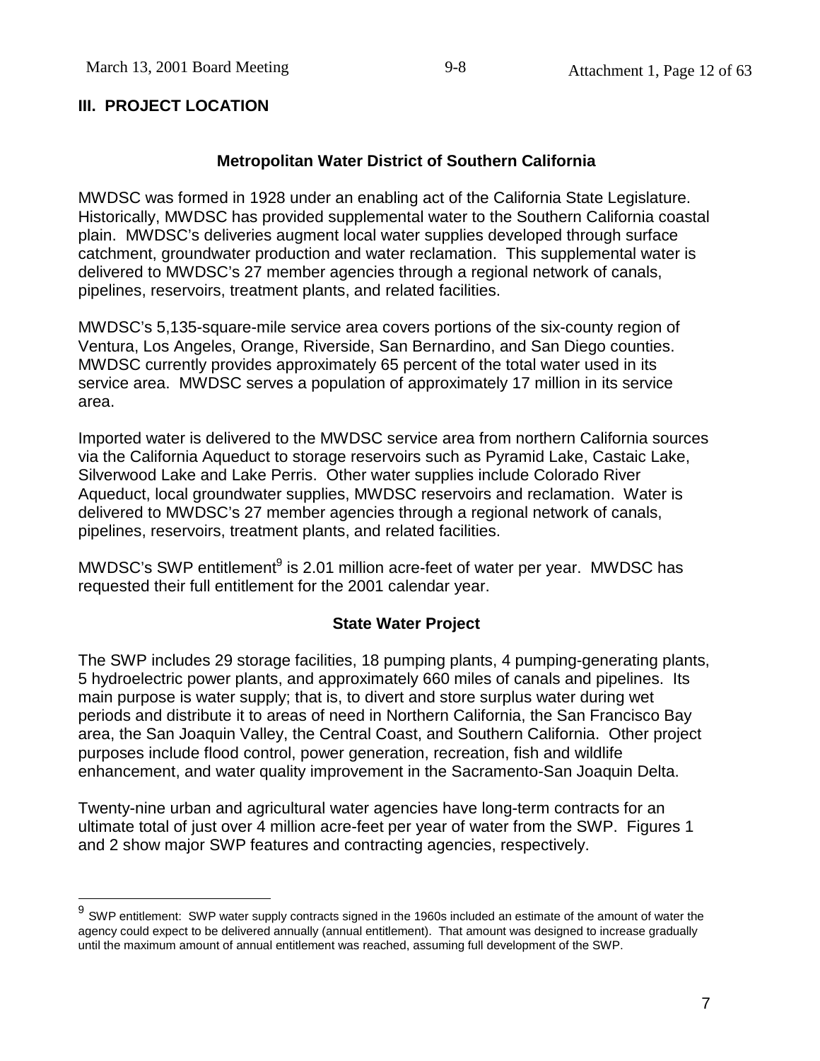## III. PROJECT LOCATION

### Metropolitan Water District of Southern California

MWDSC was formed in 1928 under an enabling act of the California State Legislature. Historically, MWDSC has provided supplemental water to the Southern California coastal plain. MWDSC's deliveries augment local water supplies developed through surface catchment, groundwater production and water reclamation. This supplemental water is delivered to MWDSC's 27 member agencies through a regional network of canals, pipelines, reservoirs, treatment plants, and related facilities.

MWDSC's 5,135-square-mile service area covers portions of the six-county region of Ventura, Los Angeles, Orange, Riverside, San Bernardino, and San Diego counties. MWDSC currently provides approximately 65 percent of the total water used in its service area. MWDSC serves a population of approximately 17 million in its service area.

Imported water is delivered to the MWDSC service area from northern California sources via the California Aqueduct to storage reservoirs such as Pyramid Lake, Castaic Lake, Silverwood Lake and Lake Perris. Other water supplies include Colorado River Aqueduct, local groundwater supplies, MWDSC reservoirs and reclamation. Water is delivered to MWDSC's 27 member agencies through a regional network of canals, pipelines, reservoirs, treatment plants, and related facilities.

MWDSC's SWP entitlement[9] is 2.01 million acre-feet of water per year. MWDSC has requested their full entitlement for the 2001 calendar year.

### State Water Project

The SWP includes 29 storage facilities, 18 pumping plants, 4 pumping-generating plants, 5 hydroelectric power plants, and approximately 660 miles of canals and pipelines. Its main purpose is water supply; that is, to divert and store surplus water during wet periods and distribute it to areas of need in Northern California, the San Francisco Bay area, the San Joaquin Valley, the Central Coast, and Southern California. Other project purposes include flood control, power generation, recreation, fish and wildlife enhancement, and water quality improvement in the Sacramento-San Joaquin Delta.

Twenty-nine urban and agricultural water agencies have long-term contracts for an ultimate total of just over 4 million acre-feet per year of water from the SWP. Figures 1 and 2 show major SWP features and contracting agencies, respectively.

---

[9] SWP entitlement: SWP water supply contracts signed in the 1960s included an estimate of the amount of water the agency could expect to be delivered annually (annual entitlement). That amount was designed to increase gradually until the maximum amount of annual entitlement was reached, assuming full development of the SWP.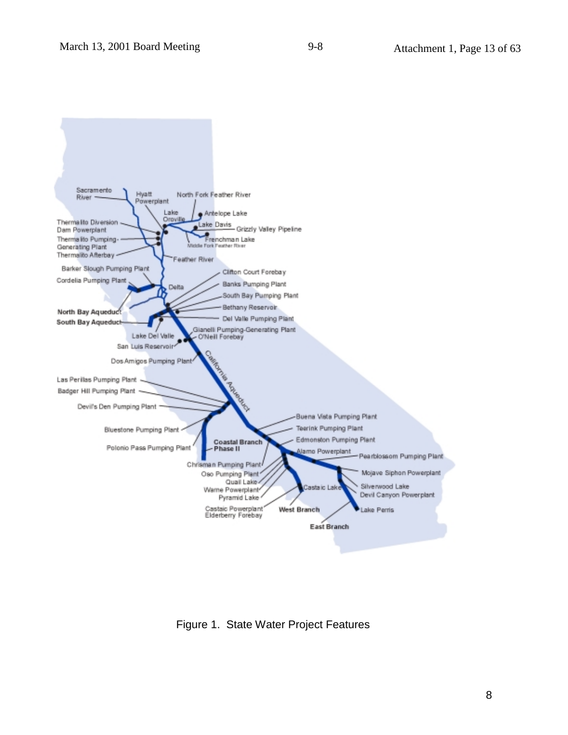Figure 1. State Water Project Features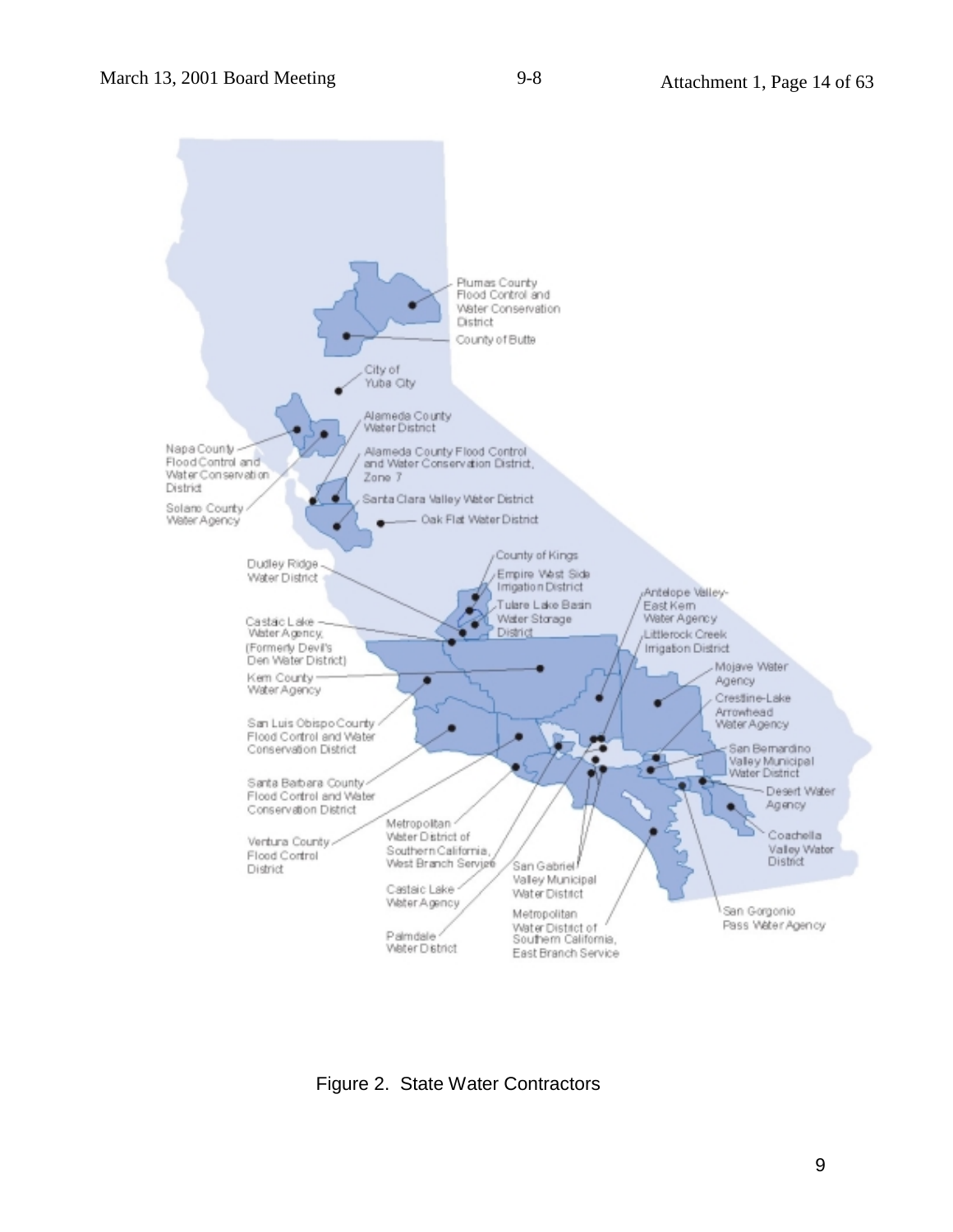Figure 2. State Water Contractors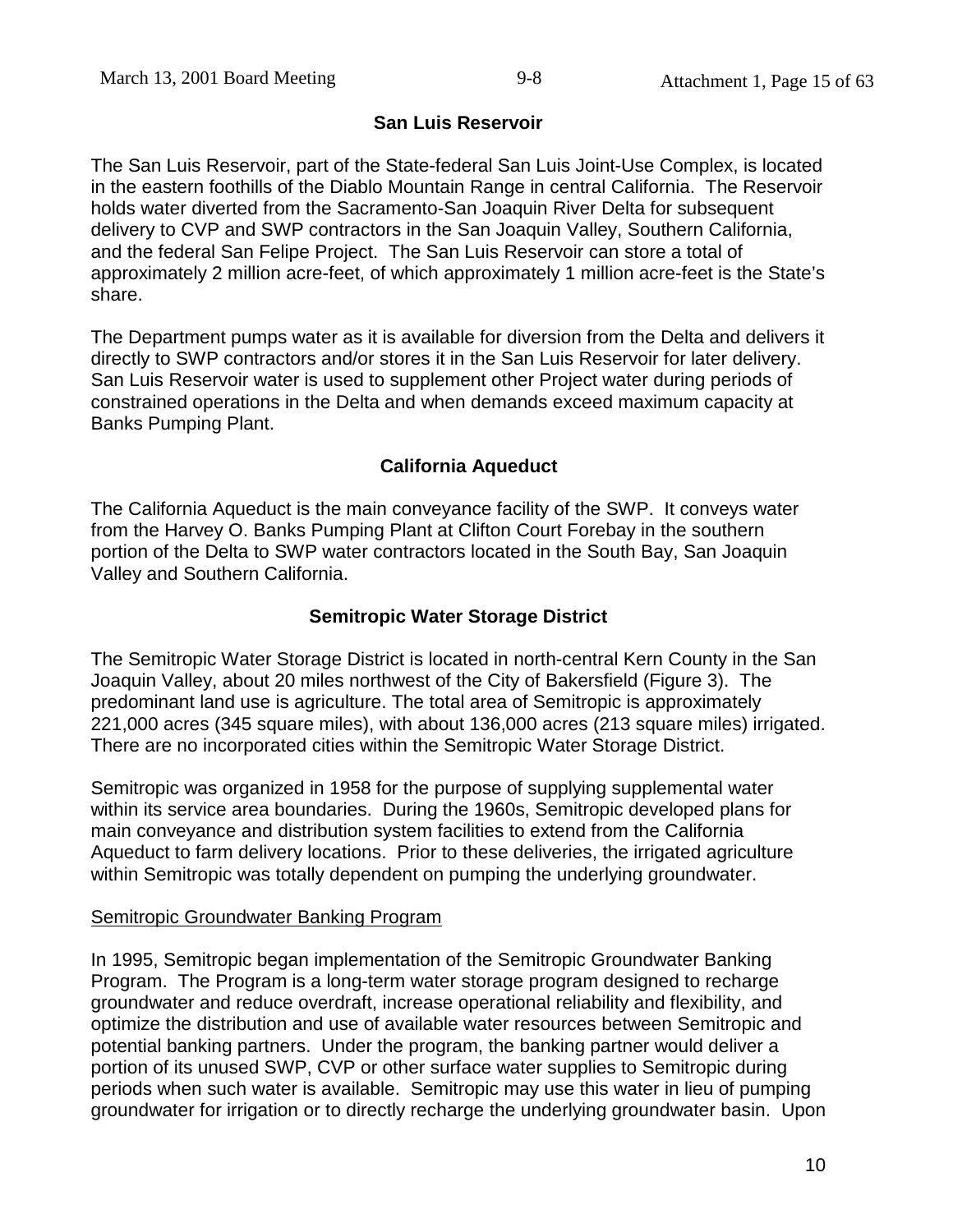## San Luis Reservoir

The San Luis Reservoir, part of the State-federal San Luis Joint-Use Complex, is located in the eastern foothills of the Diablo Mountain Range in central California. The Reservoir holds water diverted from the Sacramento-San Joaquin River Delta for subsequent delivery to CVP and SWP contractors in the San Joaquin Valley, Southern California, and the federal San Felipe Project. The San Luis Reservoir can store a total of approximately 2 million acre-feet, of which approximately 1 million acre-feet is the State's share.

The Department pumps water as it is available for diversion from the Delta and delivers it directly to SWP contractors and/or stores it in the San Luis Reservoir for later delivery. San Luis Reservoir water is used to supplement other Project water during periods of constrained operations in the Delta and when demands exceed maximum capacity at Banks Pumping Plant.

## California Aqueduct

The California Aqueduct is the main conveyance facility of the SWP. It conveys water from the Harvey O. Banks Pumping Plant at Clifton Court Forebay in the southern portion of the Delta to SWP water contractors located in the South Bay, San Joaquin Valley and Southern California.

## Semitropic Water Storage District

The Semitropic Water Storage District is located in north-central Kern County in the San Joaquin Valley, about 20 miles northwest of the City of Bakersfield (Figure 3). The predominant land use is agriculture. The total area of Semitropic is approximately 221,000 acres (345 square miles), with about 136,000 acres (213 square miles) irrigated. There are no incorporated cities within the Semitropic Water Storage District.

Semitropic was organized in 1958 for the purpose of supplying supplemental water within its service area boundaries. During the 1960s, Semitropic developed plans for main conveyance and distribution system facilities to extend from the California Aqueduct to farm delivery locations. Prior to these deliveries, the irrigated agriculture within Semitropic was totally dependent on pumping the underlying groundwater.

### Semitropic Groundwater Banking Program

In 1995, Semitropic began implementation of the Semitropic Groundwater Banking Program. The Program is a long-term water storage program designed to recharge groundwater and reduce overdraft, increase operational reliability and flexibility, and optimize the distribution and use of available water resources between Semitropic and potential banking partners. Under the program, the banking partner would deliver a portion of its unused SWP, CVP or other surface water supplies to Semitropic during periods when such water is available. Semitropic may use this water in lieu of pumping groundwater for irrigation or to directly recharge the underlying groundwater basin. Upon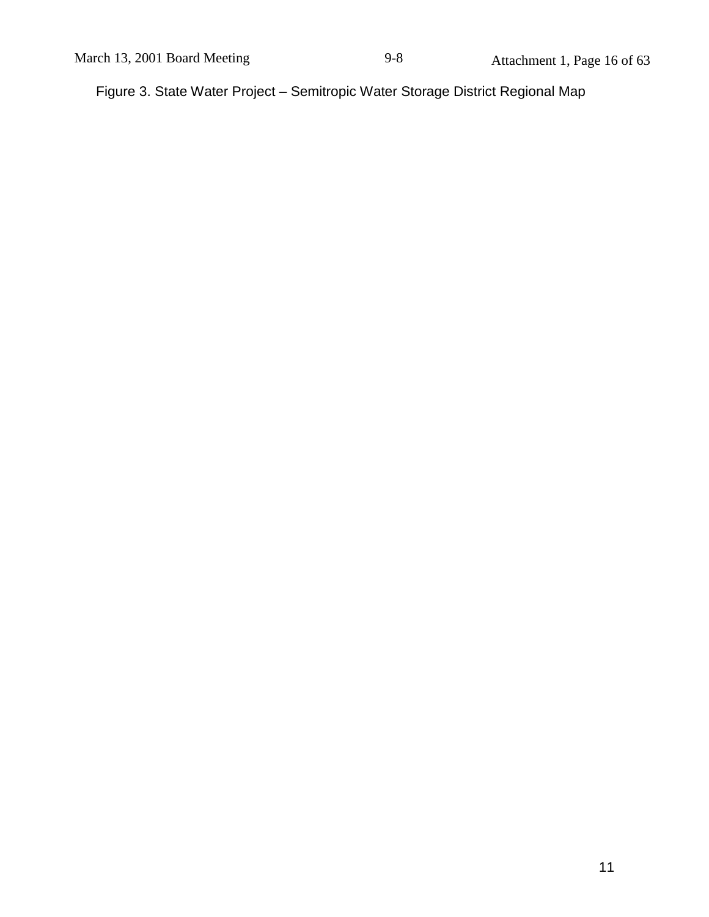Figure 3. State Water Project – Semitropic Water Storage District Regional Map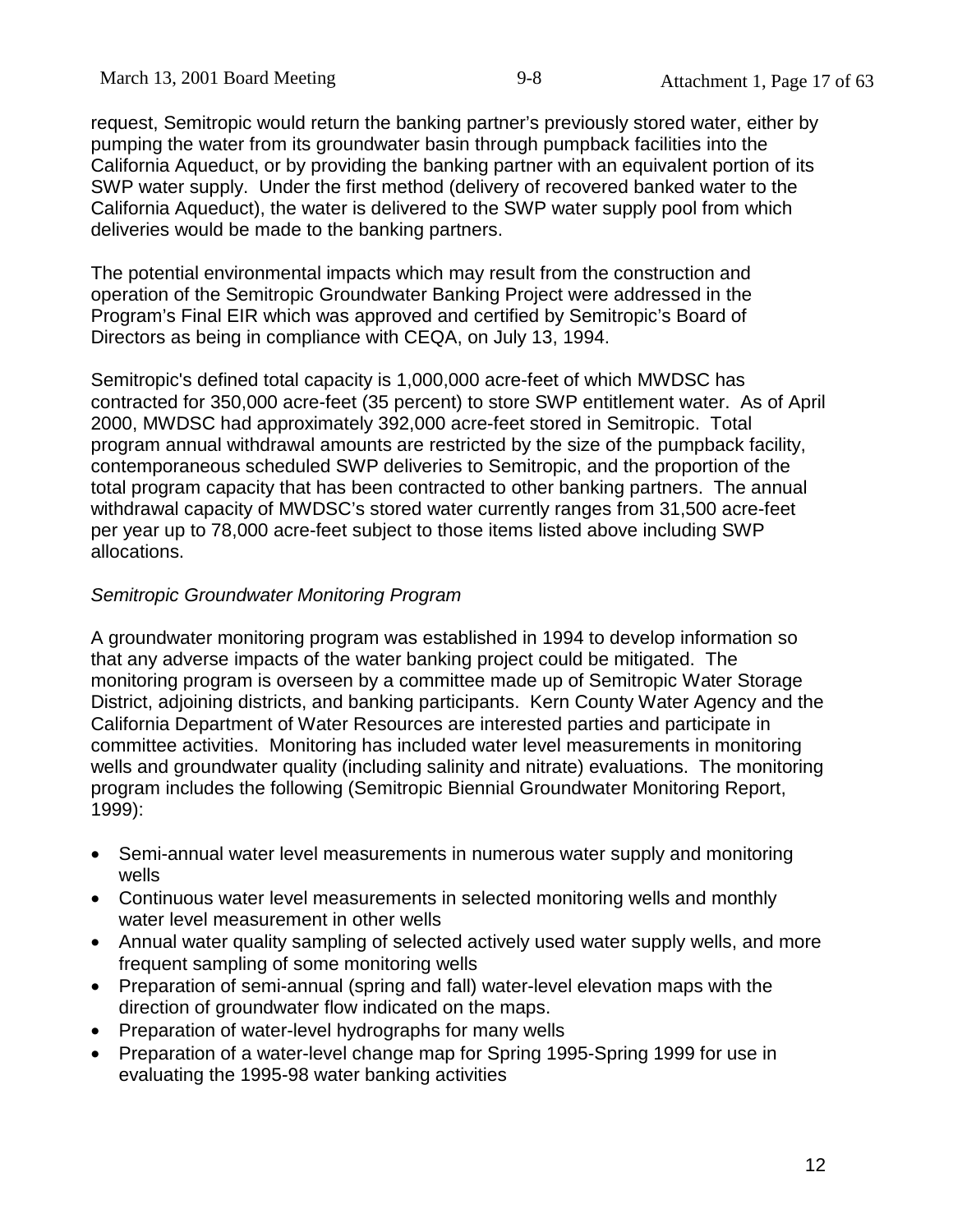request, Semitropic would return the banking partner's previously stored water, either by pumping the water from its groundwater basin through pumpback facilities into the California Aqueduct, or by providing the banking partner with an equivalent portion of its SWP water supply. Under the first method (delivery of recovered banked water to the California Aqueduct), the water is delivered to the SWP water supply pool from which deliveries would be made to the banking partners.

The potential environmental impacts which may result from the construction and operation of the Semitropic Groundwater Banking Project were addressed in the Program's Final EIR which was approved and certified by Semitropic's Board of Directors as being in compliance with CEQA, on July 13, 1994.

Semitropic's defined total capacity is 1,000,000 acre-feet of which MWDSC has contracted for 350,000 acre-feet (35 percent) to store SWP entitlement water. As of April 2000, MWDSC had approximately 392,000 acre-feet stored in Semitropic. Total program annual withdrawal amounts are restricted by the size of the pumpback facility, contemporaneous scheduled SWP deliveries to Semitropic, and the proportion of the total program capacity that has been contracted to other banking partners. The annual withdrawal capacity of MWDSC's stored water currently ranges from 31,500 acre-feet per year up to 78,000 acre-feet subject to those items listed above including SWP allocations.

*Semitropic Groundwater Monitoring Program*

A groundwater monitoring program was established in 1994 to develop information so that any adverse impacts of the water banking project could be mitigated. The monitoring program is overseen by a committee made up of Semitropic Water Storage District, adjoining districts, and banking participants. Kern County Water Agency and the California Department of Water Resources are interested parties and participate in committee activities. Monitoring has included water level measurements in monitoring wells and groundwater quality (including salinity and nitrate) evaluations. The monitoring program includes the following (Semitropic Biennial Groundwater Monitoring Report, 1999):

- Semi-annual water level measurements in numerous water supply and monitoring wells
- Continuous water level measurements in selected monitoring wells and monthly water level measurement in other wells
- Annual water quality sampling of selected actively used water supply wells, and more frequent sampling of some monitoring wells
- Preparation of semi-annual (spring and fall) water-level elevation maps with the direction of groundwater flow indicated on the maps.
- Preparation of water-level hydrographs for many wells
- Preparation of a water-level change map for Spring 1995-Spring 1999 for use in evaluating the 1995-98 water banking activities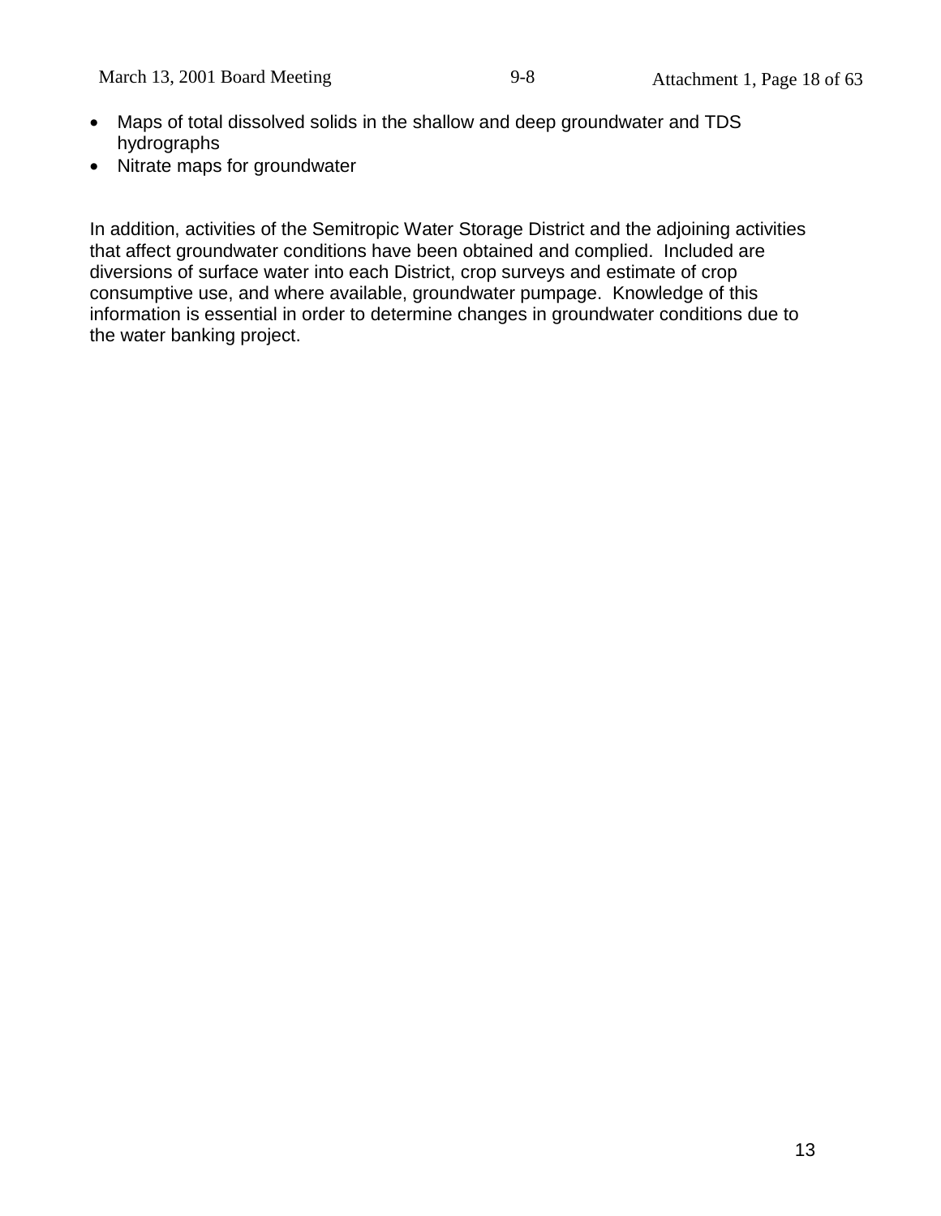- Maps of total dissolved solids in the shallow and deep groundwater and TDS hydrographs
- Nitrate maps for groundwater

In addition, activities of the Semitropic Water Storage District and the adjoining activities that affect groundwater conditions have been obtained and complied. Included are diversions of surface water into each District, crop surveys and estimate of crop consumptive use, and where available, groundwater pumpage. Knowledge of this information is essential in order to determine changes in groundwater conditions due to the water banking project.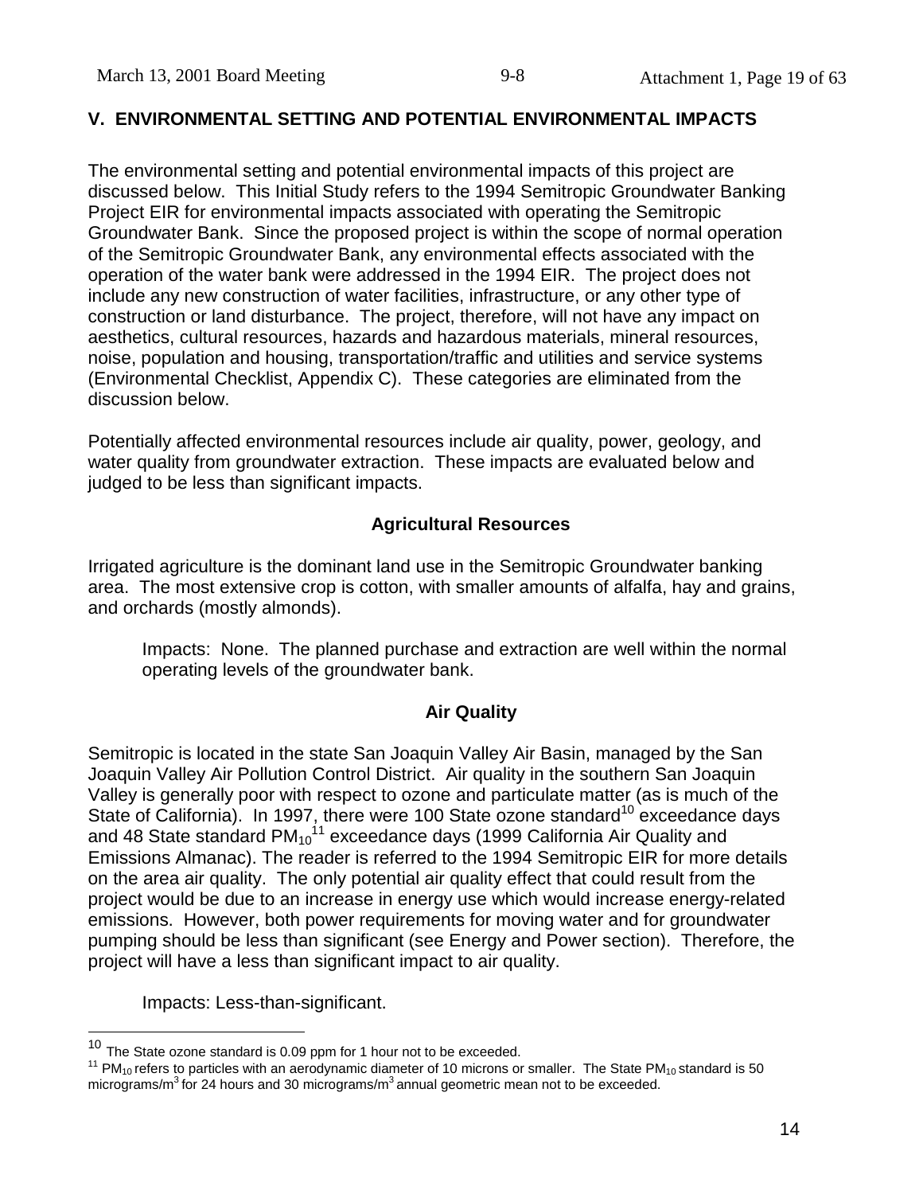## V. ENVIRONMENTAL SETTING AND POTENTIAL ENVIRONMENTAL IMPACTS

The environmental setting and potential environmental impacts of this project are discussed below. This Initial Study refers to the 1994 Semitropic Groundwater Banking Project EIR for environmental impacts associated with operating the Semitropic Groundwater Bank. Since the proposed project is within the scope of normal operation of the Semitropic Groundwater Bank, any environmental effects associated with the operation of the water bank were addressed in the 1994 EIR. The project does not include any new construction of water facilities, infrastructure, or any other type of construction or land disturbance. The project, therefore, will not have any impact on aesthetics, cultural resources, hazards and hazardous materials, mineral resources, noise, population and housing, transportation/traffic and utilities and service systems (Environmental Checklist, Appendix C). These categories are eliminated from the discussion below.

Potentially affected environmental resources include air quality, power, geology, and water quality from groundwater extraction. These impacts are evaluated below and judged to be less than significant impacts.

### Agricultural Resources

Irrigated agriculture is the dominant land use in the Semitropic Groundwater banking area. The most extensive crop is cotton, with smaller amounts of alfalfa, hay and grains, and orchards (mostly almonds).

> Impacts: None. The planned purchase and extraction are well within the normal operating levels of the groundwater bank.

### Air Quality

Semitropic is located in the state San Joaquin Valley Air Basin, managed by the San Joaquin Valley Air Pollution Control District. Air quality in the southern San Joaquin Valley is generally poor with respect to ozone and particulate matter (as is much of the State of California). In 1997, there were 100 State ozone standard[10] exceedance days and 48 State standard $PM_{10}$[11] exceedance days (1999 California Air Quality and Emissions Almanac). The reader is referred to the 1994 Semitropic EIR for more details on the area air quality. The only potential air quality effect that could result from the project would be due to an increase in energy use which would increase energy-related emissions. However, both power requirements for moving water and for groundwater pumping should be less than significant (see Energy and Power section). Therefore, the project will have a less than significant impact to air quality.

> Impacts: Less-than-significant.

---

[10] The State ozone standard is 0.09 ppm for 1 hour not to be exceeded.

[11] $PM_{10}$ refers to particles with an aerodynamic diameter of 10 microns or smaller. The State $PM_{10}$ standard is 50 micrograms/$m^3$ for 24 hours and 30 micrograms/$m^3$ annual geometric mean not to be exceeded.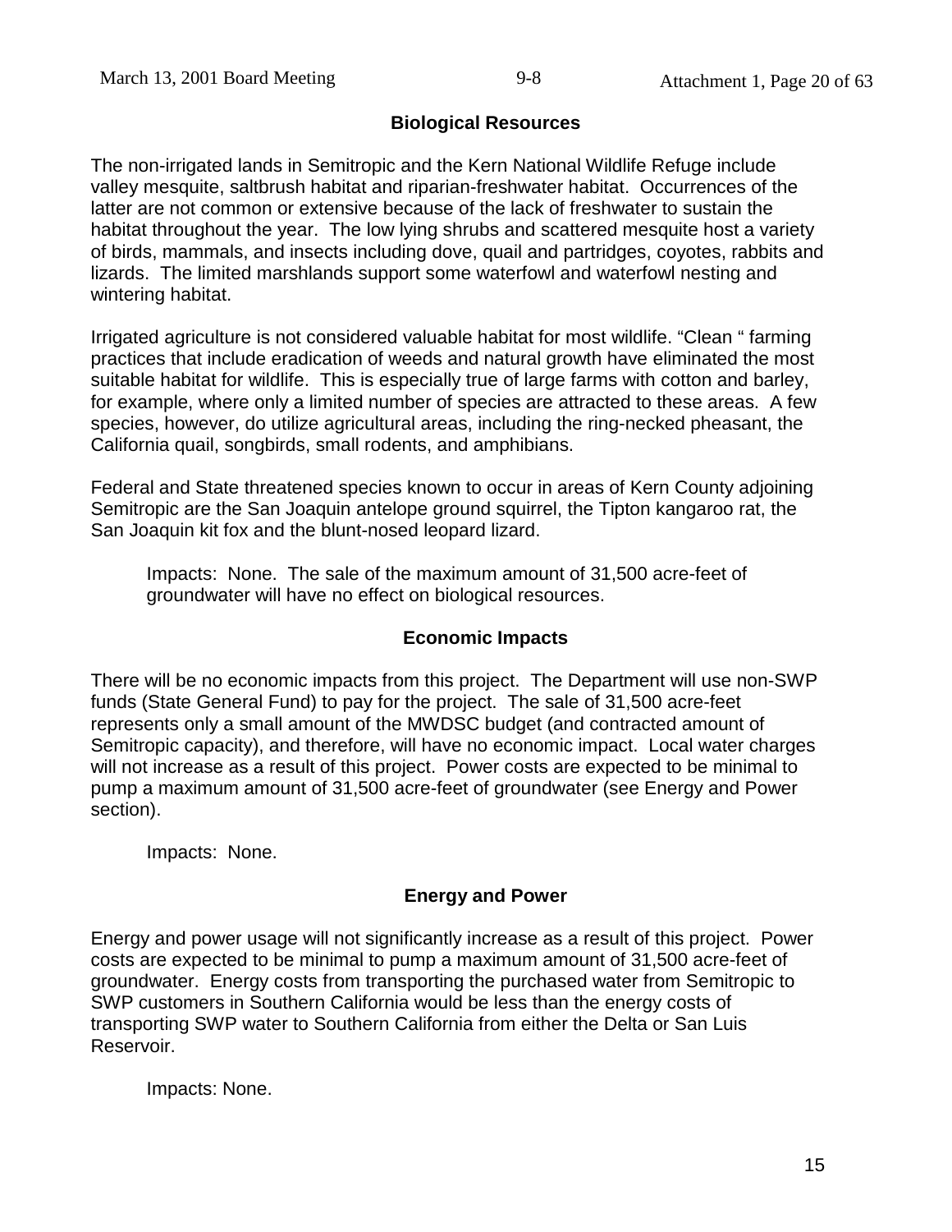### Biological Resources

The non-irrigated lands in Semitropic and the Kern National Wildlife Refuge include valley mesquite, saltbrush habitat and riparian-freshwater habitat. Occurrences of the latter are not common or extensive because of the lack of freshwater to sustain the habitat throughout the year. The low lying shrubs and scattered mesquite host a variety of birds, mammals, and insects including dove, quail and partridges, coyotes, rabbits and lizards. The limited marshlands support some waterfowl and waterfowl nesting and wintering habitat.

Irrigated agriculture is not considered valuable habitat for most wildlife. "Clean " farming practices that include eradication of weeds and natural growth have eliminated the most suitable habitat for wildlife. This is especially true of large farms with cotton and barley, for example, where only a limited number of species are attracted to these areas. A few species, however, do utilize agricultural areas, including the ring-necked pheasant, the California quail, songbirds, small rodents, and amphibians.

Federal and State threatened species known to occur in areas of Kern County adjoining Semitropic are the San Joaquin antelope ground squirrel, the Tipton kangaroo rat, the San Joaquin kit fox and the blunt-nosed leopard lizard.

Impacts: None. The sale of the maximum amount of 31,500 acre-feet of groundwater will have no effect on biological resources.

### Economic Impacts

There will be no economic impacts from this project. The Department will use non-SWP funds (State General Fund) to pay for the project. The sale of 31,500 acre-feet represents only a small amount of the MWDSC budget (and contracted amount of Semitropic capacity), and therefore, will have no economic impact. Local water charges will not increase as a result of this project. Power costs are expected to be minimal to pump a maximum amount of 31,500 acre-feet of groundwater (see Energy and Power section).

Impacts: None.

### Energy and Power

Energy and power usage will not significantly increase as a result of this project. Power costs are expected to be minimal to pump a maximum amount of 31,500 acre-feet of groundwater. Energy costs from transporting the purchased water from Semitropic to SWP customers in Southern California would be less than the energy costs of transporting SWP water to Southern California from either the Delta or San Luis Reservoir.

Impacts: None.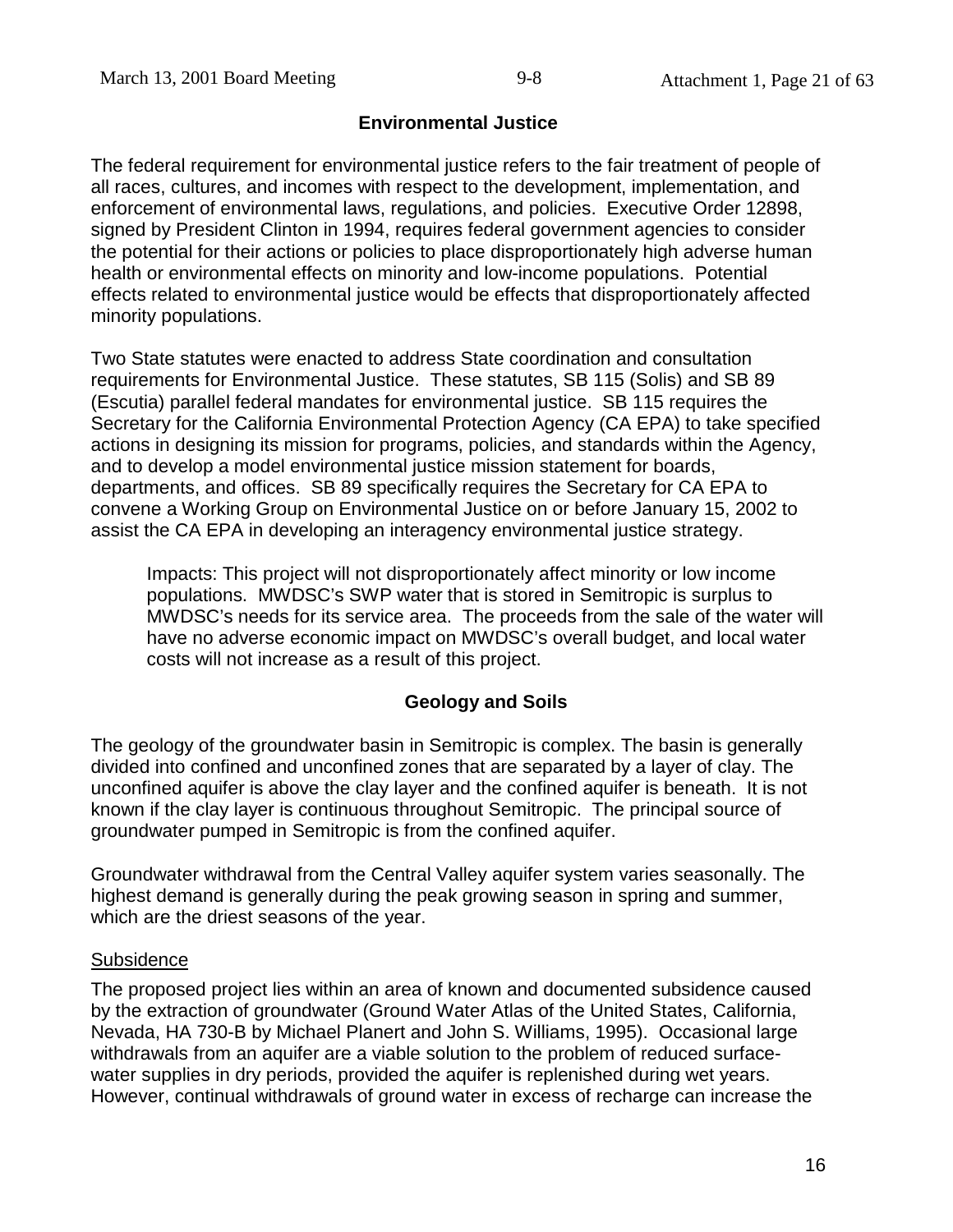## Environmental Justice

The federal requirement for environmental justice refers to the fair treatment of people of all races, cultures, and incomes with respect to the development, implementation, and enforcement of environmental laws, regulations, and policies. Executive Order 12898, signed by President Clinton in 1994, requires federal government agencies to consider the potential for their actions or policies to place disproportionately high adverse human health or environmental effects on minority and low-income populations. Potential effects related to environmental justice would be effects that disproportionately affected minority populations.

Two State statutes were enacted to address State coordination and consultation requirements for Environmental Justice. These statutes, SB 115 (Solis) and SB 89 (Escutia) parallel federal mandates for environmental justice. SB 115 requires the Secretary for the California Environmental Protection Agency (CA EPA) to take specified actions in designing its mission for programs, policies, and standards within the Agency, and to develop a model environmental justice mission statement for boards, departments, and offices. SB 89 specifically requires the Secretary for CA EPA to convene a Working Group on Environmental Justice on or before January 15, 2002 to assist the CA EPA in developing an interagency environmental justice strategy.

> Impacts: This project will not disproportionately affect minority or low income populations. MWDSC's SWP water that is stored in Semitropic is surplus to MWDSC's needs for its service area. The proceeds from the sale of the water will have no adverse economic impact on MWDSC's overall budget, and local water costs will not increase as a result of this project.

## Geology and Soils

The geology of the groundwater basin in Semitropic is complex. The basin is generally divided into confined and unconfined zones that are separated by a layer of clay. The unconfined aquifer is above the clay layer and the confined aquifer is beneath. It is not known if the clay layer is continuous throughout Semitropic. The principal source of groundwater pumped in Semitropic is from the confined aquifer.

Groundwater withdrawal from the Central Valley aquifer system varies seasonally. The highest demand is generally during the peak growing season in spring and summer, which are the driest seasons of the year.

### Subsidence

The proposed project lies within an area of known and documented subsidence caused by the extraction of groundwater (Ground Water Atlas of the United States, California, Nevada, HA 730-B by Michael Planert and John S. Williams, 1995). Occasional large withdrawals from an aquifer are a viable solution to the problem of reduced surface-water supplies in dry periods, provided the aquifer is replenished during wet years. However, continual withdrawals of ground water in excess of recharge can increase the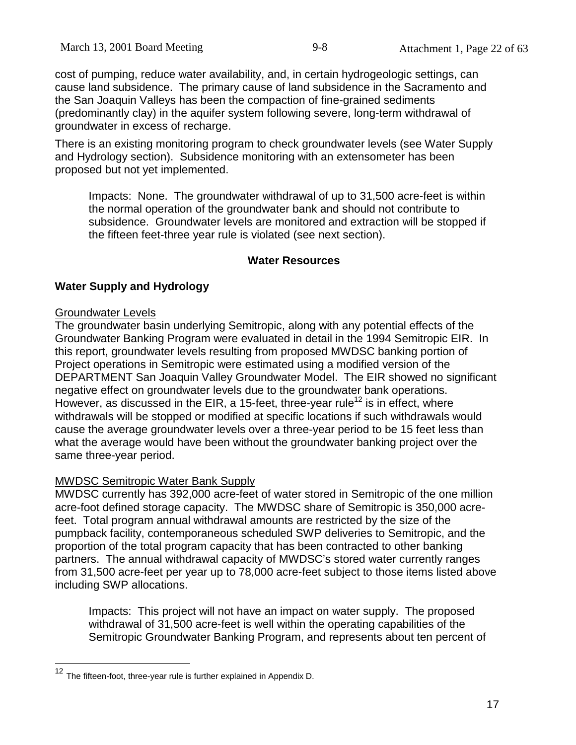cost of pumping, reduce water availability, and, in certain hydrogeologic settings, can cause land subsidence. The primary cause of land subsidence in the Sacramento and the San Joaquin Valleys has been the compaction of fine-grained sediments (predominantly clay) in the aquifer system following severe, long-term withdrawal of groundwater in excess of recharge.

There is an existing monitoring program to check groundwater levels (see Water Supply and Hydrology section). Subsidence monitoring with an extensometer has been proposed but not yet implemented.

> Impacts: None. The groundwater withdrawal of up to 31,500 acre-feet is within the normal operation of the groundwater bank and should not contribute to subsidence. Groundwater levels are monitored and extraction will be stopped if the fifteen feet-three year rule is violated (see next section).

## Water Resources

### Water Supply and Hydrology

Groundwater Levels

The groundwater basin underlying Semitropic, along with any potential effects of the Groundwater Banking Program were evaluated in detail in the 1994 Semitropic EIR. In this report, groundwater levels resulting from proposed MWDSC banking portion of Project operations in Semitropic were estimated using a modified version of the DEPARTMENT San Joaquin Valley Groundwater Model. The EIR showed no significant negative effect on groundwater levels due to the groundwater bank operations. However, as discussed in the EIR, a 15-feet, three-year rule[12] is in effect, where withdrawals will be stopped or modified at specific locations if such withdrawals would cause the average groundwater levels over a three-year period to be 15 feet less than what the average would have been without the groundwater banking project over the same three-year period.

MWDSC Semitropic Water Bank Supply

MWDSC currently has 392,000 acre-feet of water stored in Semitropic of the one million acre-foot defined storage capacity. The MWDSC share of Semitropic is 350,000 acre-feet. Total program annual withdrawal amounts are restricted by the size of the pumpback facility, contemporaneous scheduled SWP deliveries to Semitropic, and the proportion of the total program capacity that has been contracted to other banking partners. The annual withdrawal capacity of MWDSC's stored water currently ranges from 31,500 acre-feet per year up to 78,000 acre-feet subject to those items listed above including SWP allocations.

> Impacts: This project will not have an impact on water supply. The proposed withdrawal of 31,500 acre-feet is well within the operating capabilities of the Semitropic Groundwater Banking Program, and represents about ten percent of

[12] The fifteen-foot, three-year rule is further explained in Appendix D.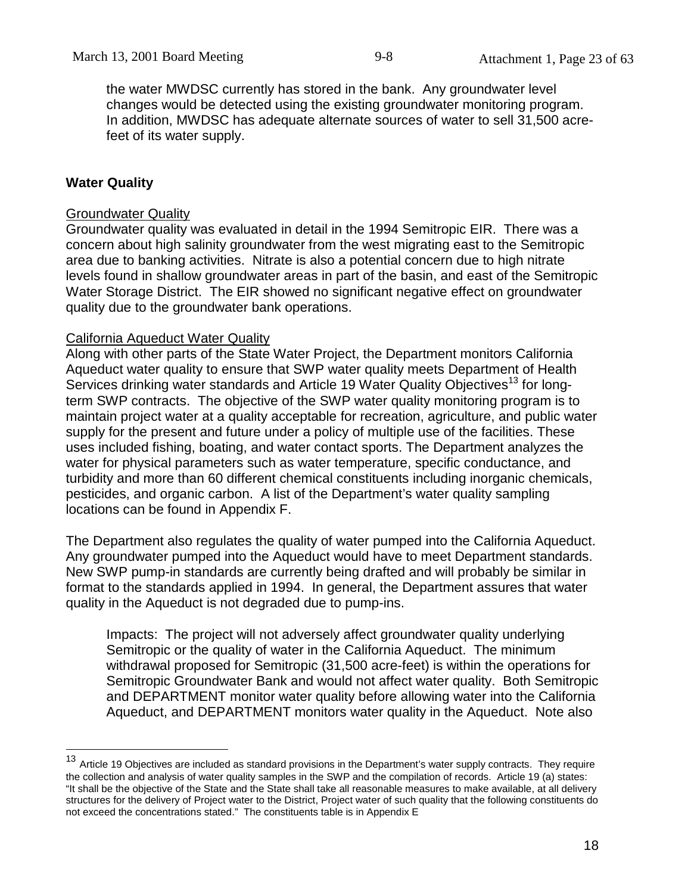the water MWDSC currently has stored in the bank. Any groundwater level changes would be detected using the existing groundwater monitoring program. In addition, MWDSC has adequate alternate sources of water to sell 31,500 acre-feet of its water supply.

## Water Quality

### Groundwater Quality

Groundwater quality was evaluated in detail in the 1994 Semitropic EIR. There was a concern about high salinity groundwater from the west migrating east to the Semitropic area due to banking activities. Nitrate is also a potential concern due to high nitrate levels found in shallow groundwater areas in part of the basin, and east of the Semitropic Water Storage District. The EIR showed no significant negative effect on groundwater quality due to the groundwater bank operations.

### California Aqueduct Water Quality

Along with other parts of the State Water Project, the Department monitors California Aqueduct water quality to ensure that SWP water quality meets Department of Health Services drinking water standards and Article 19 Water Quality Objectives[13] for long-term SWP contracts. The objective of the SWP water quality monitoring program is to maintain project water at a quality acceptable for recreation, agriculture, and public water supply for the present and future under a policy of multiple use of the facilities. These uses included fishing, boating, and water contact sports. The Department analyzes the water for physical parameters such as water temperature, specific conductance, and turbidity and more than 60 different chemical constituents including inorganic chemicals, pesticides, and organic carbon. A list of the Department's water quality sampling locations can be found in Appendix F.

The Department also regulates the quality of water pumped into the California Aqueduct. Any groundwater pumped into the Aqueduct would have to meet Department standards. New SWP pump-in standards are currently being drafted and will probably be similar in format to the standards applied in 1994. In general, the Department assures that water quality in the Aqueduct is not degraded due to pump-ins.

> Impacts: The project will not adversely affect groundwater quality underlying Semitropic or the quality of water in the California Aqueduct. The minimum withdrawal proposed for Semitropic (31,500 acre-feet) is within the operations for Semitropic Groundwater Bank and would not affect water quality. Both Semitropic and DEPARTMENT monitor water quality before allowing water into the California Aqueduct, and DEPARTMENT monitors water quality in the Aqueduct. Note also

---

[13] Article 19 Objectives are included as standard provisions in the Department's water supply contracts. They require the collection and analysis of water quality samples in the SWP and the compilation of records. Article 19 (a) states: "It shall be the objective of the State and the State shall take all reasonable measures to make available, at all delivery structures for the delivery of Project water to the District, Project water of such quality that the following constituents do not exceed the concentrations stated." The constituents table is in Appendix E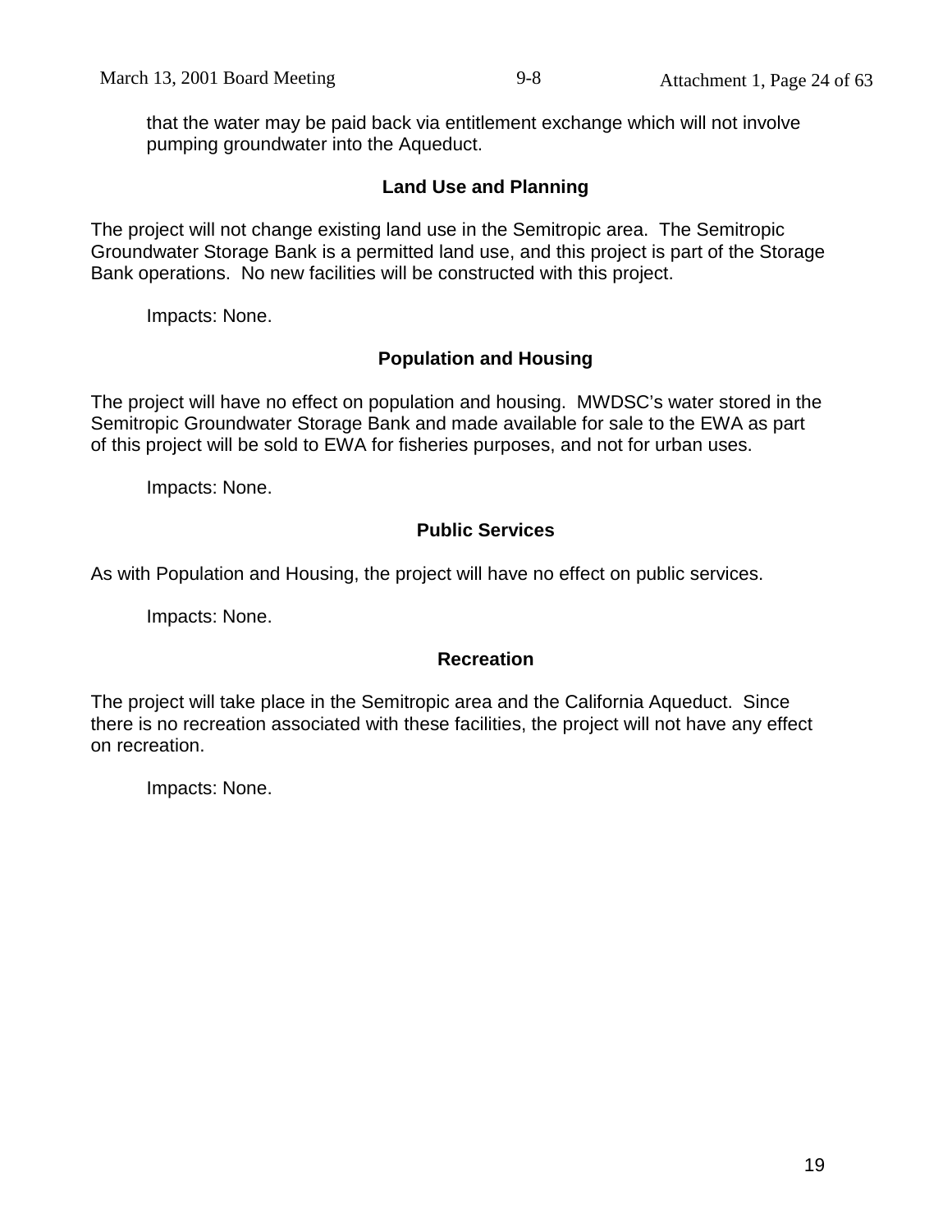that the water may be paid back via entitlement exchange which will not involve pumping groundwater into the Aqueduct.

### Land Use and Planning

The project will not change existing land use in the Semitropic area. The Semitropic Groundwater Storage Bank is a permitted land use, and this project is part of the Storage Bank operations. No new facilities will be constructed with this project.

Impacts: None.

### Population and Housing

The project will have no effect on population and housing. MWDSC's water stored in the Semitropic Groundwater Storage Bank and made available for sale to the EWA as part of this project will be sold to EWA for fisheries purposes, and not for urban uses.

Impacts: None.

### Public Services

As with Population and Housing, the project will have no effect on public services.

Impacts: None.

### Recreation

The project will take place in the Semitropic area and the California Aqueduct. Since there is no recreation associated with these facilities, the project will not have any effect on recreation.

Impacts: None.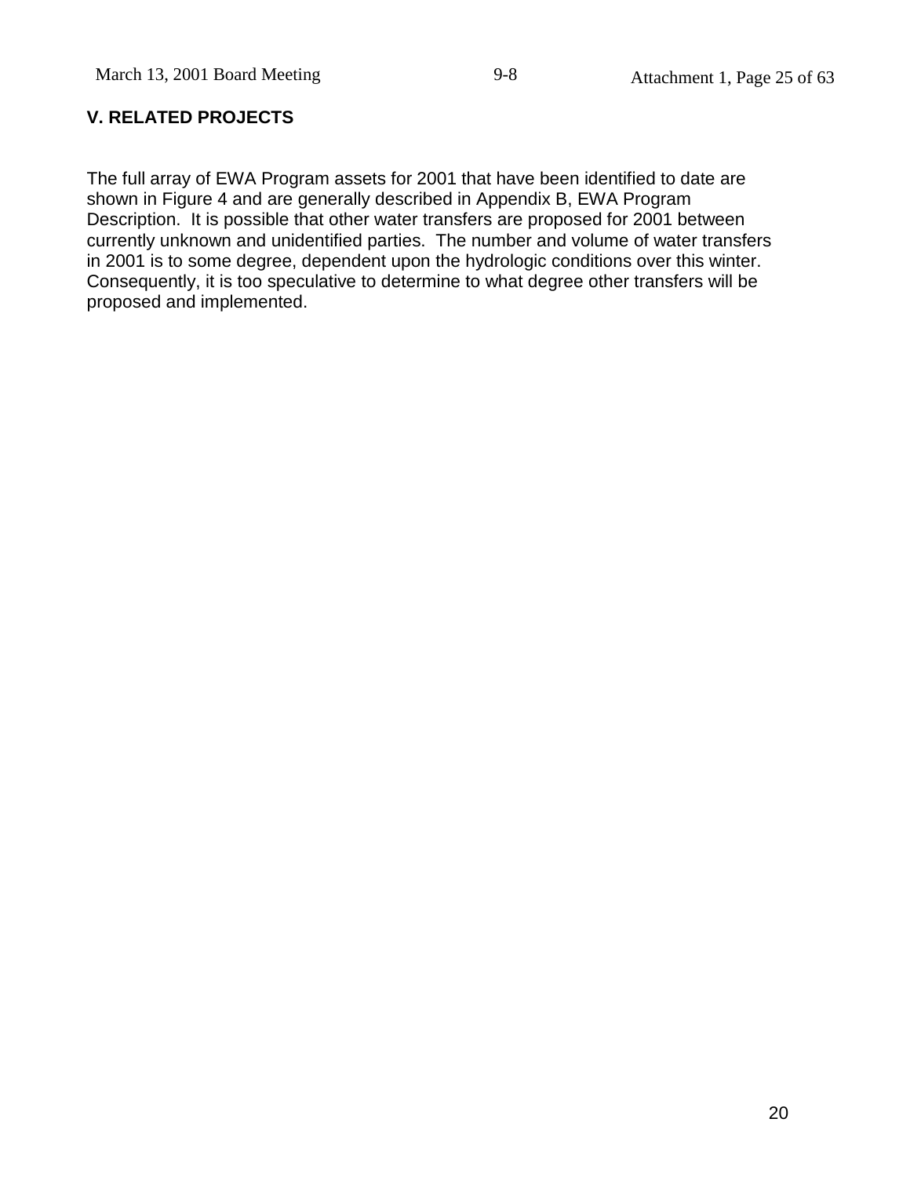## V. RELATED PROJECTS

The full array of EWA Program assets for 2001 that have been identified to date are shown in Figure 4 and are generally described in Appendix B, EWA Program Description. It is possible that other water transfers are proposed for 2001 between currently unknown and unidentified parties. The number and volume of water transfers in 2001 is to some degree, dependent upon the hydrologic conditions over this winter. Consequently, it is too speculative to determine to what degree other transfers will be proposed and implemented.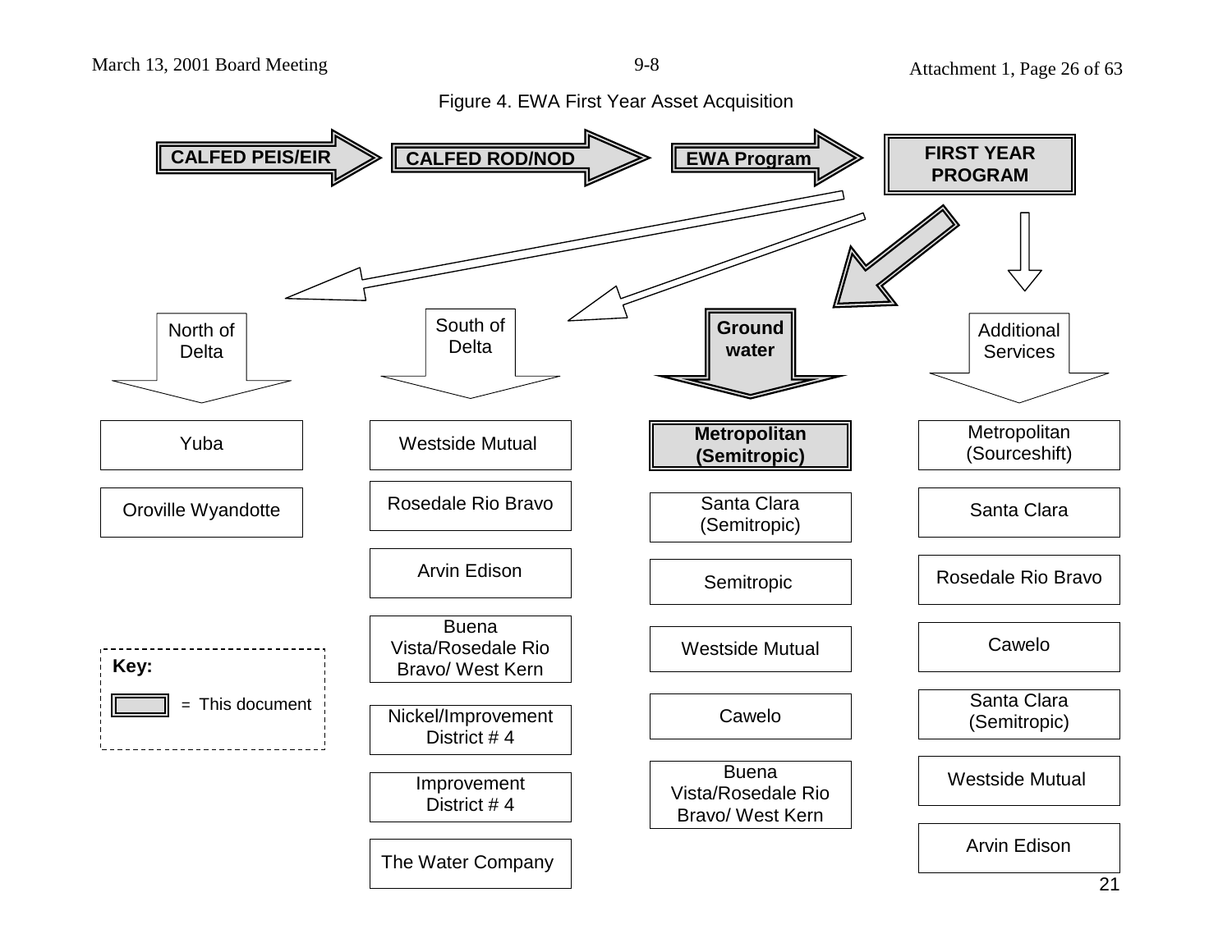Figure 4. EWA First Year Asset Acquisition

**CALFED PEIS/EIR** → **CALFED ROD/NOD** → **EWA Program** → **FIRST YEAR PROGRAM**

| North of Delta | South of Delta | **Ground water** | Additional Services |
| --- | --- | --- | --- |
| Yuba | Westside Mutual | **Metropolitan (Semitropic)** | Metropolitan (Sourceshift) |
| Oroville Wyandotte | Rosedale Rio Bravo | Santa Clara (Semitropic) | Santa Clara |
| | Arvin Edison | Semitropic | Rosedale Rio Bravo |
| | Buena Vista/Rosedale Rio Bravo/ West Kern | Westside Mutual | Cawelo |
| | Nickel/Improvement District # 4 | Cawelo | Santa Clara (Semitropic) |
| | Improvement District # 4 | Buena Vista/Rosedale Rio Bravo/ West Kern | Westside Mutual |
| | The Water Company | | Arvin Edison |

**Key:**

[shaded box] = This document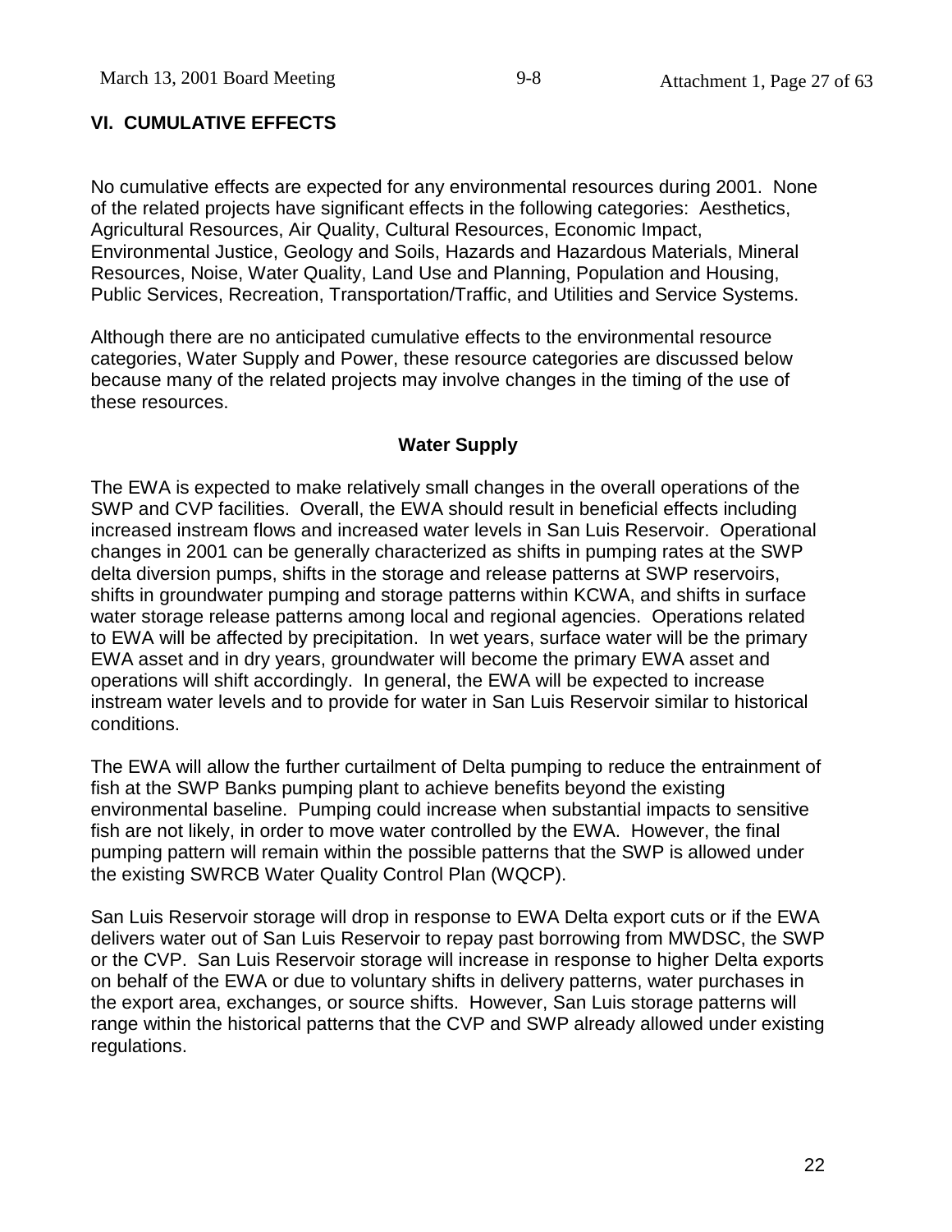## VI. CUMULATIVE EFFECTS

No cumulative effects are expected for any environmental resources during 2001. None of the related projects have significant effects in the following categories: Aesthetics, Agricultural Resources, Air Quality, Cultural Resources, Economic Impact, Environmental Justice, Geology and Soils, Hazards and Hazardous Materials, Mineral Resources, Noise, Water Quality, Land Use and Planning, Population and Housing, Public Services, Recreation, Transportation/Traffic, and Utilities and Service Systems.

Although there are no anticipated cumulative effects to the environmental resource categories, Water Supply and Power, these resource categories are discussed below because many of the related projects may involve changes in the timing of the use of these resources.

### Water Supply

The EWA is expected to make relatively small changes in the overall operations of the SWP and CVP facilities. Overall, the EWA should result in beneficial effects including increased instream flows and increased water levels in San Luis Reservoir. Operational changes in 2001 can be generally characterized as shifts in pumping rates at the SWP delta diversion pumps, shifts in the storage and release patterns at SWP reservoirs, shifts in groundwater pumping and storage patterns within KCWA, and shifts in surface water storage release patterns among local and regional agencies. Operations related to EWA will be affected by precipitation. In wet years, surface water will be the primary EWA asset and in dry years, groundwater will become the primary EWA asset and operations will shift accordingly. In general, the EWA will be expected to increase instream water levels and to provide for water in San Luis Reservoir similar to historical conditions.

The EWA will allow the further curtailment of Delta pumping to reduce the entrainment of fish at the SWP Banks pumping plant to achieve benefits beyond the existing environmental baseline. Pumping could increase when substantial impacts to sensitive fish are not likely, in order to move water controlled by the EWA. However, the final pumping pattern will remain within the possible patterns that the SWP is allowed under the existing SWRCB Water Quality Control Plan (WQCP).

San Luis Reservoir storage will drop in response to EWA Delta export cuts or if the EWA delivers water out of San Luis Reservoir to repay past borrowing from MWDSC, the SWP or the CVP. San Luis Reservoir storage will increase in response to higher Delta exports on behalf of the EWA or due to voluntary shifts in delivery patterns, water purchases in the export area, exchanges, or source shifts. However, San Luis storage patterns will range within the historical patterns that the CVP and SWP already allowed under existing regulations.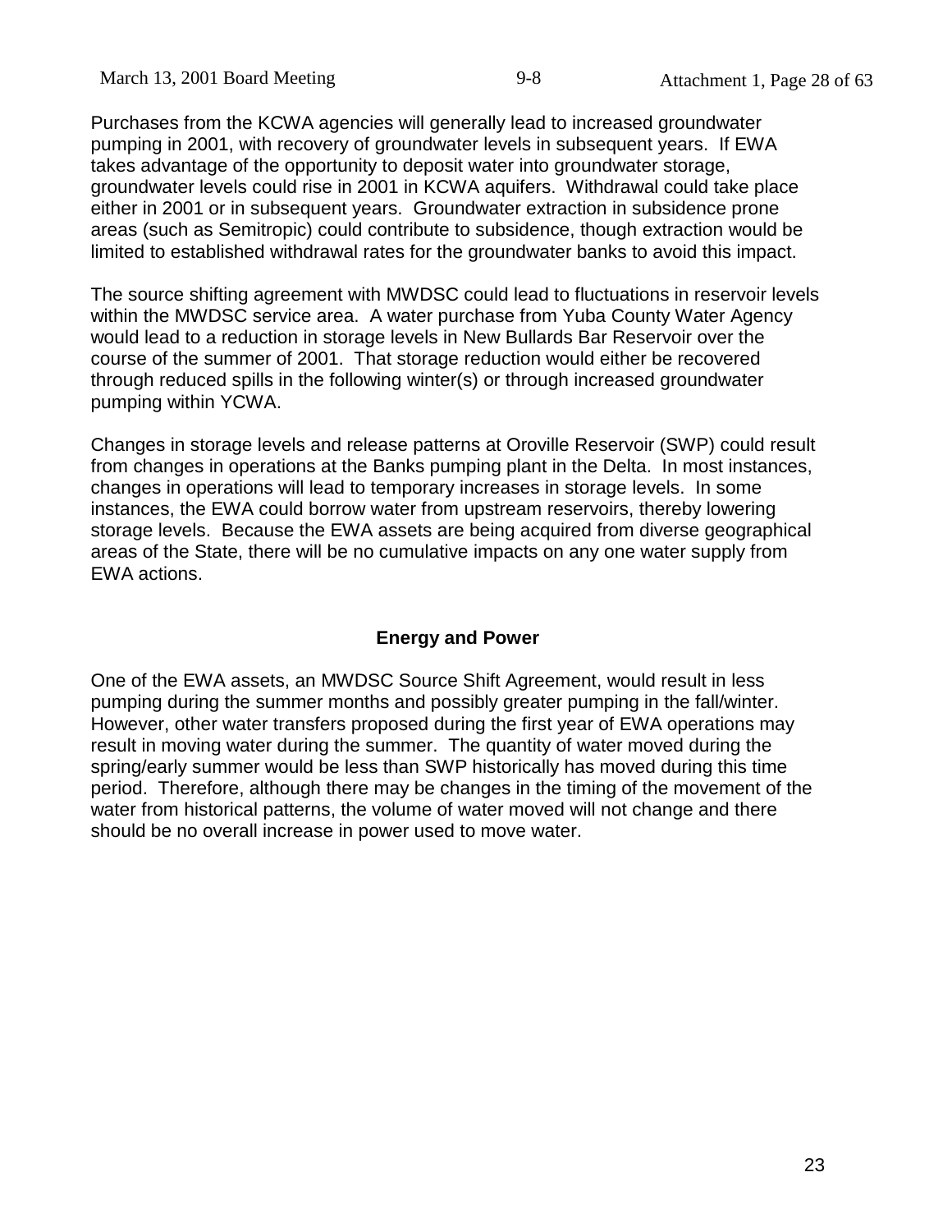Purchases from the KCWA agencies will generally lead to increased groundwater pumping in 2001, with recovery of groundwater levels in subsequent years. If EWA takes advantage of the opportunity to deposit water into groundwater storage, groundwater levels could rise in 2001 in KCWA aquifers. Withdrawal could take place either in 2001 or in subsequent years. Groundwater extraction in subsidence prone areas (such as Semitropic) could contribute to subsidence, though extraction would be limited to established withdrawal rates for the groundwater banks to avoid this impact.

The source shifting agreement with MWDSC could lead to fluctuations in reservoir levels within the MWDSC service area. A water purchase from Yuba County Water Agency would lead to a reduction in storage levels in New Bullards Bar Reservoir over the course of the summer of 2001. That storage reduction would either be recovered through reduced spills in the following winter(s) or through increased groundwater pumping within YCWA.

Changes in storage levels and release patterns at Oroville Reservoir (SWP) could result from changes in operations at the Banks pumping plant in the Delta. In most instances, changes in operations will lead to temporary increases in storage levels. In some instances, the EWA could borrow water from upstream reservoirs, thereby lowering storage levels. Because the EWA assets are being acquired from diverse geographical areas of the State, there will be no cumulative impacts on any one water supply from EWA actions.

## Energy and Power

One of the EWA assets, an MWDSC Source Shift Agreement, would result in less pumping during the summer months and possibly greater pumping in the fall/winter. However, other water transfers proposed during the first year of EWA operations may result in moving water during the summer. The quantity of water moved during the spring/early summer would be less than SWP historically has moved during this time period. Therefore, although there may be changes in the timing of the movement of the water from historical patterns, the volume of water moved will not change and there should be no overall increase in power used to move water.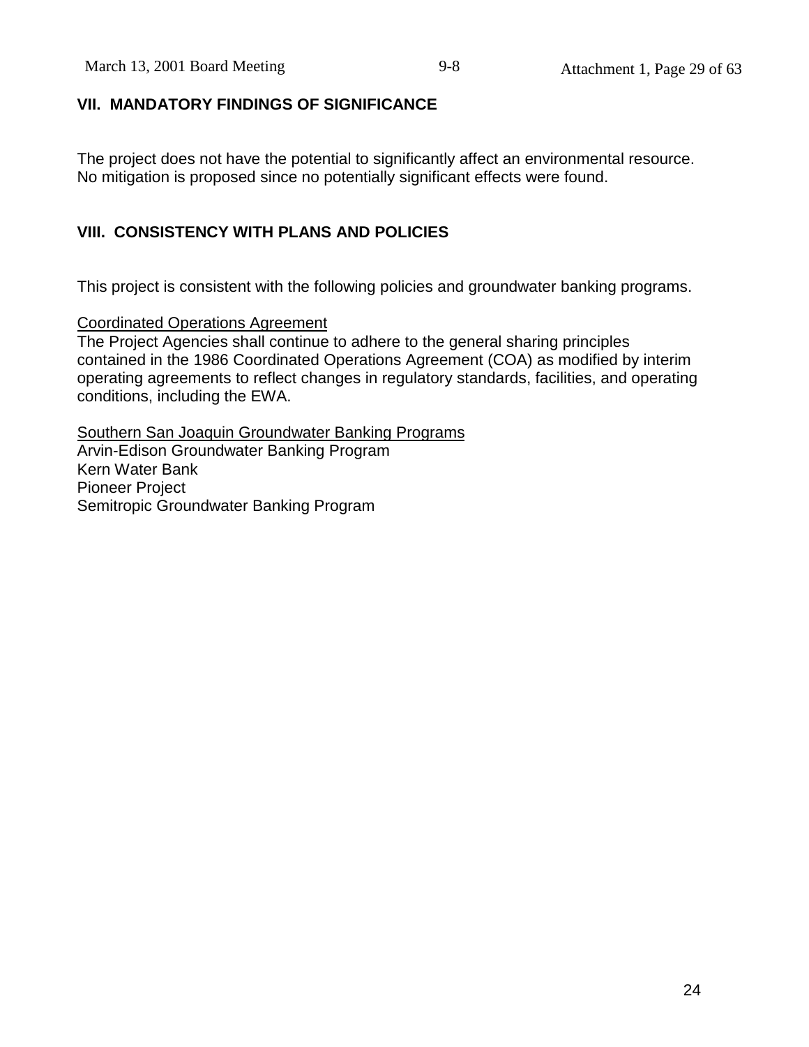## VII. MANDATORY FINDINGS OF SIGNIFICANCE

The project does not have the potential to significantly affect an environmental resource. No mitigation is proposed since no potentially significant effects were found.

## VIII. CONSISTENCY WITH PLANS AND POLICIES

This project is consistent with the following policies and groundwater banking programs.

<u>Coordinated Operations Agreement</u>
The Project Agencies shall continue to adhere to the general sharing principles contained in the 1986 Coordinated Operations Agreement (COA) as modified by interim operating agreements to reflect changes in regulatory standards, facilities, and operating conditions, including the EWA.

<u>Southern San Joaquin Groundwater Banking Programs</u>
Arvin-Edison Groundwater Banking Program
Kern Water Bank
Pioneer Project
Semitropic Groundwater Banking Program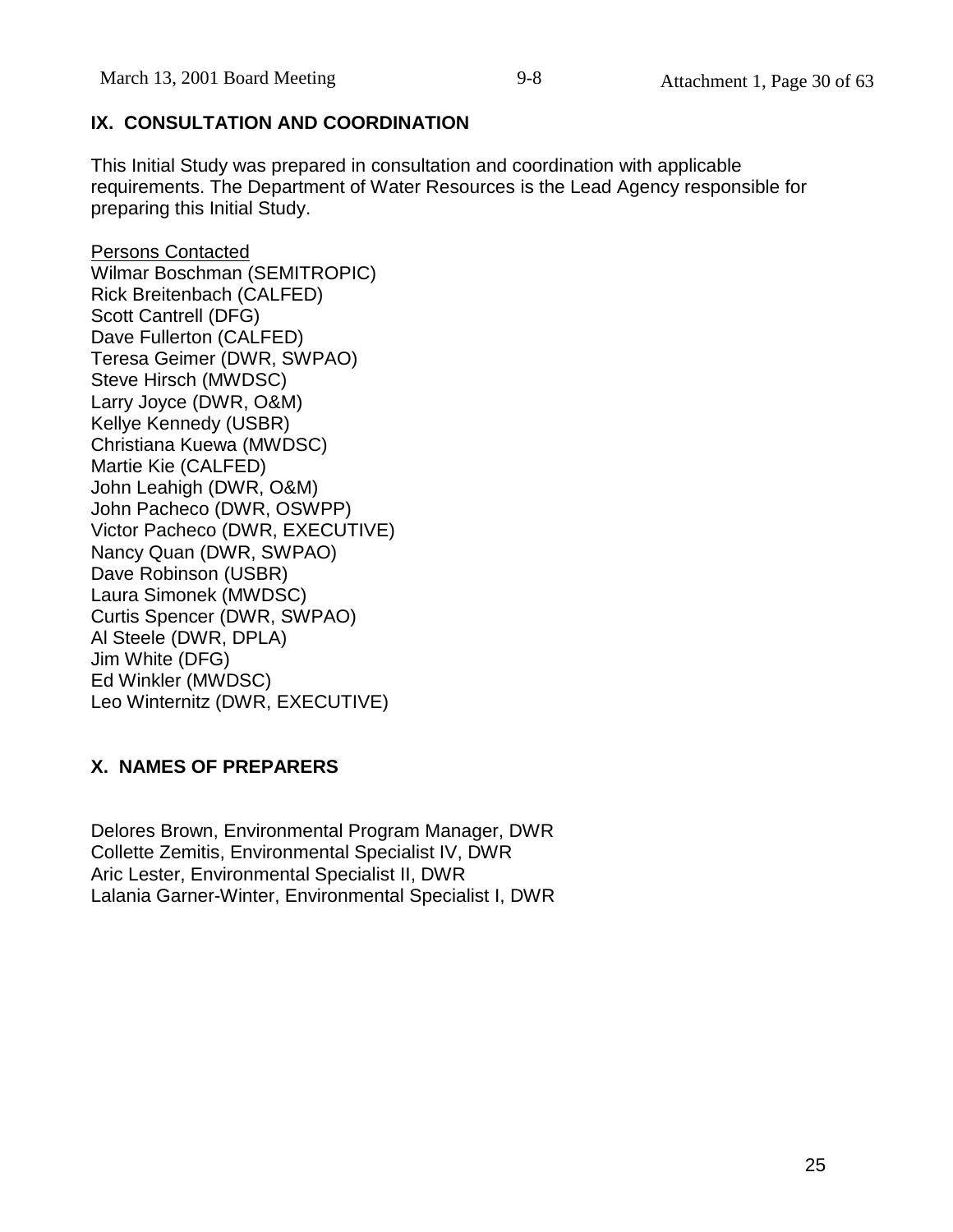## IX. CONSULTATION AND COORDINATION

This Initial Study was prepared in consultation and coordination with applicable requirements. The Department of Water Resources is the Lead Agency responsible for preparing this Initial Study.

Persons Contacted

Wilmar Boschman (SEMITROPIC)
Rick Breitenbach (CALFED)
Scott Cantrell (DFG)
Dave Fullerton (CALFED)
Teresa Geimer (DWR, SWPAO)
Steve Hirsch (MWDSC)
Larry Joyce (DWR, O&M)
Kellye Kennedy (USBR)
Christiana Kuewa (MWDSC)
Martie Kie (CALFED)
John Leahigh (DWR, O&M)
John Pacheco (DWR, OSWPP)
Victor Pacheco (DWR, EXECUTIVE)
Nancy Quan (DWR, SWPAO)
Dave Robinson (USBR)
Laura Simonek (MWDSC)
Curtis Spencer (DWR, SWPAO)
Al Steele (DWR, DPLA)
Jim White (DFG)
Ed Winkler (MWDSC)
Leo Winternitz (DWR, EXECUTIVE)

## X. NAMES OF PREPARERS

Delores Brown, Environmental Program Manager, DWR
Collette Zemitis, Environmental Specialist IV, DWR
Aric Lester, Environmental Specialist II, DWR
Lalania Garner-Winter, Environmental Specialist I, DWR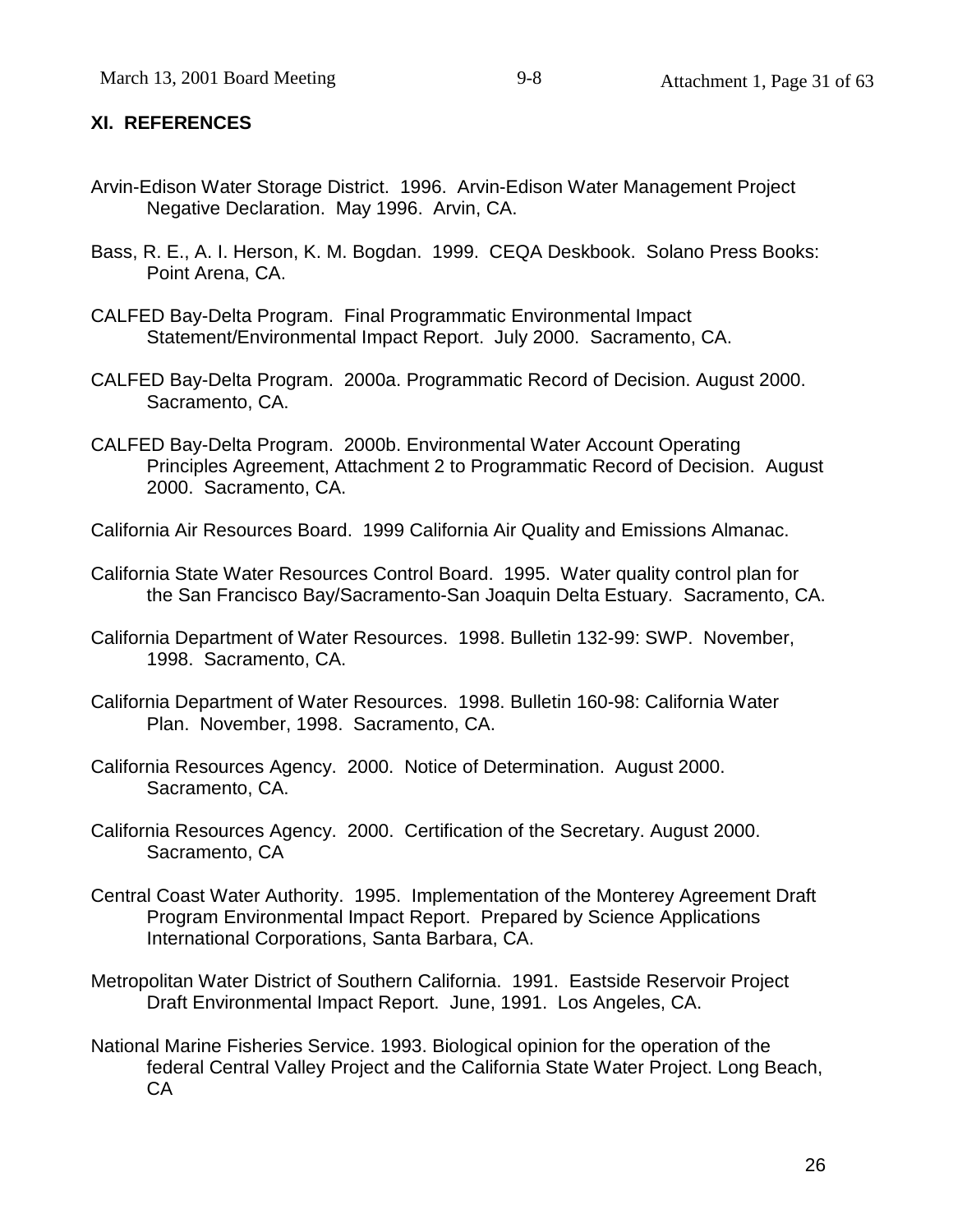## XI. REFERENCES

Arvin-Edison Water Storage District. 1996. Arvin-Edison Water Management Project Negative Declaration. May 1996. Arvin, CA.

Bass, R. E., A. I. Herson, K. M. Bogdan. 1999. CEQA Deskbook. Solano Press Books: Point Arena, CA.

CALFED Bay-Delta Program. Final Programmatic Environmental Impact Statement/Environmental Impact Report. July 2000. Sacramento, CA.

CALFED Bay-Delta Program. 2000a. Programmatic Record of Decision. August 2000. Sacramento, CA.

CALFED Bay-Delta Program. 2000b. Environmental Water Account Operating Principles Agreement, Attachment 2 to Programmatic Record of Decision. August 2000. Sacramento, CA.

California Air Resources Board. 1999 California Air Quality and Emissions Almanac.

California State Water Resources Control Board. 1995. Water quality control plan for the San Francisco Bay/Sacramento-San Joaquin Delta Estuary. Sacramento, CA.

California Department of Water Resources. 1998. Bulletin 132-99: SWP. November, 1998. Sacramento, CA.

California Department of Water Resources. 1998. Bulletin 160-98: California Water Plan. November, 1998. Sacramento, CA.

California Resources Agency. 2000. Notice of Determination. August 2000. Sacramento, CA.

California Resources Agency. 2000. Certification of the Secretary. August 2000. Sacramento, CA

Central Coast Water Authority. 1995. Implementation of the Monterey Agreement Draft Program Environmental Impact Report. Prepared by Science Applications International Corporations, Santa Barbara, CA.

Metropolitan Water District of Southern California. 1991. Eastside Reservoir Project Draft Environmental Impact Report. June, 1991. Los Angeles, CA.

National Marine Fisheries Service. 1993. Biological opinion for the operation of the federal Central Valley Project and the California State Water Project. Long Beach, CA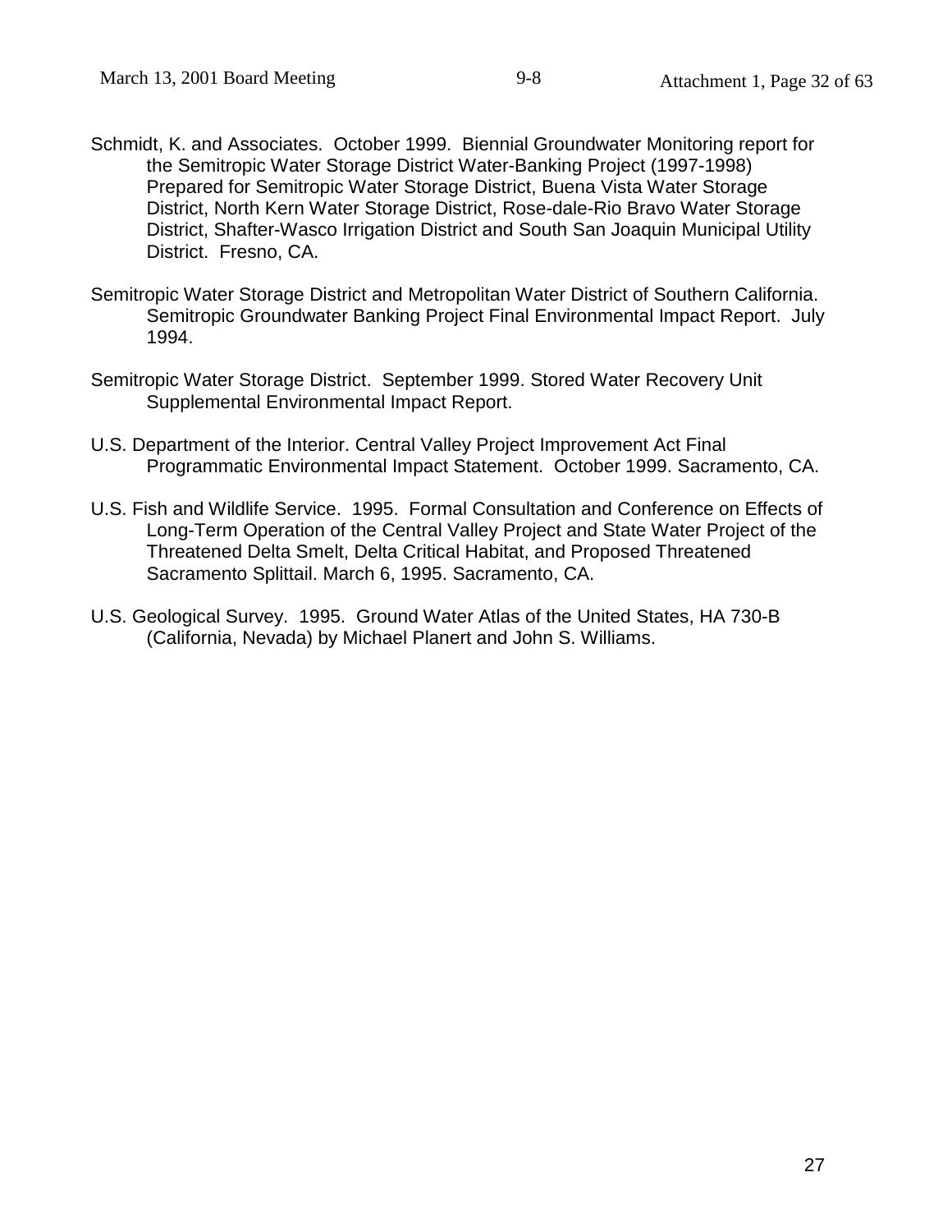Schmidt, K. and Associates. October 1999. Biennial Groundwater Monitoring report for the Semitropic Water Storage District Water-Banking Project (1997-1998) Prepared for Semitropic Water Storage District, Buena Vista Water Storage District, North Kern Water Storage District, Rose-dale-Rio Bravo Water Storage District, Shafter-Wasco Irrigation District and South San Joaquin Municipal Utility District. Fresno, CA.

Semitropic Water Storage District and Metropolitan Water District of Southern California. Semitropic Groundwater Banking Project Final Environmental Impact Report. July 1994.

Semitropic Water Storage District. September 1999. Stored Water Recovery Unit Supplemental Environmental Impact Report.

U.S. Department of the Interior. Central Valley Project Improvement Act Final Programmatic Environmental Impact Statement. October 1999. Sacramento, CA.

U.S. Fish and Wildlife Service. 1995. Formal Consultation and Conference on Effects of Long-Term Operation of the Central Valley Project and State Water Project of the Threatened Delta Smelt, Delta Critical Habitat, and Proposed Threatened Sacramento Splittail. March 6, 1995. Sacramento, CA.

U.S. Geological Survey. 1995. Ground Water Atlas of the United States, HA 730-B (California, Nevada) by Michael Planert and John S. Williams.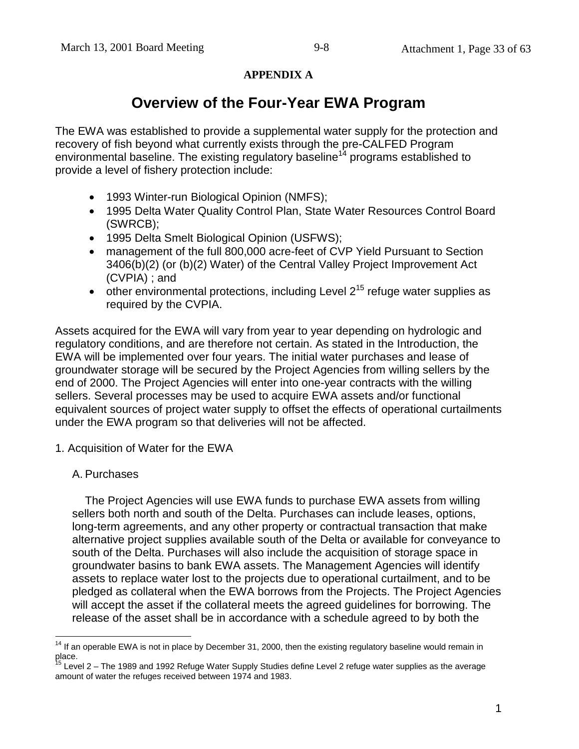**APPENDIX A**

# Overview of the Four-Year EWA Program

The EWA was established to provide a supplemental water supply for the protection and recovery of fish beyond what currently exists through the pre-CALFED Program environmental baseline. The existing regulatory baseline[14] programs established to provide a level of fishery protection include:

- 1993 Winter-run Biological Opinion (NMFS);
- 1995 Delta Water Quality Control Plan, State Water Resources Control Board (SWRCB);
- 1995 Delta Smelt Biological Opinion (USFWS);
- management of the full 800,000 acre-feet of CVP Yield Pursuant to Section 3406(b)(2) (or (b)(2) Water) of the Central Valley Project Improvement Act (CVPIA) ; and
- other environmental protections, including Level 2[15] refuge water supplies as required by the CVPIA.

Assets acquired for the EWA will vary from year to year depending on hydrologic and regulatory conditions, and are therefore not certain. As stated in the Introduction, the EWA will be implemented over four years. The initial water purchases and lease of groundwater storage will be secured by the Project Agencies from willing sellers by the end of 2000. The Project Agencies will enter into one-year contracts with the willing sellers. Several processes may be used to acquire EWA assets and/or functional equivalent sources of project water supply to offset the effects of operational curtailments under the EWA program so that deliveries will not be affected.

1. Acquisition of Water for the EWA

A. Purchases

The Project Agencies will use EWA funds to purchase EWA assets from willing sellers both north and south of the Delta. Purchases can include leases, options, long-term agreements, and any other property or contractual transaction that make alternative project supplies available south of the Delta or available for conveyance to south of the Delta. Purchases will also include the acquisition of storage space in groundwater basins to bank EWA assets. The Management Agencies will identify assets to replace water lost to the projects due to operational curtailment, and to be pledged as collateral when the EWA borrows from the Projects. The Project Agencies will accept the asset if the collateral meets the agreed guidelines for borrowing. The release of the asset shall be in accordance with a schedule agreed to by both the

[14] If an operable EWA is not in place by December 31, 2000, then the existing regulatory baseline would remain in place.

[15] Level 2 – The 1989 and 1992 Refuge Water Supply Studies define Level 2 refuge water supplies as the average amount of water the refuges received between 1974 and 1983.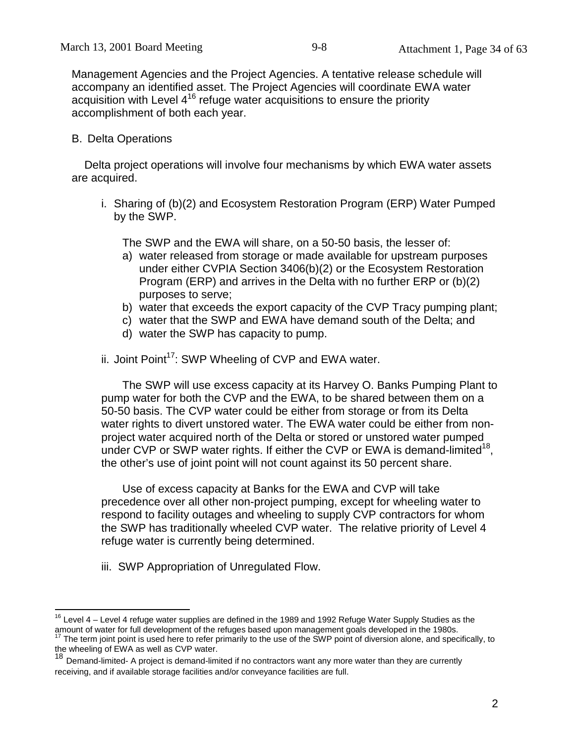Management Agencies and the Project Agencies. A tentative release schedule will accompany an identified asset. The Project Agencies will coordinate EWA water acquisition with Level 4[16] refuge water acquisitions to ensure the priority accomplishment of both each year.

B. Delta Operations

Delta project operations will involve four mechanisms by which EWA water assets are acquired.

i. Sharing of (b)(2) and Ecosystem Restoration Program (ERP) Water Pumped by the SWP.

The SWP and the EWA will share, on a 50-50 basis, the lesser of:

a) water released from storage or made available for upstream purposes under either CVPIA Section 3406(b)(2) or the Ecosystem Restoration Program (ERP) and arrives in the Delta with no further ERP or (b)(2) purposes to serve;
b) water that exceeds the export capacity of the CVP Tracy pumping plant;
c) water that the SWP and EWA have demand south of the Delta; and
d) water the SWP has capacity to pump.

ii. Joint Point[17]: SWP Wheeling of CVP and EWA water.

The SWP will use excess capacity at its Harvey O. Banks Pumping Plant to pump water for both the CVP and the EWA, to be shared between them on a 50-50 basis. The CVP water could be either from storage or from its Delta water rights to divert unstored water. The EWA water could be either from non-project water acquired north of the Delta or stored or unstored water pumped under CVP or SWP water rights. If either the CVP or EWA is demand-limited[18], the other's use of joint point will not count against its 50 percent share.

Use of excess capacity at Banks for the EWA and CVP will take precedence over all other non-project pumping, except for wheeling water to respond to facility outages and wheeling to supply CVP contractors for whom the SWP has traditionally wheeled CVP water. The relative priority of Level 4 refuge water is currently being determined.

iii. SWP Appropriation of Unregulated Flow.

---

[16] Level 4 – Level 4 refuge water supplies are defined in the 1989 and 1992 Refuge Water Supply Studies as the amount of water for full development of the refuges based upon management goals developed in the 1980s.

[17] The term joint point is used here to refer primarily to the use of the SWP point of diversion alone, and specifically, to the wheeling of EWA as well as CVP water.

[18] Demand-limited- A project is demand-limited if no contractors want any more water than they are currently receiving, and if available storage facilities and/or conveyance facilities are full.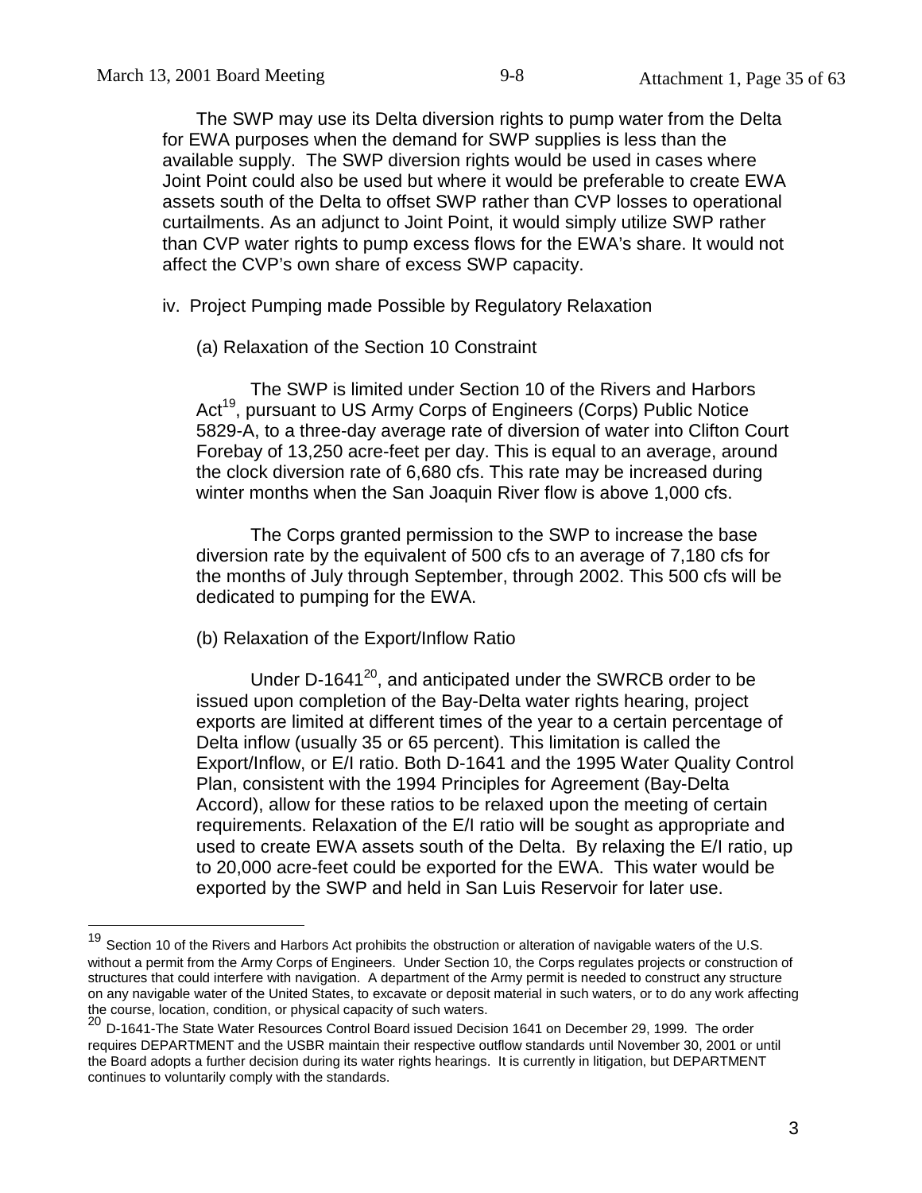The SWP may use its Delta diversion rights to pump water from the Delta for EWA purposes when the demand for SWP supplies is less than the available supply. The SWP diversion rights would be used in cases where Joint Point could also be used but where it would be preferable to create EWA assets south of the Delta to offset SWP rather than CVP losses to operational curtailments. As an adjunct to Joint Point, it would simply utilize SWP rather than CVP water rights to pump excess flows for the EWA's share. It would not affect the CVP's own share of excess SWP capacity.

iv. Project Pumping made Possible by Regulatory Relaxation

(a) Relaxation of the Section 10 Constraint

The SWP is limited under Section 10 of the Rivers and Harbors Act[19], pursuant to US Army Corps of Engineers (Corps) Public Notice 5829-A, to a three-day average rate of diversion of water into Clifton Court Forebay of 13,250 acre-feet per day. This is equal to an average, around the clock diversion rate of 6,680 cfs. This rate may be increased during winter months when the San Joaquin River flow is above 1,000 cfs.

The Corps granted permission to the SWP to increase the base diversion rate by the equivalent of 500 cfs to an average of 7,180 cfs for the months of July through September, through 2002. This 500 cfs will be dedicated to pumping for the EWA.

(b) Relaxation of the Export/Inflow Ratio

Under D-1641[20], and anticipated under the SWRCB order to be issued upon completion of the Bay-Delta water rights hearing, project exports are limited at different times of the year to a certain percentage of Delta inflow (usually 35 or 65 percent). This limitation is called the Export/Inflow, or E/I ratio. Both D-1641 and the 1995 Water Quality Control Plan, consistent with the 1994 Principles for Agreement (Bay-Delta Accord), allow for these ratios to be relaxed upon the meeting of certain requirements. Relaxation of the E/I ratio will be sought as appropriate and used to create EWA assets south of the Delta. By relaxing the E/I ratio, up to 20,000 acre-feet could be exported for the EWA. This water would be exported by the SWP and held in San Luis Reservoir for later use.

---

[19] Section 10 of the Rivers and Harbors Act prohibits the obstruction or alteration of navigable waters of the U.S. without a permit from the Army Corps of Engineers. Under Section 10, the Corps regulates projects or construction of structures that could interfere with navigation. A department of the Army permit is needed to construct any structure on any navigable water of the United States, to excavate or deposit material in such waters, or to do any work affecting the course, location, condition, or physical capacity of such waters.

[20] D-1641-The State Water Resources Control Board issued Decision 1641 on December 29, 1999. The order requires DEPARTMENT and the USBR maintain their respective outflow standards until November 30, 2001 or until the Board adopts a further decision during its water rights hearings. It is currently in litigation, but DEPARTMENT continues to voluntarily comply with the standards.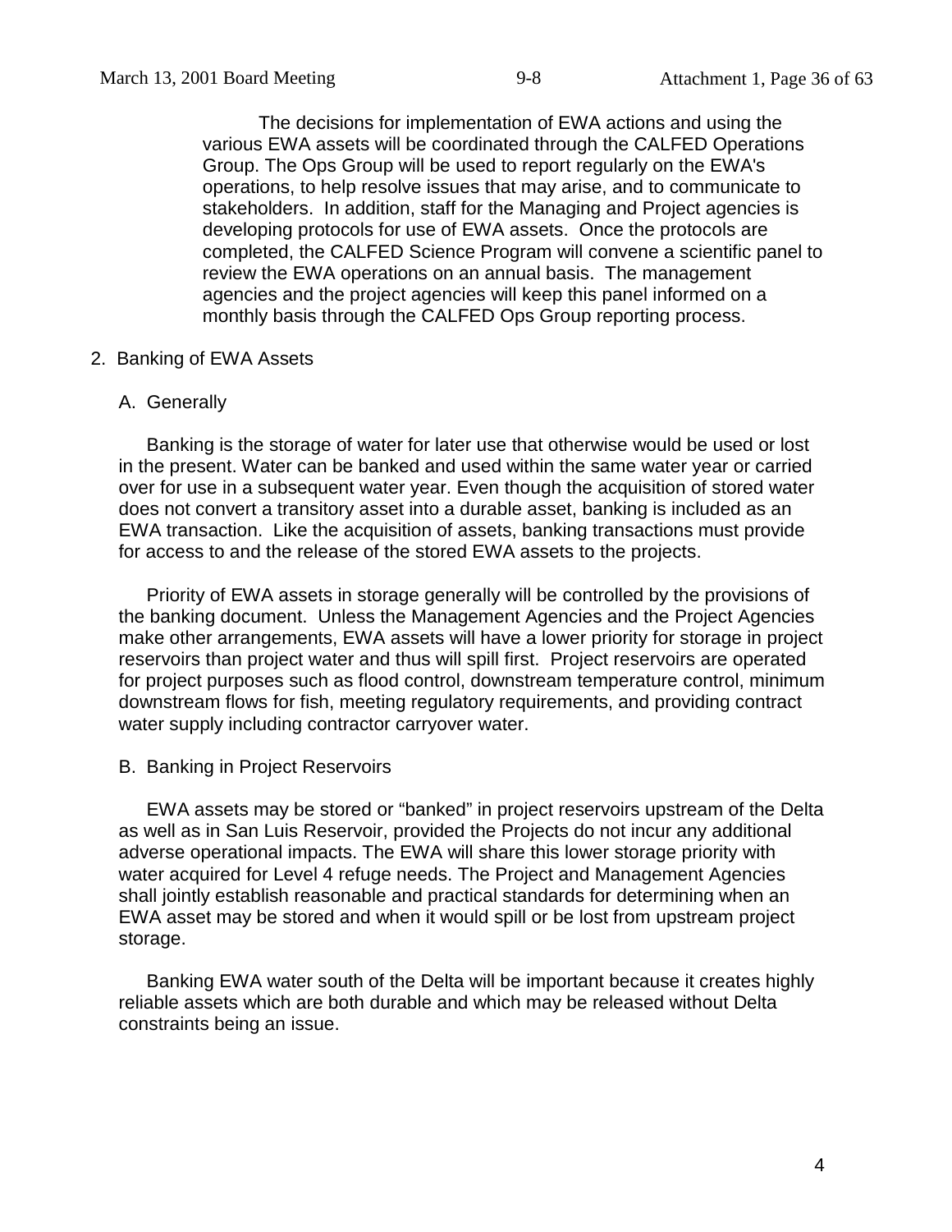The decisions for implementation of EWA actions and using the various EWA assets will be coordinated through the CALFED Operations Group. The Ops Group will be used to report regularly on the EWA's operations, to help resolve issues that may arise, and to communicate to stakeholders. In addition, staff for the Managing and Project agencies is developing protocols for use of EWA assets. Once the protocols are completed, the CALFED Science Program will convene a scientific panel to review the EWA operations on an annual basis. The management agencies and the project agencies will keep this panel informed on a monthly basis through the CALFED Ops Group reporting process.

2. Banking of EWA Assets

A. Generally

Banking is the storage of water for later use that otherwise would be used or lost in the present. Water can be banked and used within the same water year or carried over for use in a subsequent water year. Even though the acquisition of stored water does not convert a transitory asset into a durable asset, banking is included as an EWA transaction. Like the acquisition of assets, banking transactions must provide for access to and the release of the stored EWA assets to the projects.

Priority of EWA assets in storage generally will be controlled by the provisions of the banking document. Unless the Management Agencies and the Project Agencies make other arrangements, EWA assets will have a lower priority for storage in project reservoirs than project water and thus will spill first. Project reservoirs are operated for project purposes such as flood control, downstream temperature control, minimum downstream flows for fish, meeting regulatory requirements, and providing contract water supply including contractor carryover water.

B. Banking in Project Reservoirs

EWA assets may be stored or "banked" in project reservoirs upstream of the Delta as well as in San Luis Reservoir, provided the Projects do not incur any additional adverse operational impacts. The EWA will share this lower storage priority with water acquired for Level 4 refuge needs. The Project and Management Agencies shall jointly establish reasonable and practical standards for determining when an EWA asset may be stored and when it would spill or be lost from upstream project storage.

Banking EWA water south of the Delta will be important because it creates highly reliable assets which are both durable and which may be released without Delta constraints being an issue.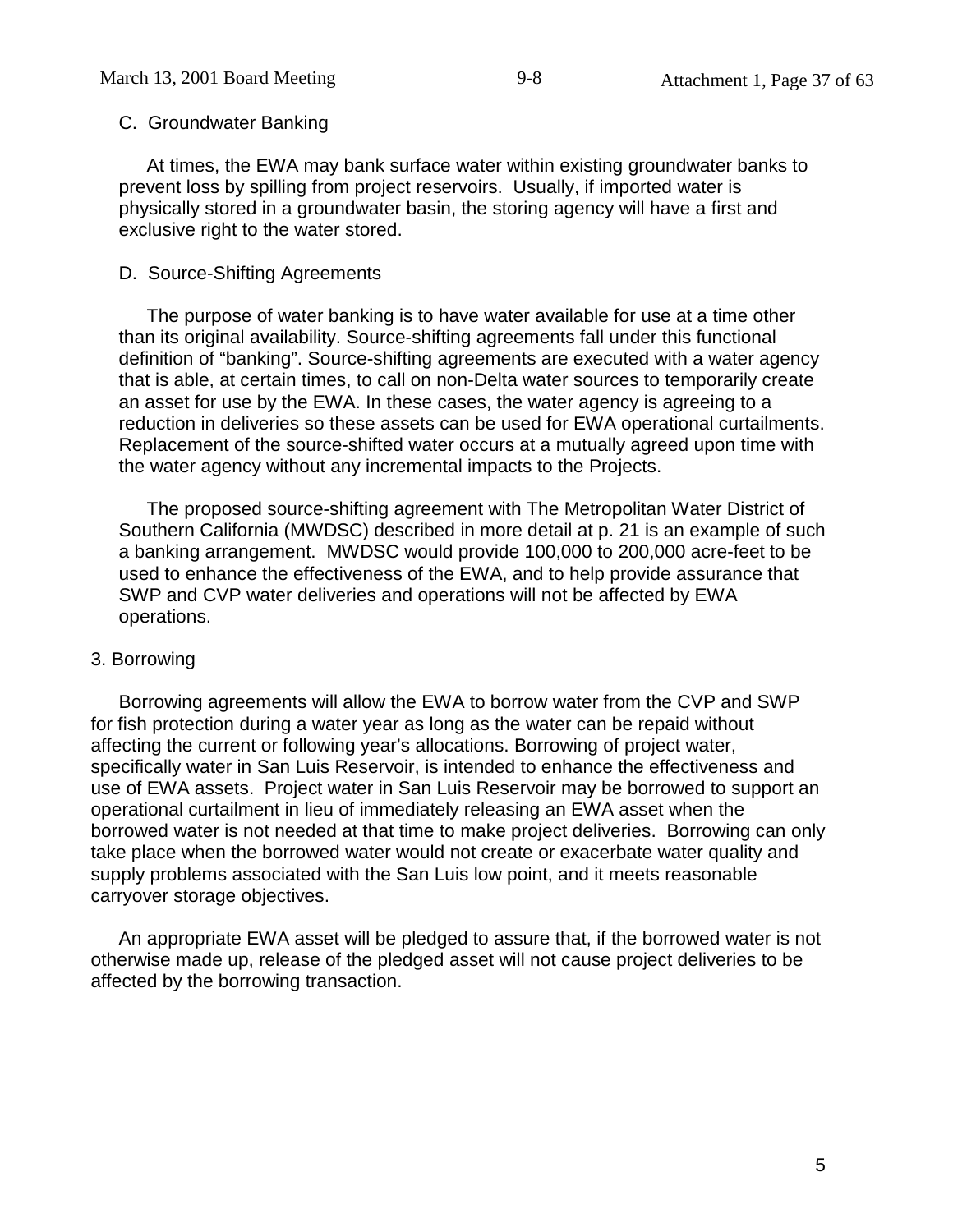### C. Groundwater Banking

At times, the EWA may bank surface water within existing groundwater banks to prevent loss by spilling from project reservoirs. Usually, if imported water is physically stored in a groundwater basin, the storing agency will have a first and exclusive right to the water stored.

### D. Source-Shifting Agreements

The purpose of water banking is to have water available for use at a time other than its original availability. Source-shifting agreements fall under this functional definition of "banking". Source-shifting agreements are executed with a water agency that is able, at certain times, to call on non-Delta water sources to temporarily create an asset for use by the EWA. In these cases, the water agency is agreeing to a reduction in deliveries so these assets can be used for EWA operational curtailments. Replacement of the source-shifted water occurs at a mutually agreed upon time with the water agency without any incremental impacts to the Projects.

The proposed source-shifting agreement with The Metropolitan Water District of Southern California (MWDSC) described in more detail at p. 21 is an example of such a banking arrangement. MWDSC would provide 100,000 to 200,000 acre-feet to be used to enhance the effectiveness of the EWA, and to help provide assurance that SWP and CVP water deliveries and operations will not be affected by EWA operations.

## 3. Borrowing

Borrowing agreements will allow the EWA to borrow water from the CVP and SWP for fish protection during a water year as long as the water can be repaid without affecting the current or following year's allocations. Borrowing of project water, specifically water in San Luis Reservoir, is intended to enhance the effectiveness and use of EWA assets. Project water in San Luis Reservoir may be borrowed to support an operational curtailment in lieu of immediately releasing an EWA asset when the borrowed water is not needed at that time to make project deliveries. Borrowing can only take place when the borrowed water would not create or exacerbate water quality and supply problems associated with the San Luis low point, and it meets reasonable carryover storage objectives.

An appropriate EWA asset will be pledged to assure that, if the borrowed water is not otherwise made up, release of the pledged asset will not cause project deliveries to be affected by the borrowing transaction.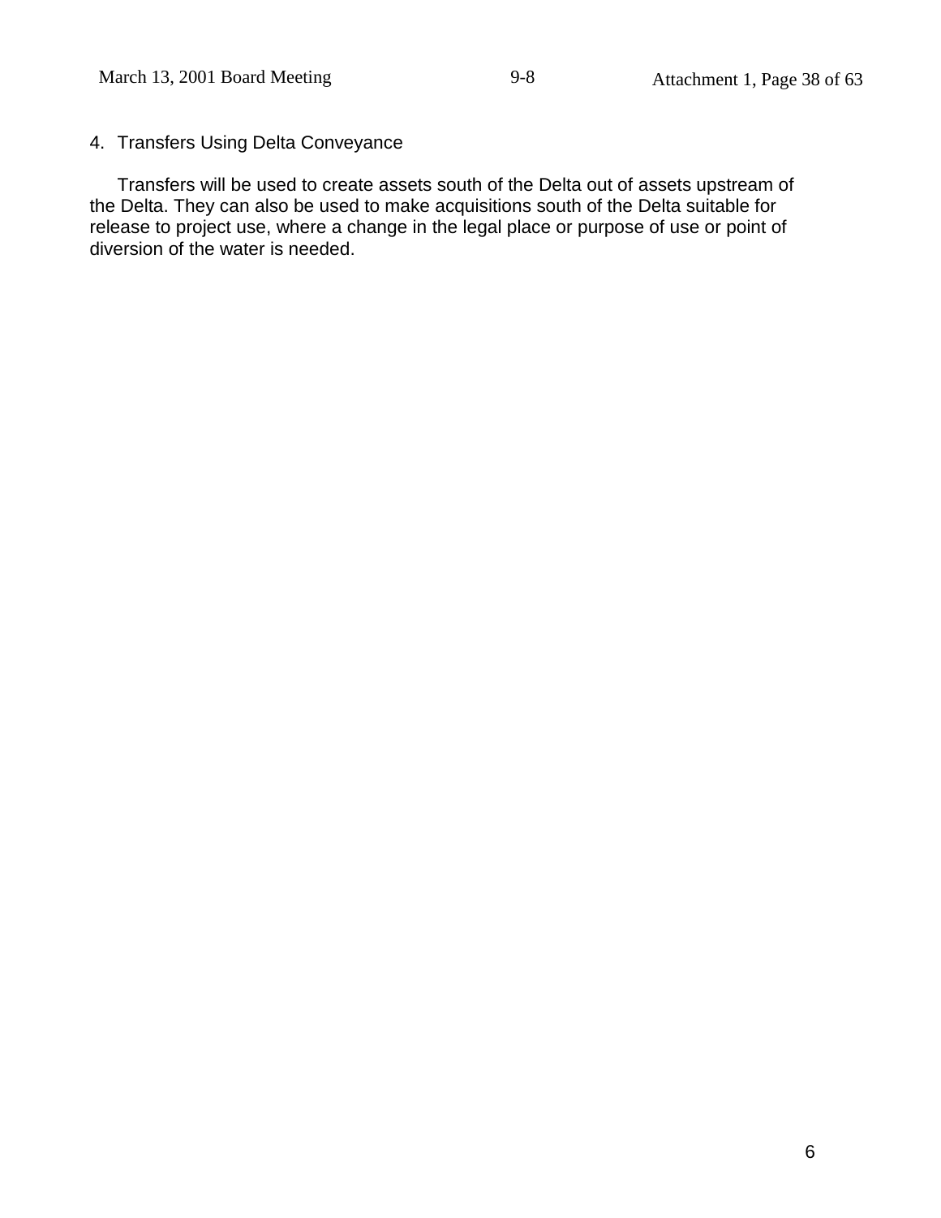4. Transfers Using Delta Conveyance

Transfers will be used to create assets south of the Delta out of assets upstream of the Delta. They can also be used to make acquisitions south of the Delta suitable for release to project use, where a change in the legal place or purpose of use or point of diversion of the water is needed.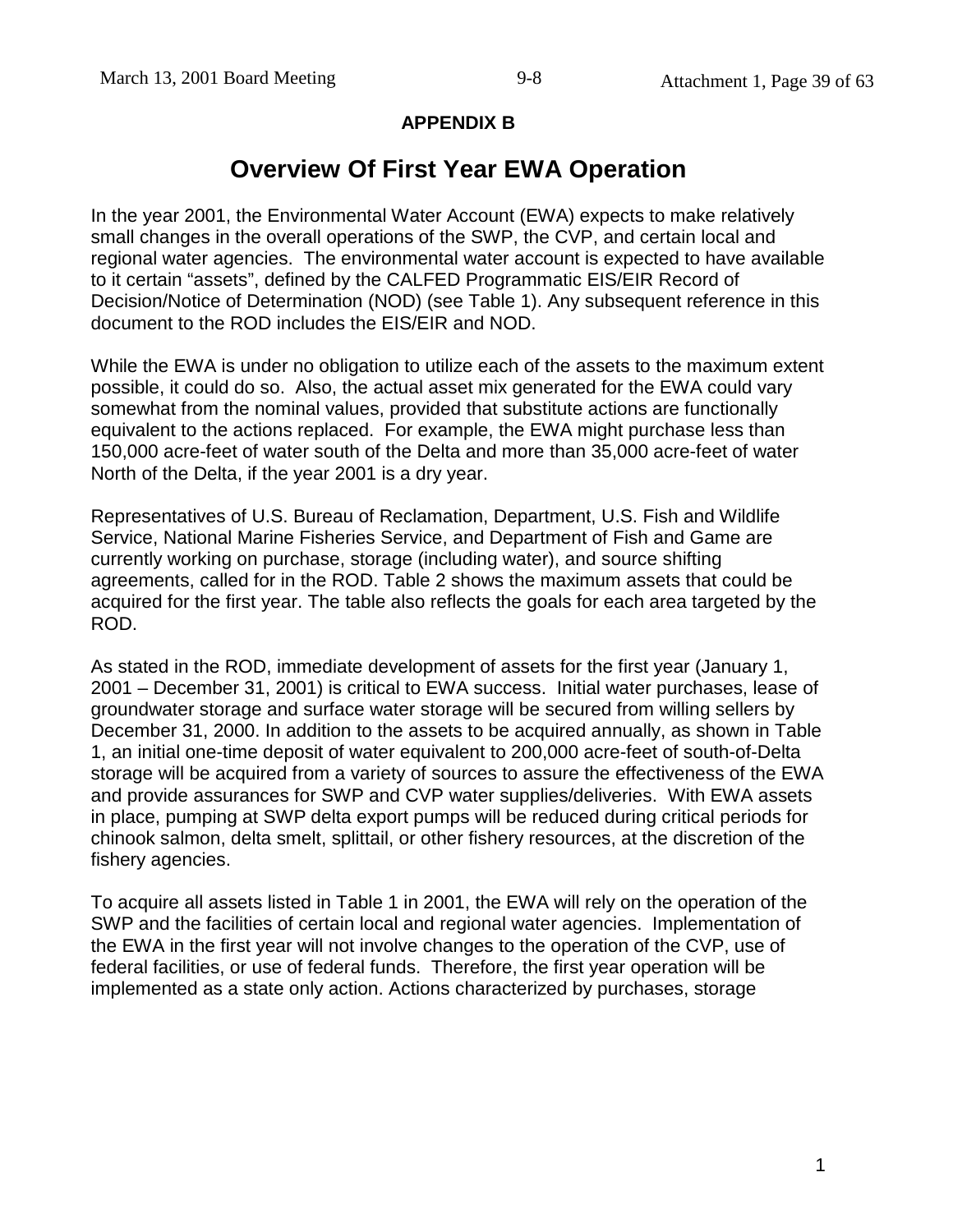## APPENDIX B

# Overview Of First Year EWA Operation

In the year 2001, the Environmental Water Account (EWA) expects to make relatively small changes in the overall operations of the SWP, the CVP, and certain local and regional water agencies. The environmental water account is expected to have available to it certain "assets", defined by the CALFED Programmatic EIS/EIR Record of Decision/Notice of Determination (NOD) (see Table 1). Any subsequent reference in this document to the ROD includes the EIS/EIR and NOD.

While the EWA is under no obligation to utilize each of the assets to the maximum extent possible, it could do so. Also, the actual asset mix generated for the EWA could vary somewhat from the nominal values, provided that substitute actions are functionally equivalent to the actions replaced. For example, the EWA might purchase less than 150,000 acre-feet of water south of the Delta and more than 35,000 acre-feet of water North of the Delta, if the year 2001 is a dry year.

Representatives of U.S. Bureau of Reclamation, Department, U.S. Fish and Wildlife Service, National Marine Fisheries Service, and Department of Fish and Game are currently working on purchase, storage (including water), and source shifting agreements, called for in the ROD. Table 2 shows the maximum assets that could be acquired for the first year. The table also reflects the goals for each area targeted by the ROD.

As stated in the ROD, immediate development of assets for the first year (January 1, 2001 – December 31, 2001) is critical to EWA success. Initial water purchases, lease of groundwater storage and surface water storage will be secured from willing sellers by December 31, 2000. In addition to the assets to be acquired annually, as shown in Table 1, an initial one-time deposit of water equivalent to 200,000 acre-feet of south-of-Delta storage will be acquired from a variety of sources to assure the effectiveness of the EWA and provide assurances for SWP and CVP water supplies/deliveries. With EWA assets in place, pumping at SWP delta export pumps will be reduced during critical periods for chinook salmon, delta smelt, splittail, or other fishery resources, at the discretion of the fishery agencies.

To acquire all assets listed in Table 1 in 2001, the EWA will rely on the operation of the SWP and the facilities of certain local and regional water agencies. Implementation of the EWA in the first year will not involve changes to the operation of the CVP, use of federal facilities, or use of federal funds. Therefore, the first year operation will be implemented as a state only action. Actions characterized by purchases, storage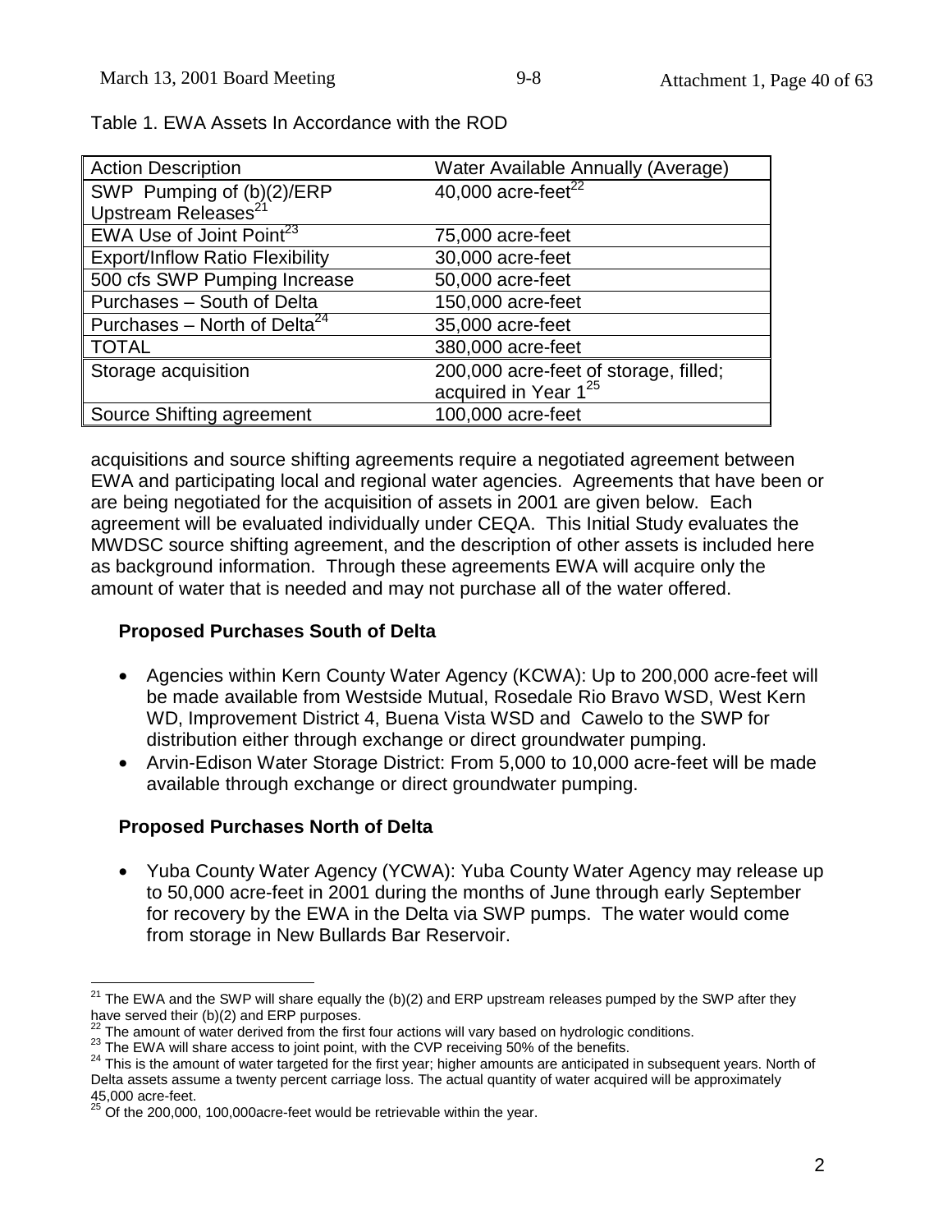Table 1. EWA Assets In Accordance with the ROD

| Action Description | Water Available Annually (Average) |
| --- | --- |
| SWP Pumping of (b)(2)/ERP Upstream Releases[21] | 40,000 acre-feet[22] |
| EWA Use of Joint Point[23] | 75,000 acre-feet |
| Export/Inflow Ratio Flexibility | 30,000 acre-feet |
| 500 cfs SWP Pumping Increase | 50,000 acre-feet |
| Purchases – South of Delta | 150,000 acre-feet |
| Purchases – North of Delta[24] | 35,000 acre-feet |
| TOTAL | 380,000 acre-feet |
| Storage acquisition | 200,000 acre-feet of storage, filled; acquired in Year 1[25] |
| Source Shifting agreement | 100,000 acre-feet |

acquisitions and source shifting agreements require a negotiated agreement between EWA and participating local and regional water agencies. Agreements that have been or are being negotiated for the acquisition of assets in 2001 are given below. Each agreement will be evaluated individually under CEQA. This Initial Study evaluates the MWDSC source shifting agreement, and the description of other assets is included here as background information. Through these agreements EWA will acquire only the amount of water that is needed and may not purchase all of the water offered.

**Proposed Purchases South of Delta**

- Agencies within Kern County Water Agency (KCWA): Up to 200,000 acre-feet will be made available from Westside Mutual, Rosedale Rio Bravo WSD, West Kern WD, Improvement District 4, Buena Vista WSD and Cawelo to the SWP for distribution either through exchange or direct groundwater pumping.
- Arvin-Edison Water Storage District: From 5,000 to 10,000 acre-feet will be made available through exchange or direct groundwater pumping.

**Proposed Purchases North of Delta**

- Yuba County Water Agency (YCWA): Yuba County Water Agency may release up to 50,000 acre-feet in 2001 during the months of June through early September for recovery by the EWA in the Delta via SWP pumps. The water would come from storage in New Bullards Bar Reservoir.

[21] The EWA and the SWP will share equally the (b)(2) and ERP upstream releases pumped by the SWP after they have served their (b)(2) and ERP purposes.

[22] The amount of water derived from the first four actions will vary based on hydrologic conditions.

[23] The EWA will share access to joint point, with the CVP receiving 50% of the benefits.

[24] This is the amount of water targeted for the first year; higher amounts are anticipated in subsequent years. North of Delta assets assume a twenty percent carriage loss. The actual quantity of water acquired will be approximately 45,000 acre-feet.

[25] Of the 200,000, 100,000acre-feet would be retrievable within the year.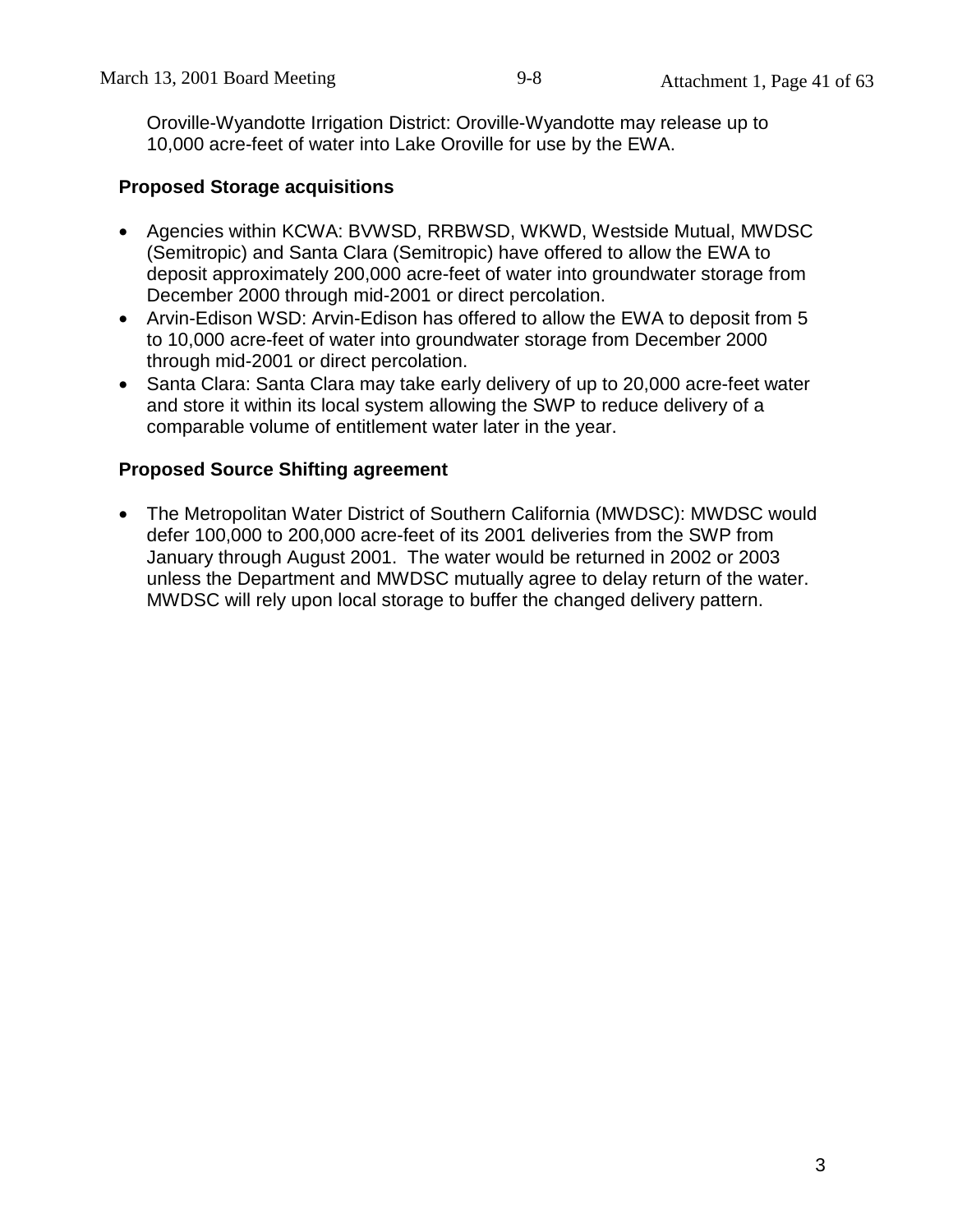Oroville-Wyandotte Irrigation District: Oroville-Wyandotte may release up to 10,000 acre-feet of water into Lake Oroville for use by the EWA.

**Proposed Storage acquisitions**

- Agencies within KCWA: BVWSD, RRBWSD, WKWD, Westside Mutual, MWDSC (Semitropic) and Santa Clara (Semitropic) have offered to allow the EWA to deposit approximately 200,000 acre-feet of water into groundwater storage from December 2000 through mid-2001 or direct percolation.
- Arvin-Edison WSD: Arvin-Edison has offered to allow the EWA to deposit from 5 to 10,000 acre-feet of water into groundwater storage from December 2000 through mid-2001 or direct percolation.
- Santa Clara: Santa Clara may take early delivery of up to 20,000 acre-feet water and store it within its local system allowing the SWP to reduce delivery of a comparable volume of entitlement water later in the year.

**Proposed Source Shifting agreement**

- The Metropolitan Water District of Southern California (MWDSC): MWDSC would defer 100,000 to 200,000 acre-feet of its 2001 deliveries from the SWP from January through August 2001. The water would be returned in 2002 or 2003 unless the Department and MWDSC mutually agree to delay return of the water. MWDSC will rely upon local storage to buffer the changed delivery pattern.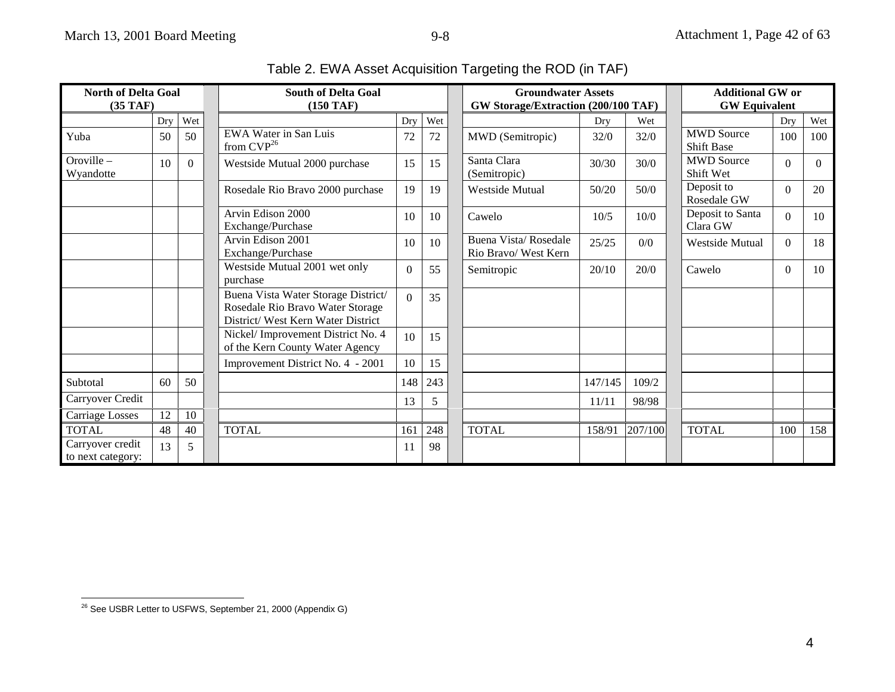Table 2. EWA Asset Acquisition Targeting the ROD (in TAF)

| North of Delta Goal (35 TAF) | | | South of Delta Goal (150 TAF) | | | Groundwater Assets GW Storage/Extraction (200/100 TAF) | | | Additional GW or GW Equivalent | | |
|---|---|---|---|---|---|---|---|---|---|---|---|
| | Dry | Wet | | Dry | Wet | | Dry | Wet | | Dry | Wet |
| Yuba | 50 | 50 | EWA Water in San Luis from CVP[26] | 72 | 72 | MWD (Semitropic) | 32/0 | 32/0 | MWD Source Shift Base | 100 | 100 |
| Oroville – Wyandotte | 10 | 0 | Westside Mutual 2000 purchase | 15 | 15 | Santa Clara (Semitropic) | 30/30 | 30/0 | MWD Source Shift Wet | 0 | 0 |
| | | | Rosedale Rio Bravo 2000 purchase | 19 | 19 | Westside Mutual | 50/20 | 50/0 | Deposit to Rosedale GW | 0 | 20 |
| | | | Arvin Edison 2000 Exchange/Purchase | 10 | 10 | Cawelo | 10/5 | 10/0 | Deposit to Santa Clara GW | 0 | 10 |
| | | | Arvin Edison 2001 Exchange/Purchase | 10 | 10 | Buena Vista/ Rosedale Rio Bravo/ West Kern | 25/25 | 0/0 | Westside Mutual | 0 | 18 |
| | | | Westside Mutual 2001 wet only purchase | 0 | 55 | Semitropic | 20/10 | 20/0 | Cawelo | 0 | 10 |
| | | | Buena Vista Water Storage District/ Rosedale Rio Bravo Water Storage District/ West Kern Water District | 0 | 35 | | | | | | |
| | | | Nickel/ Improvement District No. 4 of the Kern County Water Agency | 10 | 15 | | | | | | |
| | | | Improvement District No. 4 - 2001 | 10 | 15 | | | | | | |
| Subtotal | 60 | 50 | | 148 | 243 | | 147/145 | 109/2 | | | |
| Carryover Credit | | | | 13 | 5 | | 11/11 | 98/98 | | | |
| Carriage Losses | 12 | 10 | | | | | | | | | |
| TOTAL | 48 | 40 | TOTAL | 161 | 248 | TOTAL | 158/91 | 207/100 | TOTAL | 100 | 158 |
| Carryover credit to next category: | 13 | 5 | | 11 | 98 | | | | | | |

[26] See USBR Letter to USFWS, September 21, 2000 (Appendix G)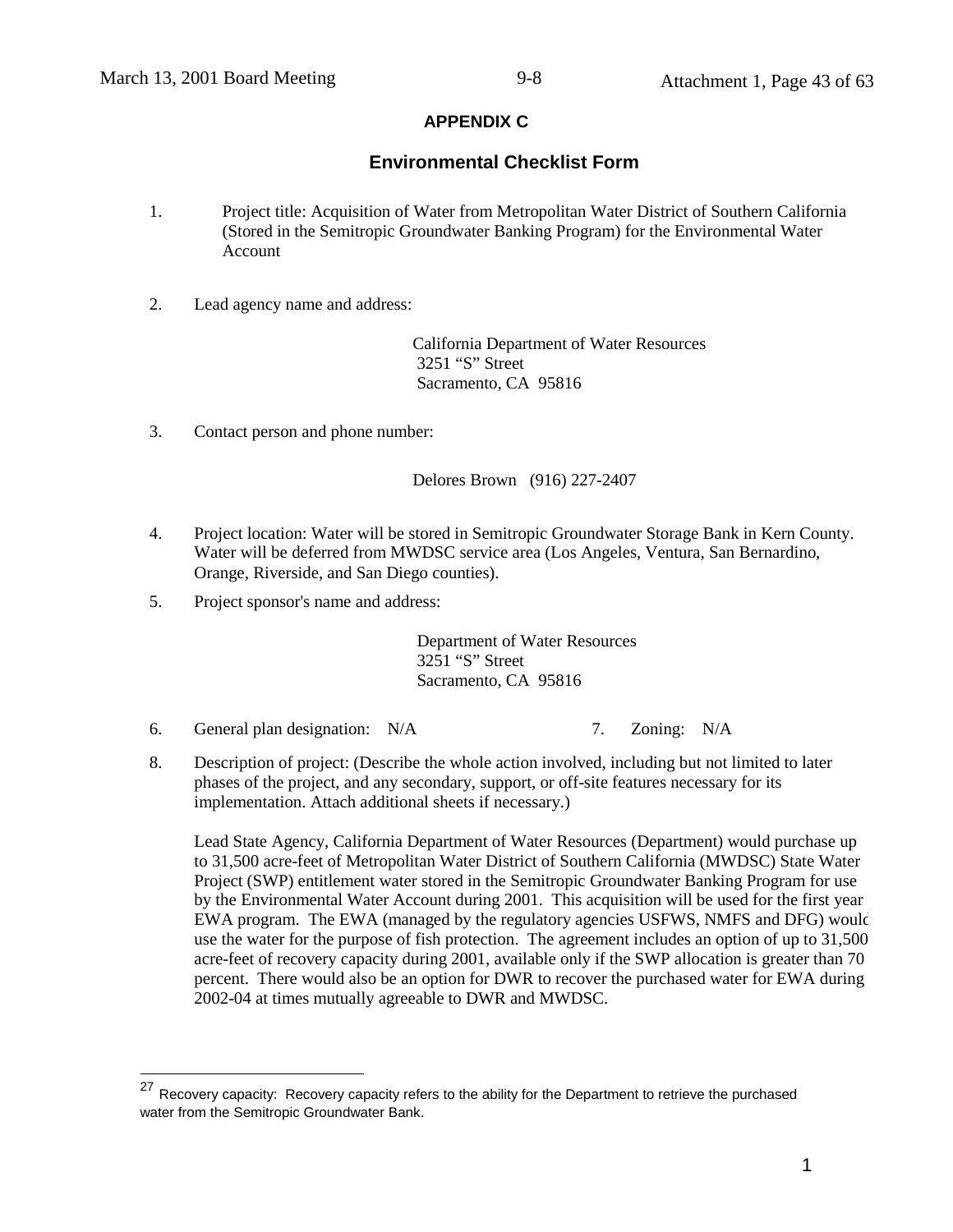## APPENDIX C

## Environmental Checklist Form

1. Project title: Acquisition of Water from Metropolitan Water District of Southern California (Stored in the Semitropic Groundwater Banking Program) for the Environmental Water Account

2. Lead agency name and address:

   California Department of Water Resources
   3251 "S" Street
   Sacramento, CA 95816

3. Contact person and phone number:

   Delores Brown (916) 227-2407

4. Project location: Water will be stored in Semitropic Groundwater Storage Bank in Kern County. Water will be deferred from MWDSC service area (Los Angeles, Ventura, San Bernardino, Orange, Riverside, and San Diego counties).

5. Project sponsor's name and address:

   Department of Water Resources
   3251 "S" Street
   Sacramento, CA 95816

6. General plan designation: N/A

7. Zoning: N/A

8. Description of project: (Describe the whole action involved, including but not limited to later phases of the project, and any secondary, support, or off-site features necessary for its implementation. Attach additional sheets if necessary.)

   Lead State Agency, California Department of Water Resources (Department) would purchase up to 31,500 acre-feet of Metropolitan Water District of Southern California (MWDSC) State Water Project (SWP) entitlement water stored in the Semitropic Groundwater Banking Program for use by the Environmental Water Account during 2001. This acquisition will be used for the first year EWA program. The EWA (managed by the regulatory agencies USFWS, NMFS and DFG) would use the water for the purpose of fish protection. The agreement includes an option of up to 31,500 acre-feet of recovery capacity during 2001, available only if the SWP allocation is greater than 70 percent. There would also be an option for DWR to recover the purchased water for EWA during 2002-04 at times mutually agreeable to DWR and MWDSC.

---

[27] Recovery capacity: Recovery capacity refers to the ability for the Department to retrieve the purchased water from the Semitropic Groundwater Bank.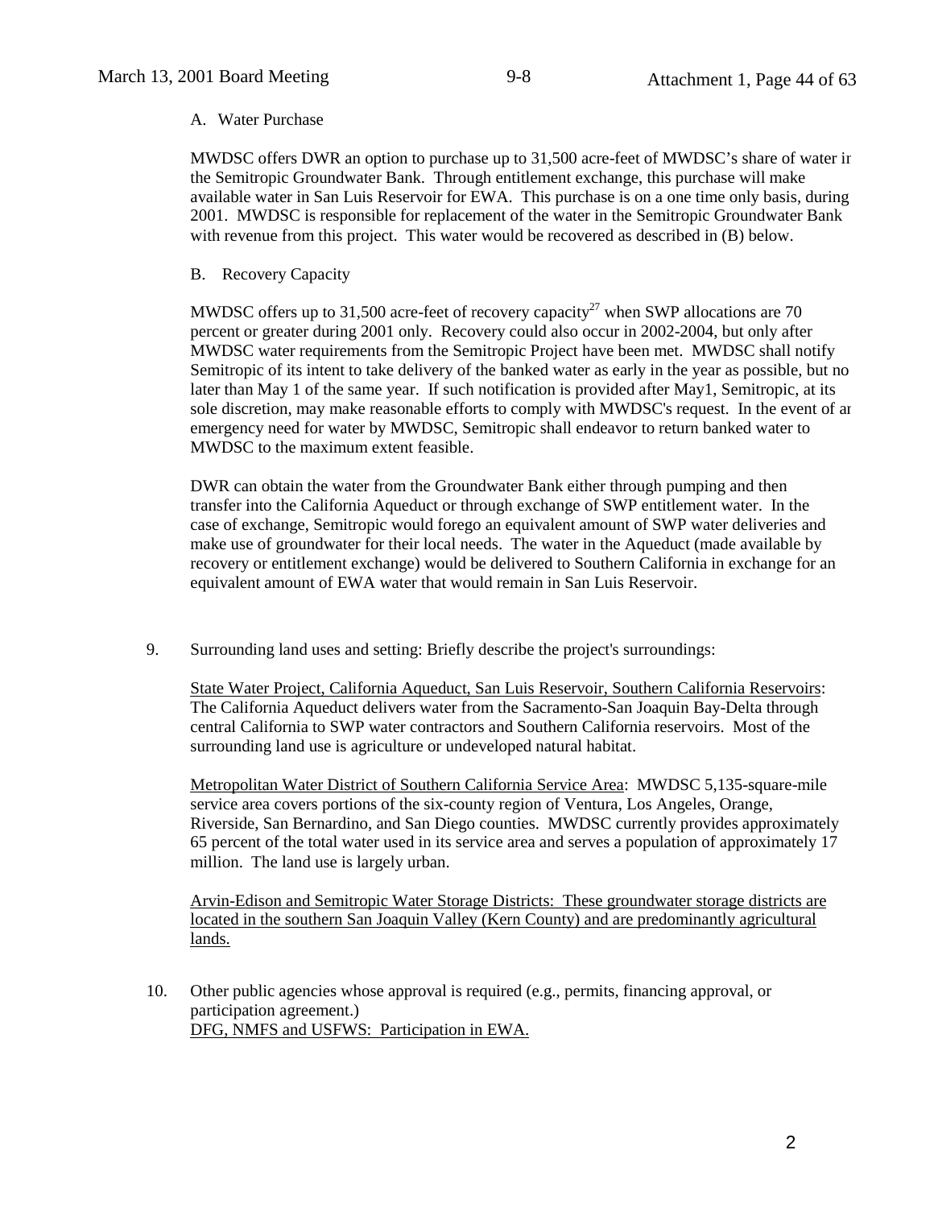A. Water Purchase

MWDSC offers DWR an option to purchase up to 31,500 acre-feet of MWDSC's share of water in the Semitropic Groundwater Bank. Through entitlement exchange, this purchase will make available water in San Luis Reservoir for EWA. This purchase is on a one time only basis, during 2001. MWDSC is responsible for replacement of the water in the Semitropic Groundwater Bank with revenue from this project. This water would be recovered as described in (B) below.

B. Recovery Capacity

MWDSC offers up to 31,500 acre-feet of recovery capacity[27] when SWP allocations are 70 percent or greater during 2001 only. Recovery could also occur in 2002-2004, but only after MWDSC water requirements from the Semitropic Project have been met. MWDSC shall notify Semitropic of its intent to take delivery of the banked water as early in the year as possible, but no later than May 1 of the same year. If such notification is provided after May1, Semitropic, at its sole discretion, may make reasonable efforts to comply with MWDSC's request. In the event of an emergency need for water by MWDSC, Semitropic shall endeavor to return banked water to MWDSC to the maximum extent feasible.

DWR can obtain the water from the Groundwater Bank either through pumping and then transfer into the California Aqueduct or through exchange of SWP entitlement water. In the case of exchange, Semitropic would forego an equivalent amount of SWP water deliveries and make use of groundwater for their local needs. The water in the Aqueduct (made available by recovery or entitlement exchange) would be delivered to Southern California in exchange for an equivalent amount of EWA water that would remain in San Luis Reservoir.

9. Surrounding land uses and setting: Briefly describe the project's surroundings:

   State Water Project, California Aqueduct, San Luis Reservoir, Southern California Reservoirs: The California Aqueduct delivers water from the Sacramento-San Joaquin Bay-Delta through central California to SWP water contractors and Southern California reservoirs. Most of the surrounding land use is agriculture or undeveloped natural habitat.

   Metropolitan Water District of Southern California Service Area: MWDSC 5,135-square-mile service area covers portions of the six-county region of Ventura, Los Angeles, Orange, Riverside, San Bernardino, and San Diego counties. MWDSC currently provides approximately 65 percent of the total water used in its service area and serves a population of approximately 17 million. The land use is largely urban.

   Arvin-Edison and Semitropic Water Storage Districts: These groundwater storage districts are located in the southern San Joaquin Valley (Kern County) and are predominantly agricultural lands.

10. Other public agencies whose approval is required (e.g., permits, financing approval, or participation agreement.)
    DFG, NMFS and USFWS: Participation in EWA.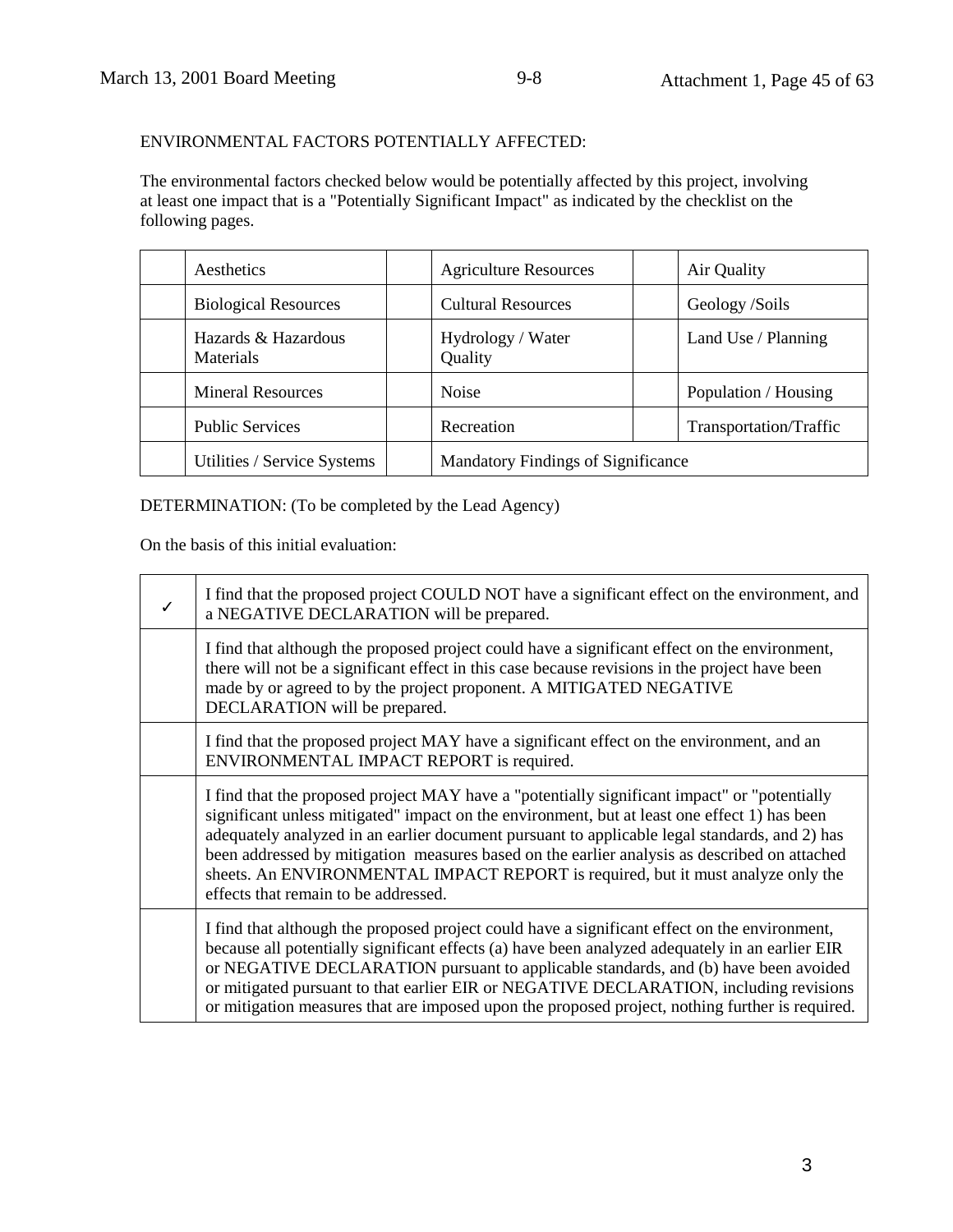ENVIRONMENTAL FACTORS POTENTIALLY AFFECTED:

The environmental factors checked below would be potentially affected by this project, involving at least one impact that is a "Potentially Significant Impact" as indicated by the checklist on the following pages.

| | | | | | |
|---|---|---|---|---|---|
| | Aesthetics | | Agriculture Resources | | Air Quality |
| | Biological Resources | | Cultural Resources | | Geology /Soils |
| | Hazards & Hazardous Materials | | Hydrology / Water Quality | | Land Use / Planning |
| | Mineral Resources | | Noise | | Population / Housing |
| | Public Services | | Recreation | | Transportation/Traffic |
| | Utilities / Service Systems | | Mandatory Findings of Significance | | |

DETERMINATION: (To be completed by the Lead Agency)

On the basis of this initial evaluation:

| | |
|---|---|
| ✓ | I find that the proposed project COULD NOT have a significant effect on the environment, and a NEGATIVE DECLARATION will be prepared. |
| | I find that although the proposed project could have a significant effect on the environment, there will not be a significant effect in this case because revisions in the project have been made by or agreed to by the project proponent. A MITIGATED NEGATIVE DECLARATION will be prepared. |
| | I find that the proposed project MAY have a significant effect on the environment, and an ENVIRONMENTAL IMPACT REPORT is required. |
| | I find that the proposed project MAY have a "potentially significant impact" or "potentially significant unless mitigated" impact on the environment, but at least one effect 1) has been adequately analyzed in an earlier document pursuant to applicable legal standards, and 2) has been addressed by mitigation measures based on the earlier analysis as described on attached sheets. An ENVIRONMENTAL IMPACT REPORT is required, but it must analyze only the effects that remain to be addressed. |
| | I find that although the proposed project could have a significant effect on the environment, because all potentially significant effects (a) have been analyzed adequately in an earlier EIR or NEGATIVE DECLARATION pursuant to applicable standards, and (b) have been avoided or mitigated pursuant to that earlier EIR or NEGATIVE DECLARATION, including revisions or mitigation measures that are imposed upon the proposed project, nothing further is required. |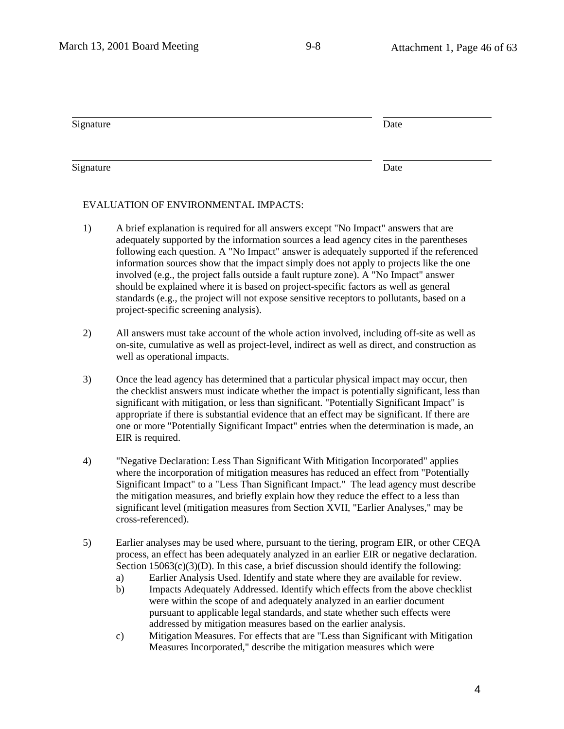| | |
|---|---|
| Signature | Date |
| Signature | Date |

EVALUATION OF ENVIRONMENTAL IMPACTS:

1) A brief explanation is required for all answers except "No Impact" answers that are adequately supported by the information sources a lead agency cites in the parentheses following each question. A "No Impact" answer is adequately supported if the referenced information sources show that the impact simply does not apply to projects like the one involved (e.g., the project falls outside a fault rupture zone). A "No Impact" answer should be explained where it is based on project-specific factors as well as general standards (e.g., the project will not expose sensitive receptors to pollutants, based on a project-specific screening analysis).

2) All answers must take account of the whole action involved, including off-site as well as on-site, cumulative as well as project-level, indirect as well as direct, and construction as well as operational impacts.

3) Once the lead agency has determined that a particular physical impact may occur, then the checklist answers must indicate whether the impact is potentially significant, less than significant with mitigation, or less than significant. "Potentially Significant Impact" is appropriate if there is substantial evidence that an effect may be significant. If there are one or more "Potentially Significant Impact" entries when the determination is made, an EIR is required.

4) "Negative Declaration: Less Than Significant With Mitigation Incorporated" applies where the incorporation of mitigation measures has reduced an effect from "Potentially Significant Impact" to a "Less Than Significant Impact." The lead agency must describe the mitigation measures, and briefly explain how they reduce the effect to a less than significant level (mitigation measures from Section XVII, "Earlier Analyses," may be cross-referenced).

5) Earlier analyses may be used where, pursuant to the tiering, program EIR, or other CEQA process, an effect has been adequately analyzed in an earlier EIR or negative declaration. Section 15063(c)(3)(D). In this case, a brief discussion should identify the following:
   a) Earlier Analysis Used. Identify and state where they are available for review.
   b) Impacts Adequately Addressed. Identify which effects from the above checklist were within the scope of and adequately analyzed in an earlier document pursuant to applicable legal standards, and state whether such effects were addressed by mitigation measures based on the earlier analysis.
   c) Mitigation Measures. For effects that are "Less than Significant with Mitigation Measures Incorporated," describe the mitigation measures which were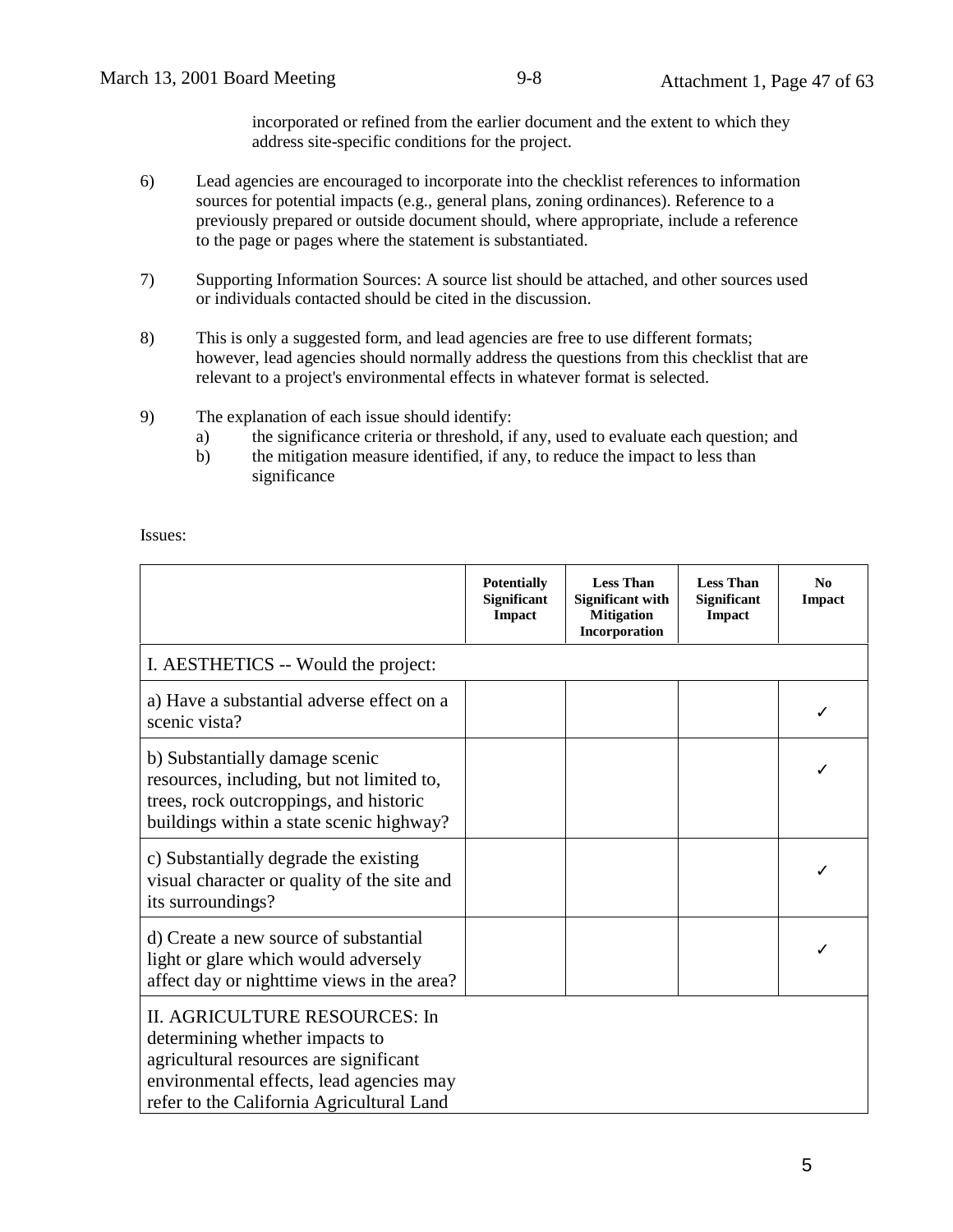incorporated or refined from the earlier document and the extent to which they address site-specific conditions for the project.

6) Lead agencies are encouraged to incorporate into the checklist references to information sources for potential impacts (e.g., general plans, zoning ordinances). Reference to a previously prepared or outside document should, where appropriate, include a reference to the page or pages where the statement is substantiated.

7) Supporting Information Sources: A source list should be attached, and other sources used or individuals contacted should be cited in the discussion.

8) This is only a suggested form, and lead agencies are free to use different formats; however, lead agencies should normally address the questions from this checklist that are relevant to a project's environmental effects in whatever format is selected.

9) The explanation of each issue should identify:
   a) the significance criteria or threshold, if any, used to evaluate each question; and
   b) the mitigation measure identified, if any, to reduce the impact to less than significance

Issues:

| | Potentially Significant Impact | Less Than Significant with Mitigation Incorporation | Less Than Significant Impact | No Impact |
|---|---|---|---|---|
| I. AESTHETICS -- Would the project: | | | | |
| a) Have a substantial adverse effect on a scenic vista? | | | | ✓ |
| b) Substantially damage scenic resources, including, but not limited to, trees, rock outcroppings, and historic buildings within a state scenic highway? | | | | ✓ |
| c) Substantially degrade the existing visual character or quality of the site and its surroundings? | | | | ✓ |
| d) Create a new source of substantial light or glare which would adversely affect day or nighttime views in the area? | | | | ✓ |
| II. AGRICULTURE RESOURCES: In determining whether impacts to agricultural resources are significant environmental effects, lead agencies may refer to the California Agricultural Land | | | | |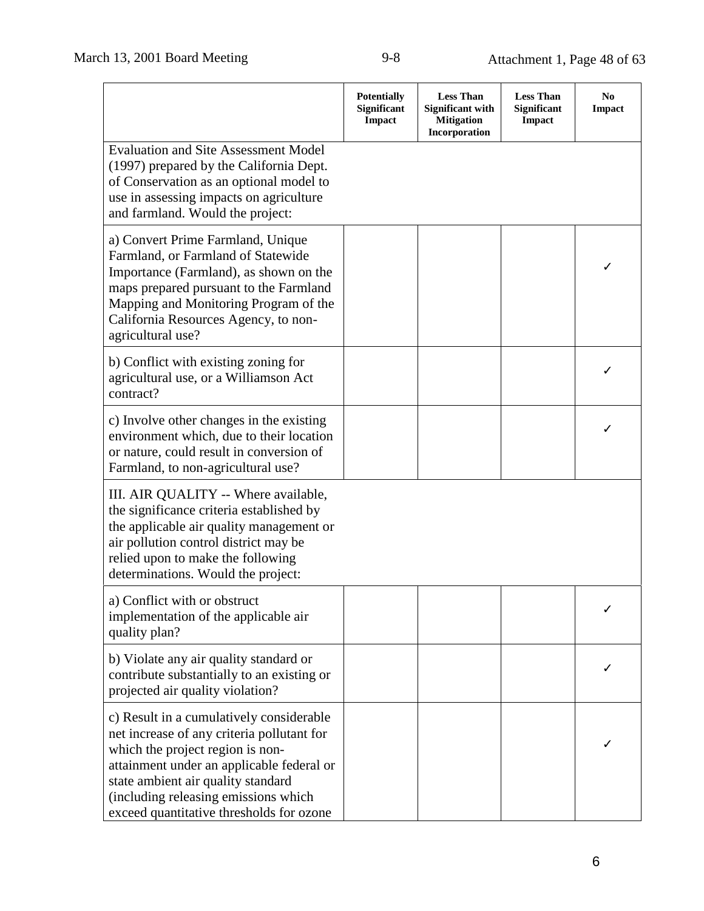| | Potentially Significant Impact | Less Than Significant with Mitigation Incorporation | Less Than Significant Impact | No Impact |
|---|---|---|---|---|
| Evaluation and Site Assessment Model (1997) prepared by the California Dept. of Conservation as an optional model to use in assessing impacts on agriculture and farmland. Would the project: | | | | |
| a) Convert Prime Farmland, Unique Farmland, or Farmland of Statewide Importance (Farmland), as shown on the maps prepared pursuant to the Farmland Mapping and Monitoring Program of the California Resources Agency, to non-agricultural use? | | | | ✓ |
| b) Conflict with existing zoning for agricultural use, or a Williamson Act contract? | | | | ✓ |
| c) Involve other changes in the existing environment which, due to their location or nature, could result in conversion of Farmland, to non-agricultural use? | | | | ✓ |
| III. AIR QUALITY -- Where available, the significance criteria established by the applicable air quality management or air pollution control district may be relied upon to make the following determinations. Would the project: | | | | |
| a) Conflict with or obstruct implementation of the applicable air quality plan? | | | | ✓ |
| b) Violate any air quality standard or contribute substantially to an existing or projected air quality violation? | | | | ✓ |
| c) Result in a cumulatively considerable net increase of any criteria pollutant for which the project region is non-attainment under an applicable federal or state ambient air quality standard (including releasing emissions which exceed quantitative thresholds for ozone | | | | ✓ |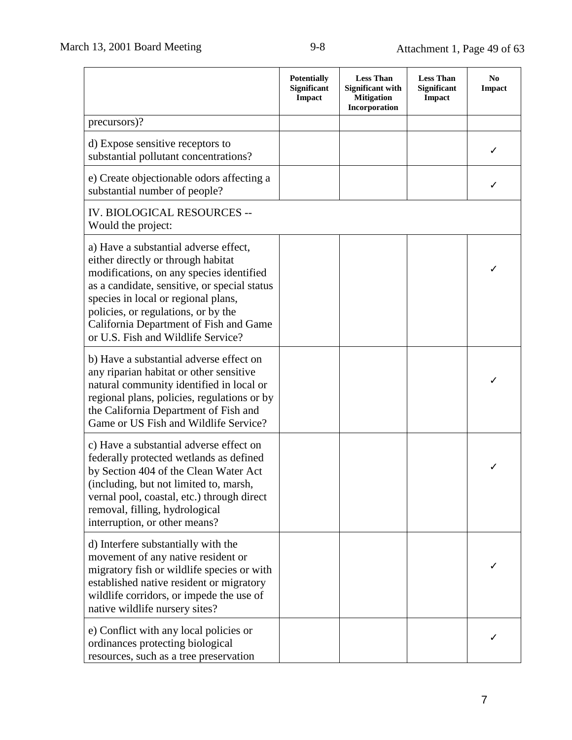| | Potentially Significant Impact | Less Than Significant with Mitigation Incorporation | Less Than Significant Impact | No Impact |
|---|---|---|---|---|
| precursors)? | | | | |
| d) Expose sensitive receptors to substantial pollutant concentrations? | | | | ✓ |
| e) Create objectionable odors affecting a substantial number of people? | | | | ✓ |
| IV. BIOLOGICAL RESOURCES -- Would the project: | | | | |
| a) Have a substantial adverse effect, either directly or through habitat modifications, on any species identified as a candidate, sensitive, or special status species in local or regional plans, policies, or regulations, or by the California Department of Fish and Game or U.S. Fish and Wildlife Service? | | | | ✓ |
| b) Have a substantial adverse effect on any riparian habitat or other sensitive natural community identified in local or regional plans, policies, regulations or by the California Department of Fish and Game or US Fish and Wildlife Service? | | | | ✓ |
| c) Have a substantial adverse effect on federally protected wetlands as defined by Section 404 of the Clean Water Act (including, but not limited to, marsh, vernal pool, coastal, etc.) through direct removal, filling, hydrological interruption, or other means? | | | | ✓ |
| d) Interfere substantially with the movement of any native resident or migratory fish or wildlife species or with established native resident or migratory wildlife corridors, or impede the use of native wildlife nursery sites? | | | | ✓ |
| e) Conflict with any local policies or ordinances protecting biological resources, such as a tree preservation | | | | ✓ |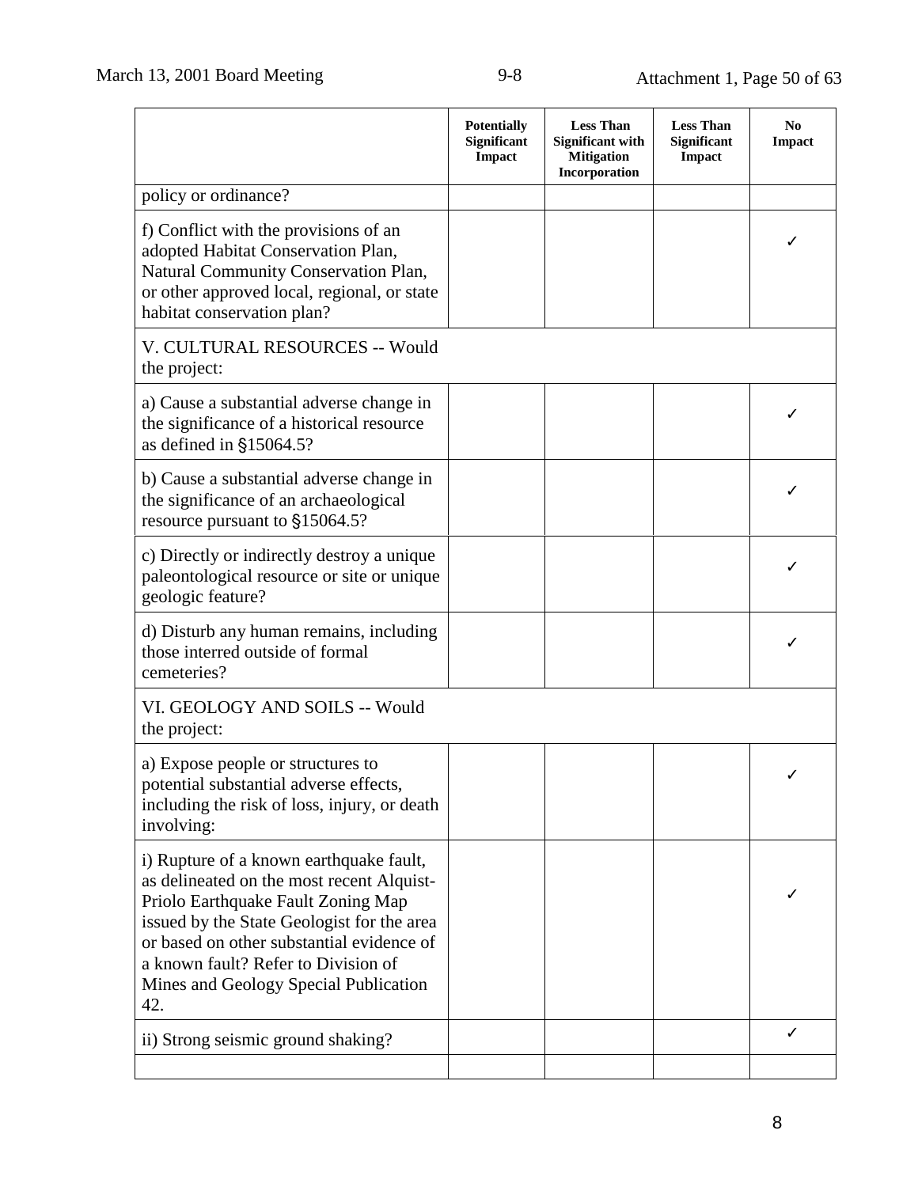| | Potentially Significant Impact | Less Than Significant with Mitigation Incorporation | Less Than Significant Impact | No Impact |
|---|---|---|---|---|
| policy or ordinance? | | | | |
| f) Conflict with the provisions of an adopted Habitat Conservation Plan, Natural Community Conservation Plan, or other approved local, regional, or state habitat conservation plan? | | | | ✓ |
| V. CULTURAL RESOURCES -- Would the project: | | | | |
| a) Cause a substantial adverse change in the significance of a historical resource as defined in §15064.5? | | | | ✓ |
| b) Cause a substantial adverse change in the significance of an archaeological resource pursuant to §15064.5? | | | | ✓ |
| c) Directly or indirectly destroy a unique paleontological resource or site or unique geologic feature? | | | | ✓ |
| d) Disturb any human remains, including those interred outside of formal cemeteries? | | | | ✓ |
| VI. GEOLOGY AND SOILS -- Would the project: | | | | |
| a) Expose people or structures to potential substantial adverse effects, including the risk of loss, injury, or death involving: | | | | ✓ |
| i) Rupture of a known earthquake fault, as delineated on the most recent Alquist-Priolo Earthquake Fault Zoning Map issued by the State Geologist for the area or based on other substantial evidence of a known fault? Refer to Division of Mines and Geology Special Publication 42. | | | | ✓ |
| ii) Strong seismic ground shaking? | | | | ✓ |
| | | | | |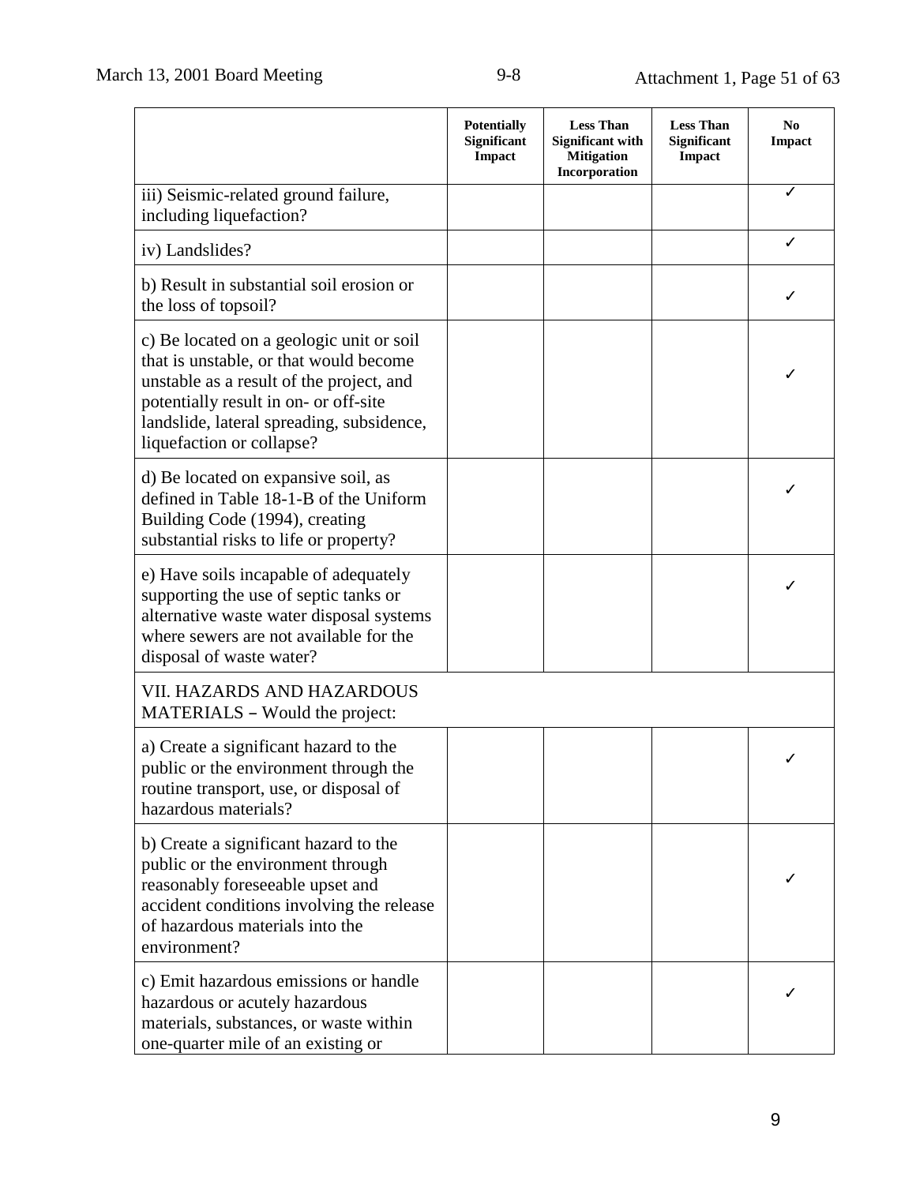| | Potentially Significant Impact | Less Than Significant with Mitigation Incorporation | Less Than Significant Impact | No Impact |
|---|---|---|---|---|
| iii) Seismic-related ground failure, including liquefaction? | | | | ✓ |
| iv) Landslides? | | | | ✓ |
| b) Result in substantial soil erosion or the loss of topsoil? | | | | ✓ |
| c) Be located on a geologic unit or soil that is unstable, or that would become unstable as a result of the project, and potentially result in on- or off-site landslide, lateral spreading, subsidence, liquefaction or collapse? | | | | ✓ |
| d) Be located on expansive soil, as defined in Table 18-1-B of the Uniform Building Code (1994), creating substantial risks to life or property? | | | | ✓ |
| e) Have soils incapable of adequately supporting the use of septic tanks or alternative waste water disposal systems where sewers are not available for the disposal of waste water? | | | | ✓ |
| VII. HAZARDS AND HAZARDOUS MATERIALS – Would the project: | | | | |
| a) Create a significant hazard to the public or the environment through the routine transport, use, or disposal of hazardous materials? | | | | ✓ |
| b) Create a significant hazard to the public or the environment through reasonably foreseeable upset and accident conditions involving the release of hazardous materials into the environment? | | | | ✓ |
| c) Emit hazardous emissions or handle hazardous or acutely hazardous materials, substances, or waste within one-quarter mile of an existing or | | | | ✓ |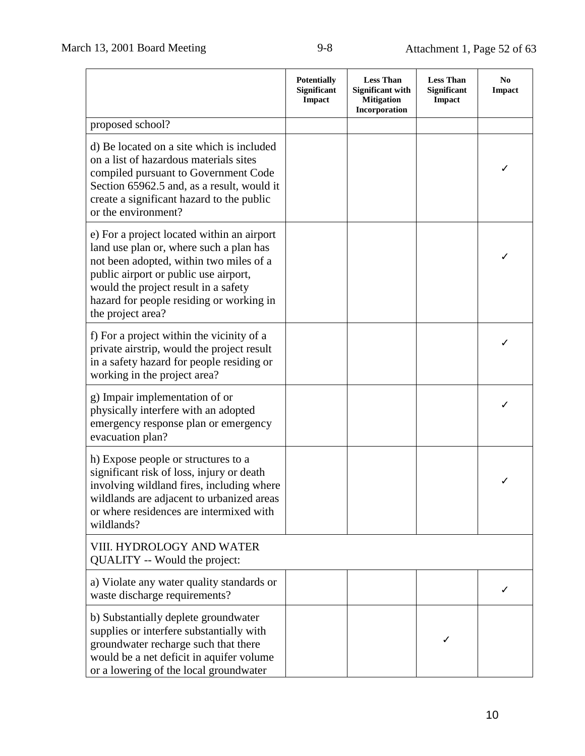| | Potentially Significant Impact | Less Than Significant with Mitigation Incorporation | Less Than Significant Impact | No Impact |
|---|---|---|---|---|
| proposed school? | | | | |
| d) Be located on a site which is included on a list of hazardous materials sites compiled pursuant to Government Code Section 65962.5 and, as a result, would it create a significant hazard to the public or the environment? | | | | ✓ |
| e) For a project located within an airport land use plan or, where such a plan has not been adopted, within two miles of a public airport or public use airport, would the project result in a safety hazard for people residing or working in the project area? | | | | ✓ |
| f) For a project within the vicinity of a private airstrip, would the project result in a safety hazard for people residing or working in the project area? | | | | ✓ |
| g) Impair implementation of or physically interfere with an adopted emergency response plan or emergency evacuation plan? | | | | ✓ |
| h) Expose people or structures to a significant risk of loss, injury or death involving wildland fires, including where wildlands are adjacent to urbanized areas or where residences are intermixed with wildlands? | | | | ✓ |
| VIII. HYDROLOGY AND WATER QUALITY -- Would the project: | | | | |
| a) Violate any water quality standards or waste discharge requirements? | | | | ✓ |
| b) Substantially deplete groundwater supplies or interfere substantially with groundwater recharge such that there would be a net deficit in aquifer volume or a lowering of the local groundwater | | | ✓ | |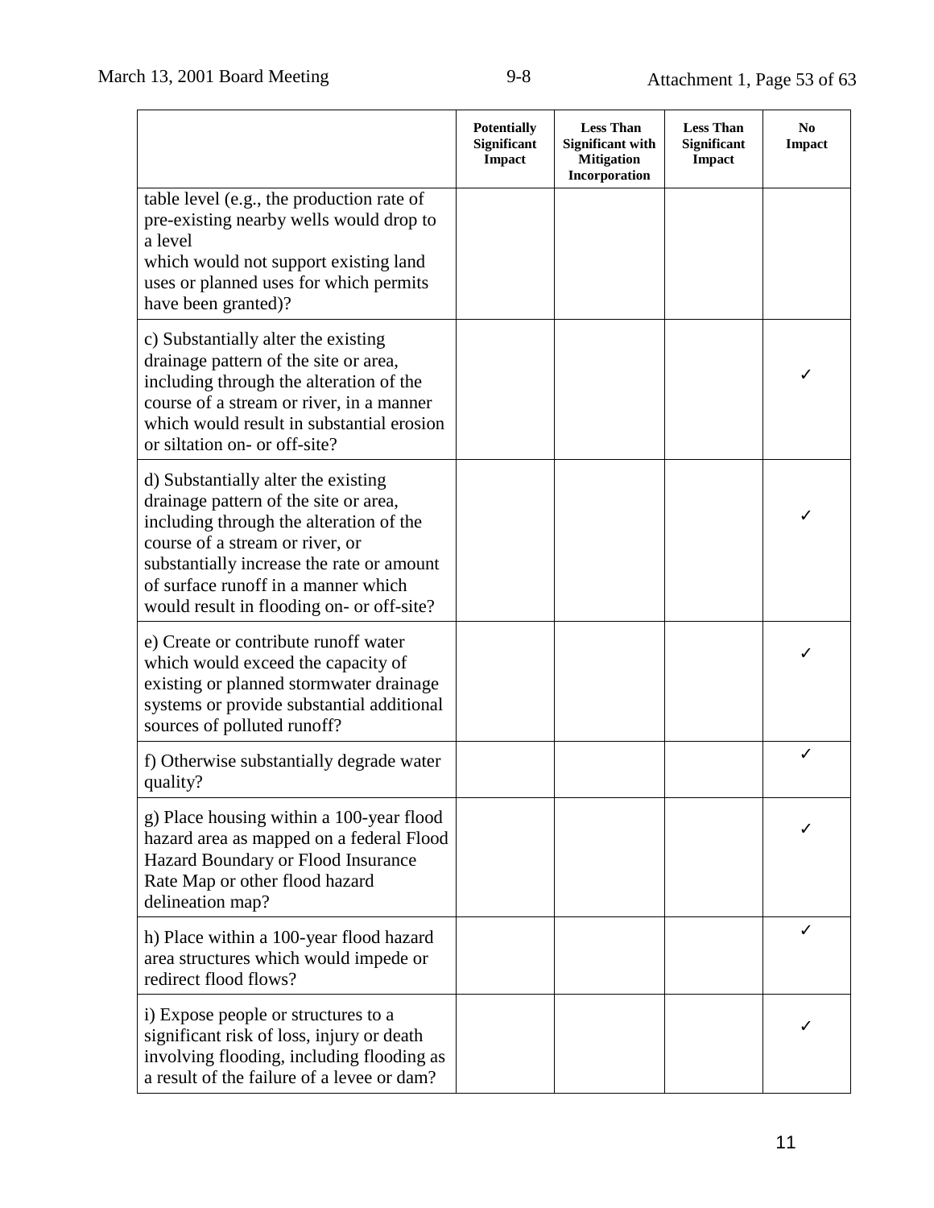| | Potentially Significant Impact | Less Than Significant with Mitigation Incorporation | Less Than Significant Impact | No Impact |
|---|---|---|---|---|
| table level (e.g., the production rate of pre-existing nearby wells would drop to a level which would not support existing land uses or planned uses for which permits have been granted)? | | | | |
| c) Substantially alter the existing drainage pattern of the site or area, including through the alteration of the course of a stream or river, in a manner which would result in substantial erosion or siltation on- or off-site? | | | | ✓ |
| d) Substantially alter the existing drainage pattern of the site or area, including through the alteration of the course of a stream or river, or substantially increase the rate or amount of surface runoff in a manner which would result in flooding on- or off-site? | | | | ✓ |
| e) Create or contribute runoff water which would exceed the capacity of existing or planned stormwater drainage systems or provide substantial additional sources of polluted runoff? | | | | ✓ |
| f) Otherwise substantially degrade water quality? | | | | ✓ |
| g) Place housing within a 100-year flood hazard area as mapped on a federal Flood Hazard Boundary or Flood Insurance Rate Map or other flood hazard delineation map? | | | | ✓ |
| h) Place within a 100-year flood hazard area structures which would impede or redirect flood flows? | | | | ✓ |
| i) Expose people or structures to a significant risk of loss, injury or death involving flooding, including flooding as a result of the failure of a levee or dam? | | | | ✓ |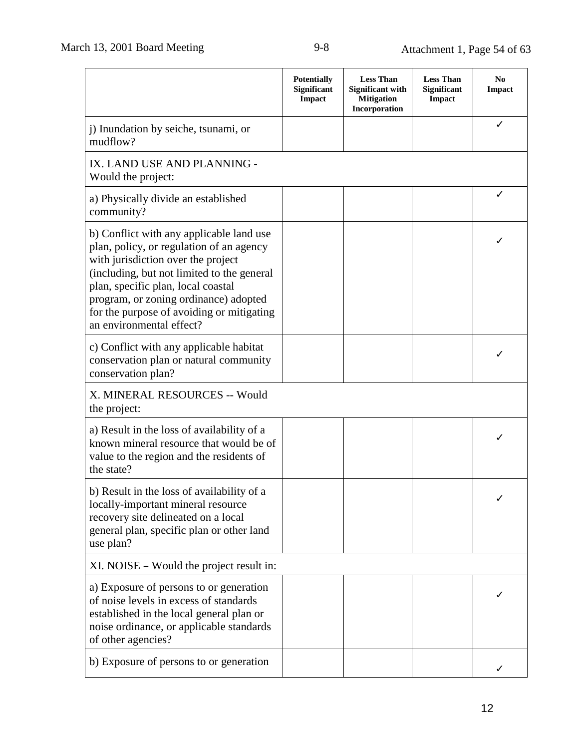| | Potentially Significant Impact | Less Than Significant with Mitigation Incorporation | Less Than Significant Impact | No Impact |
|---|---|---|---|---|
| j) Inundation by seiche, tsunami, or mudflow? | | | | ✓ |
| IX. LAND USE AND PLANNING - Would the project: | | | | |
| a) Physically divide an established community? | | | | ✓ |
| b) Conflict with any applicable land use plan, policy, or regulation of an agency with jurisdiction over the project (including, but not limited to the general plan, specific plan, local coastal program, or zoning ordinance) adopted for the purpose of avoiding or mitigating an environmental effect? | | | | ✓ |
| c) Conflict with any applicable habitat conservation plan or natural community conservation plan? | | | | ✓ |
| X. MINERAL RESOURCES -- Would the project: | | | | |
| a) Result in the loss of availability of a known mineral resource that would be of value to the region and the residents of the state? | | | | ✓ |
| b) Result in the loss of availability of a locally-important mineral resource recovery site delineated on a local general plan, specific plan or other land use plan? | | | | ✓ |
| XI. NOISE – Would the project result in: | | | | |
| a) Exposure of persons to or generation of noise levels in excess of standards established in the local general plan or noise ordinance, or applicable standards of other agencies? | | | | ✓ |
| b) Exposure of persons to or generation | | | | ✓ |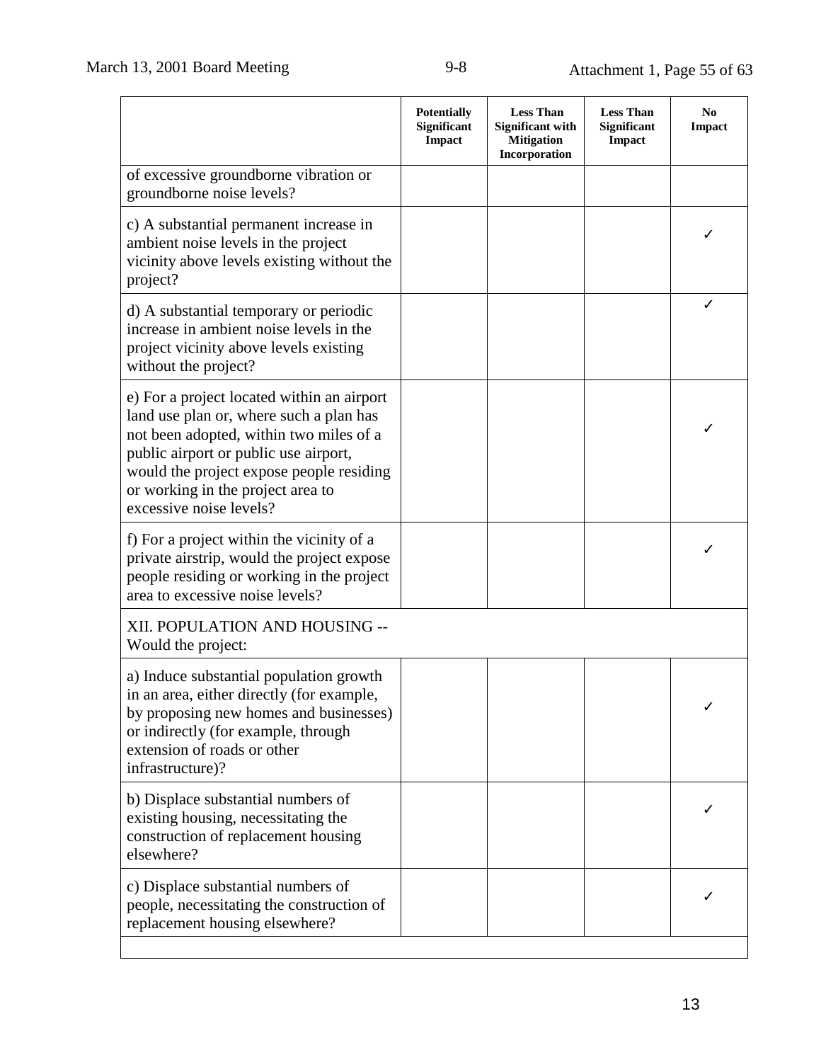| | Potentially Significant Impact | Less Than Significant with Mitigation Incorporation | Less Than Significant Impact | No Impact |
|---|---|---|---|---|
| of excessive groundborne vibration or groundborne noise levels? | | | | |
| c) A substantial permanent increase in ambient noise levels in the project vicinity above levels existing without the project? | | | | ✓ |
| d) A substantial temporary or periodic increase in ambient noise levels in the project vicinity above levels existing without the project? | | | | ✓ |
| e) For a project located within an airport land use plan or, where such a plan has not been adopted, within two miles of a public airport or public use airport, would the project expose people residing or working in the project area to excessive noise levels? | | | | ✓ |
| f) For a project within the vicinity of a private airstrip, would the project expose people residing or working in the project area to excessive noise levels? | | | | ✓ |
| XII. POPULATION AND HOUSING -- Would the project: | | | | |
| a) Induce substantial population growth in an area, either directly (for example, by proposing new homes and businesses) or indirectly (for example, through extension of roads or other infrastructure)? | | | | ✓ |
| b) Displace substantial numbers of existing housing, necessitating the construction of replacement housing elsewhere? | | | | ✓ |
| c) Displace substantial numbers of people, necessitating the construction of replacement housing elsewhere? | | | | ✓ |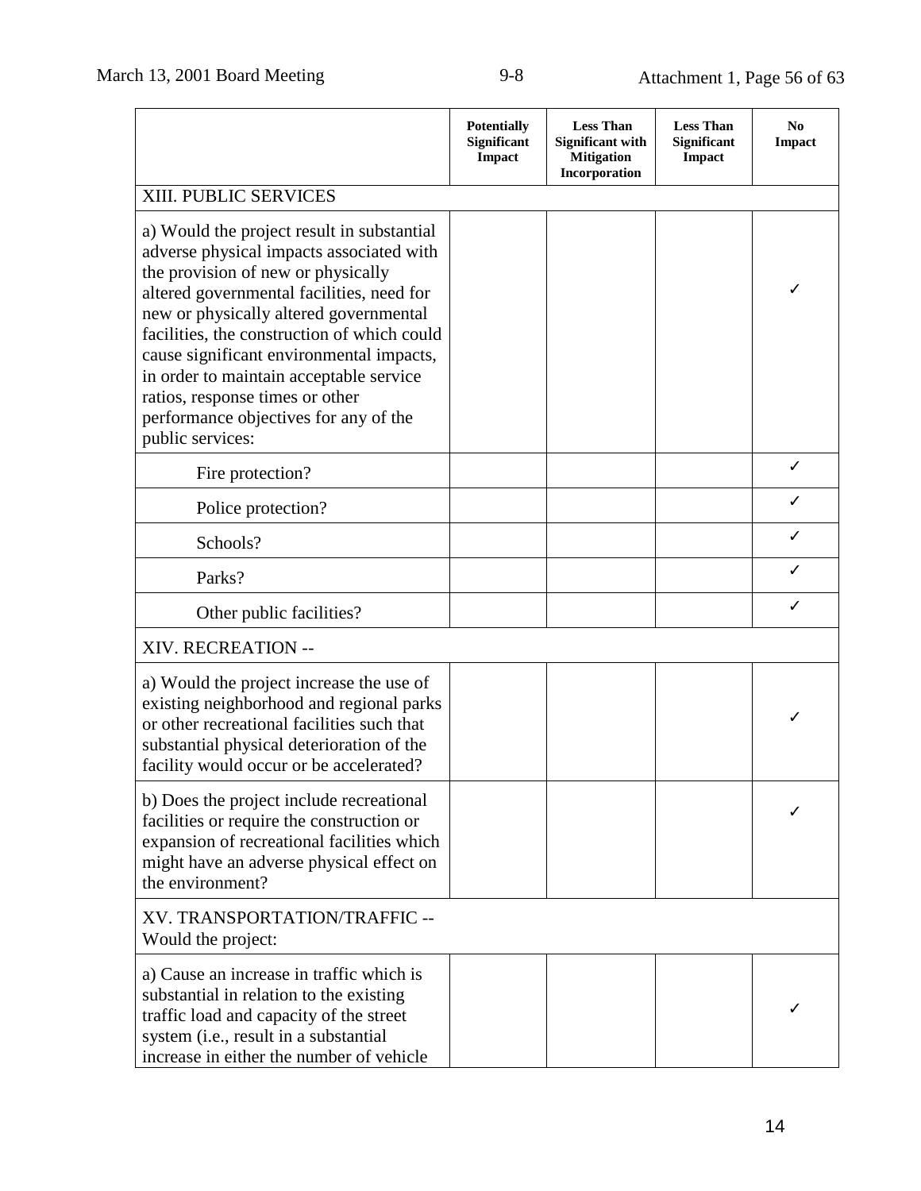| | Potentially Significant Impact | Less Than Significant with Mitigation Incorporation | Less Than Significant Impact | No Impact |
|---|---|---|---|---|
| XIII. PUBLIC SERVICES | | | | |
| a) Would the project result in substantial adverse physical impacts associated with the provision of new or physically altered governmental facilities, need for new or physically altered governmental facilities, the construction of which could cause significant environmental impacts, in order to maintain acceptable service ratios, response times or other performance objectives for any of the public services: | | | | ✓ |
| Fire protection? | | | | ✓ |
| Police protection? | | | | ✓ |
| Schools? | | | | ✓ |
| Parks? | | | | ✓ |
| Other public facilities? | | | | ✓ |
| XIV. RECREATION -- | | | | |
| a) Would the project increase the use of existing neighborhood and regional parks or other recreational facilities such that substantial physical deterioration of the facility would occur or be accelerated? | | | | ✓ |
| b) Does the project include recreational facilities or require the construction or expansion of recreational facilities which might have an adverse physical effect on the environment? | | | | ✓ |
| XV. TRANSPORTATION/TRAFFIC -- Would the project: | | | | |
| a) Cause an increase in traffic which is substantial in relation to the existing traffic load and capacity of the street system (i.e., result in a substantial increase in either the number of vehicle | | | | ✓ |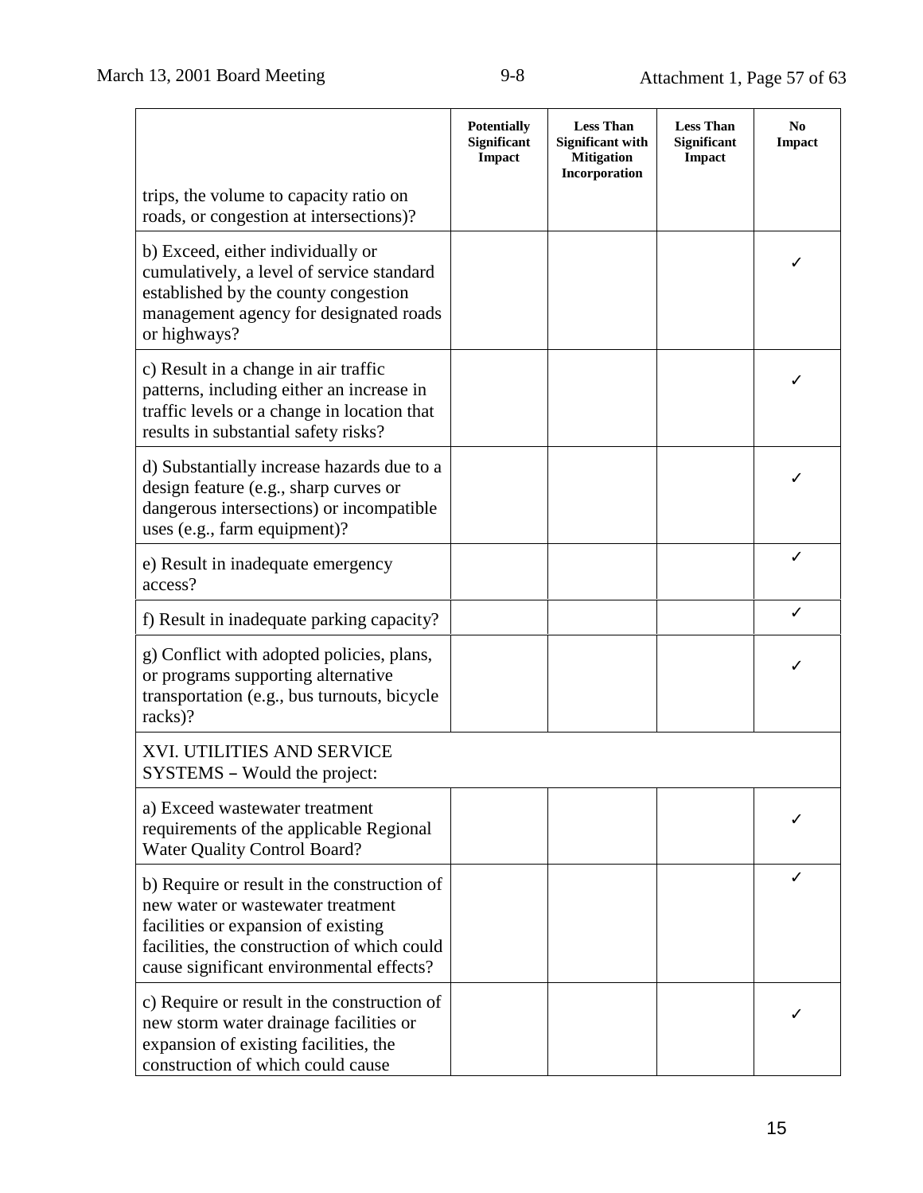| | Potentially Significant Impact | Less Than Significant with Mitigation Incorporation | Less Than Significant Impact | No Impact |
|---|---|---|---|---|
| trips, the volume to capacity ratio on roads, or congestion at intersections)? | | | | |
| b) Exceed, either individually or cumulatively, a level of service standard established by the county congestion management agency for designated roads or highways? | | | | ✓ |
| c) Result in a change in air traffic patterns, including either an increase in traffic levels or a change in location that results in substantial safety risks? | | | | ✓ |
| d) Substantially increase hazards due to a design feature (e.g., sharp curves or dangerous intersections) or incompatible uses (e.g., farm equipment)? | | | | ✓ |
| e) Result in inadequate emergency access? | | | | ✓ |
| f) Result in inadequate parking capacity? | | | | ✓ |
| g) Conflict with adopted policies, plans, or programs supporting alternative transportation (e.g., bus turnouts, bicycle racks)? | | | | ✓ |
| XVI. UTILITIES AND SERVICE SYSTEMS – Would the project: | | | | |
| a) Exceed wastewater treatment requirements of the applicable Regional Water Quality Control Board? | | | | ✓ |
| b) Require or result in the construction of new water or wastewater treatment facilities or expansion of existing facilities, the construction of which could cause significant environmental effects? | | | | ✓ |
| c) Require or result in the construction of new storm water drainage facilities or expansion of existing facilities, the construction of which could cause | | | | ✓ |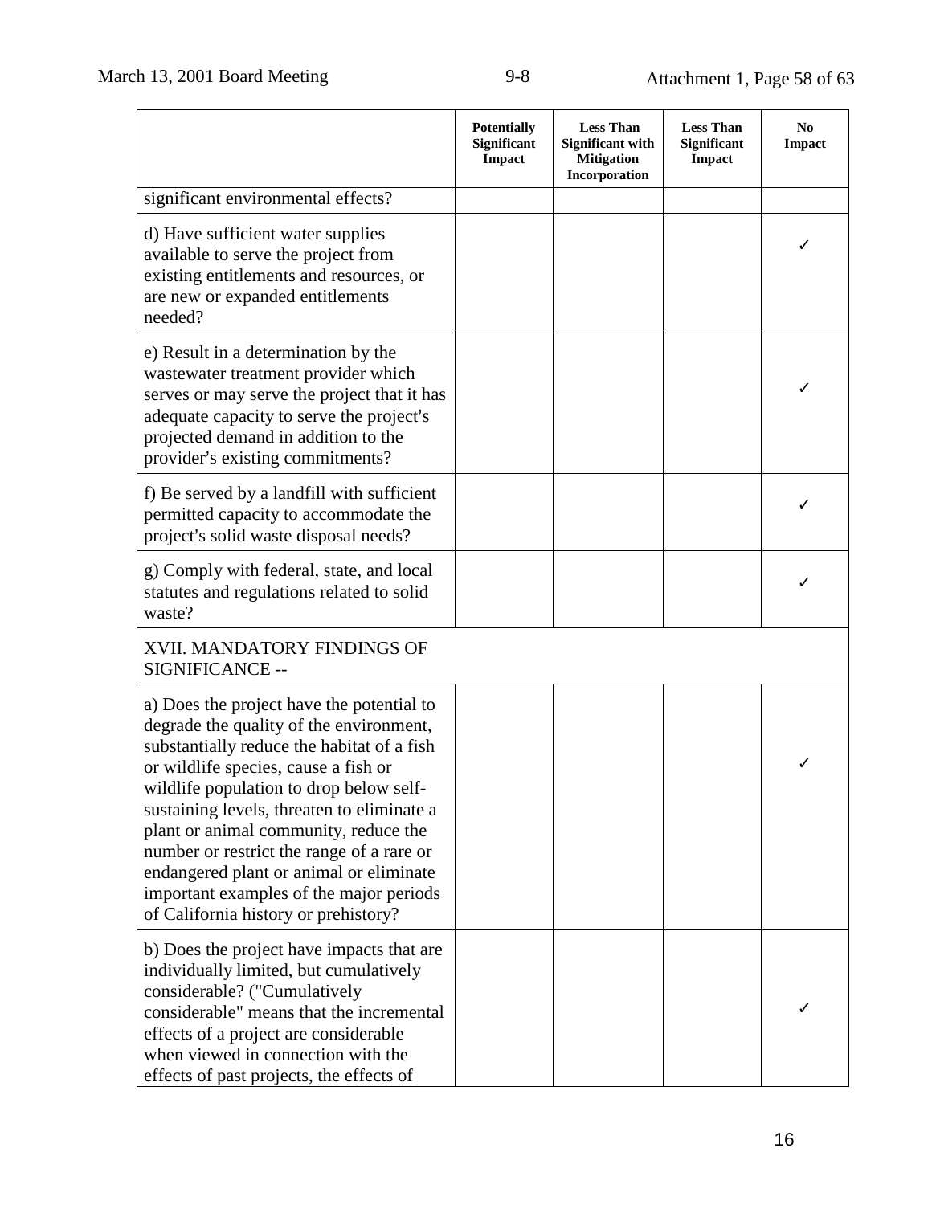| | Potentially Significant Impact | Less Than Significant with Mitigation Incorporation | Less Than Significant Impact | No Impact |
|---|---|---|---|---|
| significant environmental effects? | | | | |
| d) Have sufficient water supplies available to serve the project from existing entitlements and resources, or are new or expanded entitlements needed? | | | | ✓ |
| e) Result in a determination by the wastewater treatment provider which serves or may serve the project that it has adequate capacity to serve the project's projected demand in addition to the provider's existing commitments? | | | | ✓ |
| f) Be served by a landfill with sufficient permitted capacity to accommodate the project's solid waste disposal needs? | | | | ✓ |
| g) Comply with federal, state, and local statutes and regulations related to solid waste? | | | | ✓ |
| XVII. MANDATORY FINDINGS OF SIGNIFICANCE -- | | | | |
| a) Does the project have the potential to degrade the quality of the environment, substantially reduce the habitat of a fish or wildlife species, cause a fish or wildlife population to drop below self-sustaining levels, threaten to eliminate a plant or animal community, reduce the number or restrict the range of a rare or endangered plant or animal or eliminate important examples of the major periods of California history or prehistory? | | | | ✓ |
| b) Does the project have impacts that are individually limited, but cumulatively considerable? ("Cumulatively considerable" means that the incremental effects of a project are considerable when viewed in connection with the effects of past projects, the effects of | | | | ✓ |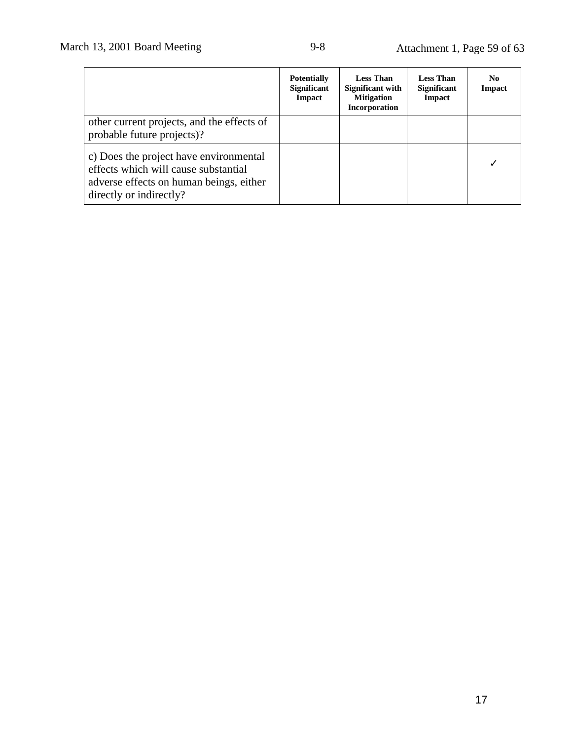| | Potentially Significant Impact | Less Than Significant with Mitigation Incorporation | Less Than Significant Impact | No Impact |
|---|---|---|---|---|
| other current projects, and the effects of probable future projects)? | | | | |
| c) Does the project have environmental effects which will cause substantial adverse effects on human beings, either directly or indirectly? | | | | ✓ |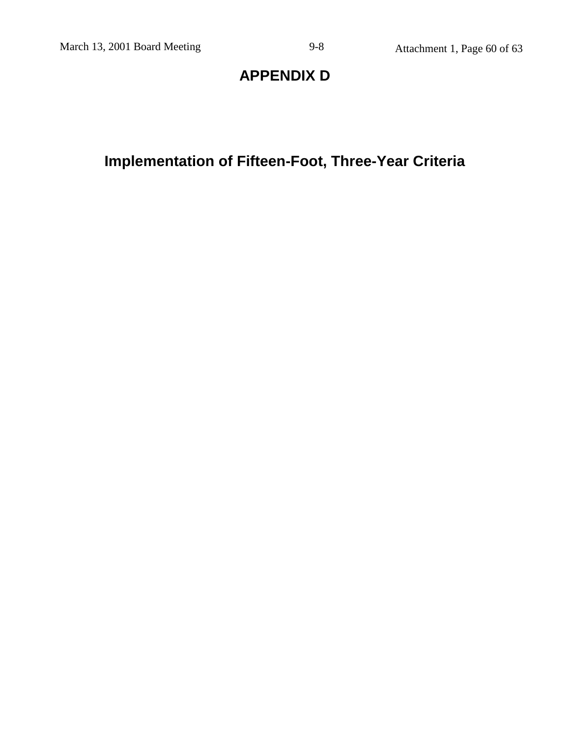# APPENDIX D

## Implementation of Fifteen-Foot, Three-Year Criteria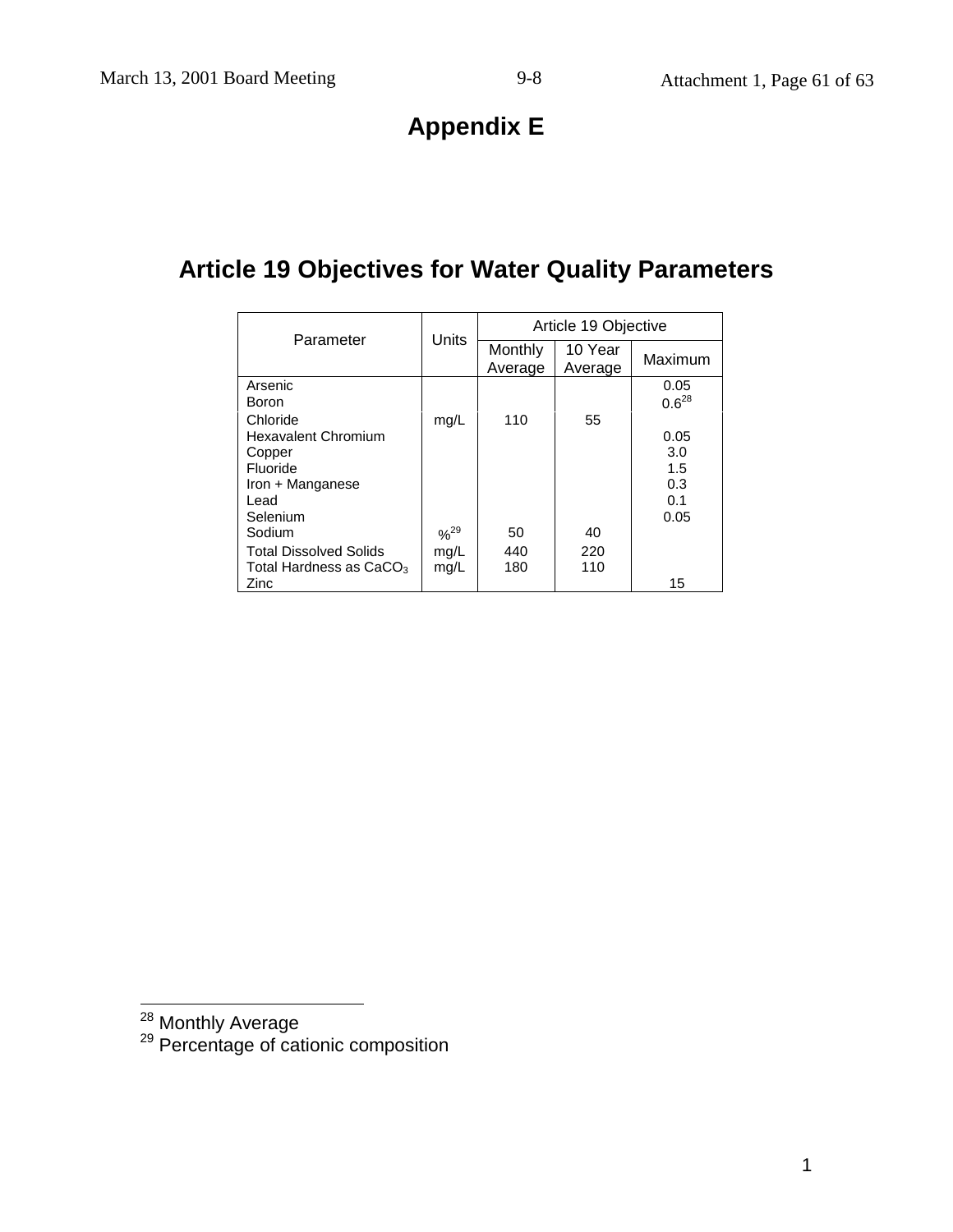# Appendix E

## Article 19 Objectives for Water Quality Parameters

| Parameter | Units | Article 19 Objective | | |
|---|---|---|---|---|
| | | Monthly Average | 10 Year Average | Maximum |
| Arsenic | | | | 0.05 |
| Boron | | | | 0.6[28] |
| Chloride | mg/L | 110 | 55 | |
| Hexavalent Chromium | | | | 0.05 |
| Copper | | | | 3.0 |
| Fluoride | | | | 1.5 |
| Iron + Manganese | | | | 0.3 |
| Lead | | | | 0.1 |
| Selenium | | | | 0.05 |
| Sodium | %[29] | 50 | 40 | |
| Total Dissolved Solids | mg/L | 440 | 220 | |
| Total Hardness as $CaCO_3$ | mg/L | 180 | 110 | |
| Zinc | | | | 15 |

[28] Monthly Average

[29] Percentage of cationic composition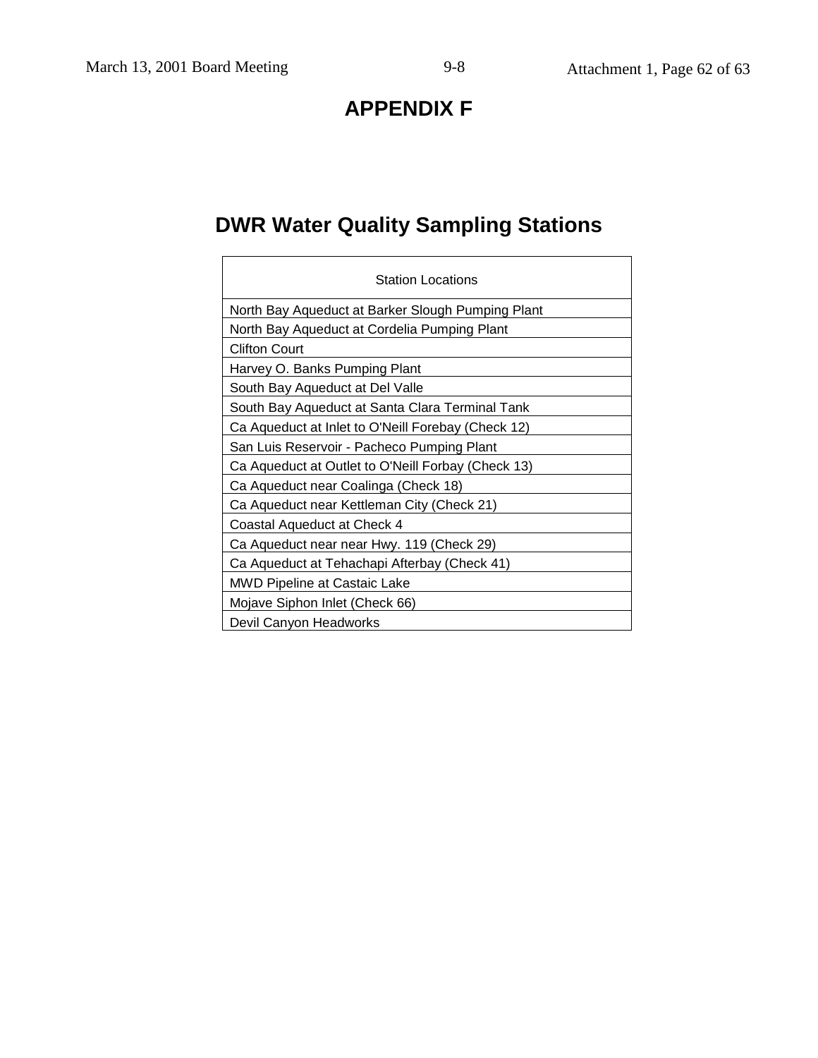# APPENDIX F

## DWR Water Quality Sampling Stations

| Station Locations |
|---|
| North Bay Aqueduct at Barker Slough Pumping Plant |
| North Bay Aqueduct at Cordelia Pumping Plant |
| Clifton Court |
| Harvey O. Banks Pumping Plant |
| South Bay Aqueduct at Del Valle |
| South Bay Aqueduct at Santa Clara Terminal Tank |
| Ca Aqueduct at Inlet to O'Neill Forebay (Check 12) |
| San Luis Reservoir - Pacheco Pumping Plant |
| Ca Aqueduct at Outlet to O'Neill Forbay (Check 13) |
| Ca Aqueduct near Coalinga (Check 18) |
| Ca Aqueduct near Kettleman City (Check 21) |
| Coastal Aqueduct at Check 4 |
| Ca Aqueduct near near Hwy. 119 (Check 29) |
| Ca Aqueduct at Tehachapi Afterbay (Check 41) |
| MWD Pipeline at Castaic Lake |
| Mojave Siphon Inlet (Check 66) |
| Devil Canyon Headworks |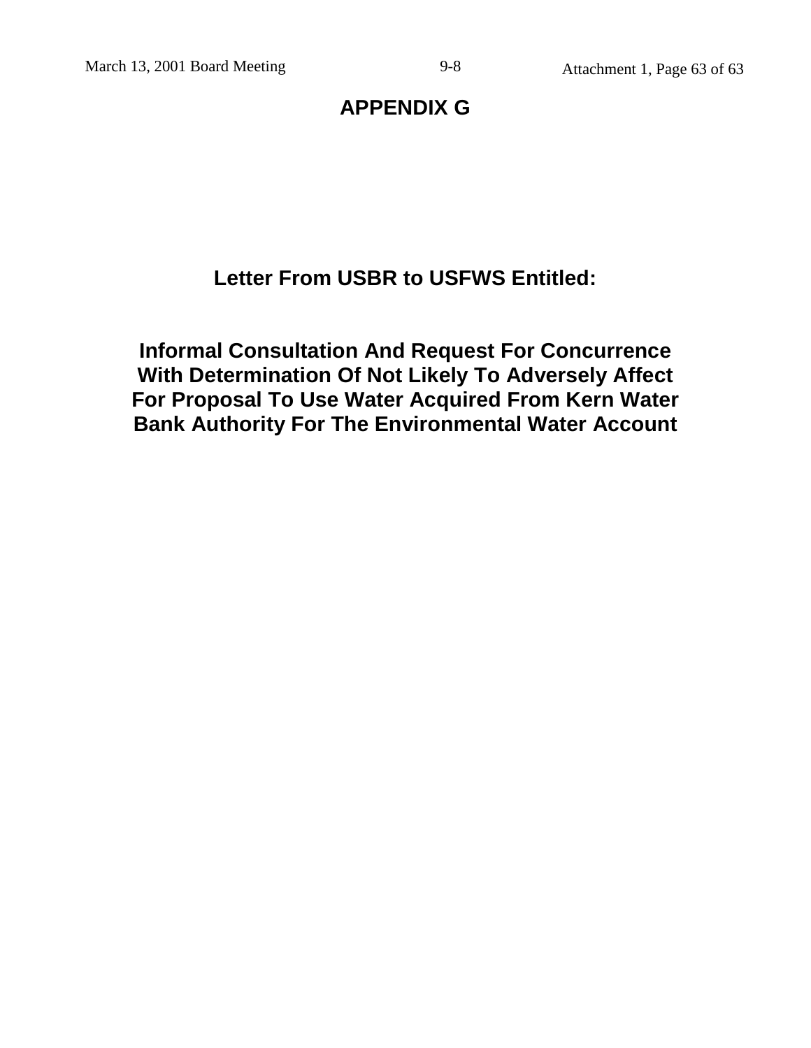# APPENDIX G

## Letter From USBR to USFWS Entitled:

## Informal Consultation And Request For Concurrence With Determination Of Not Likely To Adversely Affect For Proposal To Use Water Acquired From Kern Water Bank Authority For The Environmental Water Account